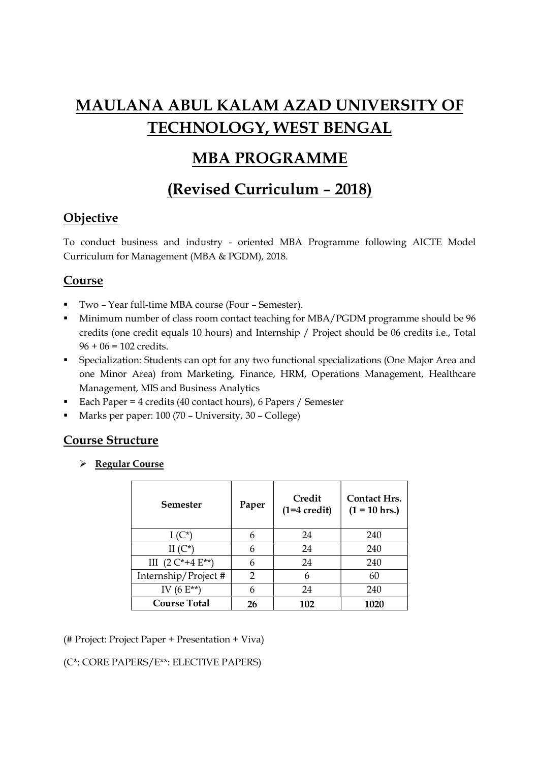# MAULANA ABUL KALAM AZAD UNIVERSITY OF TECHNOLOGY, WEST BENGAL

# MBA PROGRAMME

# (Revised Curriculum – 2018)

## Objective

To conduct business and industry - oriented MBA Programme following AICTE Model Curriculum for Management (MBA & PGDM), 2018.

## Course

- Two – Year full-time MBA course (Four – Semester).
- Minimum number of class room contact teaching for MBA/PGDM programme should be 96 credits (one credit equals 10 hours) and Internship / Project should be 06 credits i.e., Total 96 + 06 = 102 credits.
- Specialization: Students can opt for any two functional specializations (One Major Area and one Minor Area) from Marketing, Finance, HRM, Operations Management, Healthcare Management, MIS and Business Analytics
- Each Paper = 4 credits (40 contact hours), 6 Papers / Semester
- Marks per paper: 100 (70 – University, 30 – College)

## Course Structure

- **Regular Course**

| Semester | Paper | Credit (1=4 credit) | Contact Hrs. (1 = 10 hrs.) |
|---|---|---|---|
| I (C*) | 6 | 24 | 240 |
| II (C*) | 6 | 24 | 240 |
| III (2 C*+4 E**) | 6 | 24 | 240 |
| Internship/Project # | 2 | 6 | 60 |
| IV (6 E**) | 6 | 24 | 240 |
| **Course Total** | **26** | **102** | **1020** |

(# Project: Project Paper + Presentation + Viva)

(C*: CORE PAPERS/E**: ELECTIVE PAPERS)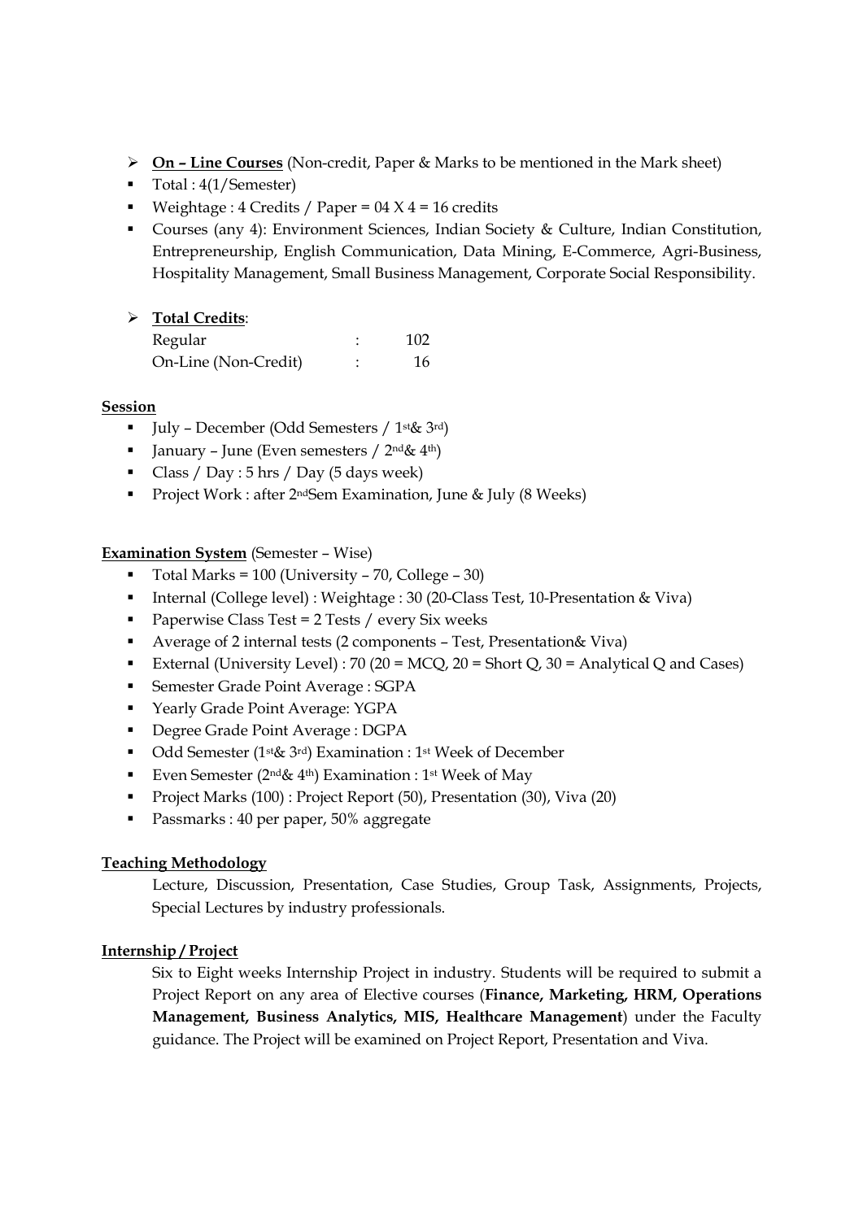- **On – Line Courses** (Non-credit, Paper & Marks to be mentioned in the Mark sheet)
  - Total : 4(1/Semester)
  - Weightage : 4 Credits / Paper = 04 X 4 = 16 credits
  - Courses (any 4): Environment Sciences, Indian Society & Culture, Indian Constitution, Entrepreneurship, English Communication, Data Mining, E-Commerce, Agri-Business, Hospitality Management, Small Business Management, Corporate Social Responsibility.

- **Total Credits**:

| | | |
|---|---|---|
| Regular | : | 102 |
| On-Line (Non-Credit) | : | 16 |

**Session**

- July – December (Odd Semesters / 1st& 3rd)
- January – June (Even semesters / 2nd& 4th)
- Class / Day : 5 hrs / Day (5 days week)
- Project Work : after 2ndSem Examination, June & July (8 Weeks)

**Examination System** (Semester – Wise)

- Total Marks = 100 (University – 70, College – 30)
- Internal (College level) : Weightage : 30 (20-Class Test, 10-Presentation & Viva)
- Paperwise Class Test = 2 Tests / every Six weeks
- Average of 2 internal tests (2 components – Test, Presentation& Viva)
- External (University Level) : 70 (20 = MCQ, 20 = Short Q, 30 = Analytical Q and Cases)
- Semester Grade Point Average : SGPA
- Yearly Grade Point Average: YGPA
- Degree Grade Point Average : DGPA
- Odd Semester (1st& 3rd) Examination : 1st Week of December
- Even Semester (2nd& 4th) Examination : 1st Week of May
- Project Marks (100) : Project Report (50), Presentation (30), Viva (20)
- Passmarks : 40 per paper, 50% aggregate

**Teaching Methodology**

Lecture, Discussion, Presentation, Case Studies, Group Task, Assignments, Projects, Special Lectures by industry professionals.

**Internship / Project**

Six to Eight weeks Internship Project in industry. Students will be required to submit a Project Report on any area of Elective courses (**Finance, Marketing, HRM, Operations Management, Business Analytics, MIS, Healthcare Management**) under the Faculty guidance. The Project will be examined on Project Report, Presentation and Viva.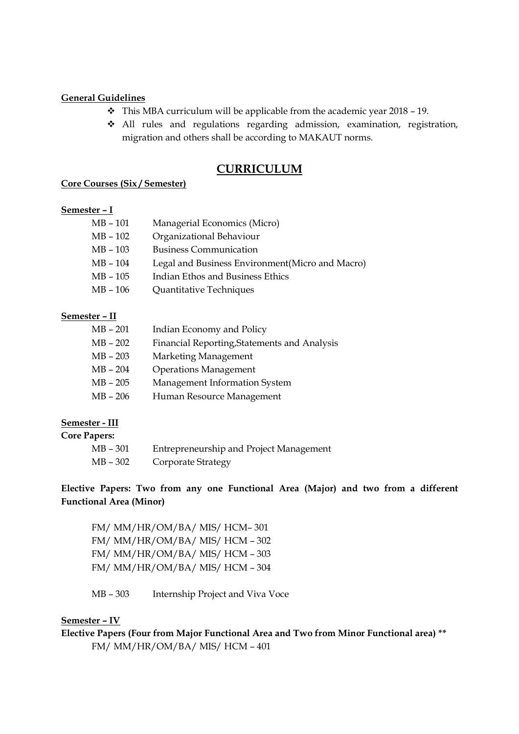**General Guidelines**

- This MBA curriculum will be applicable from the academic year 2018 – 19.
- All rules and regulations regarding admission, examination, registration, migration and others shall be according to MAKAUT norms.

# CURRICULUM

**Core Courses (Six / Semester)**

**Semester – I**

| | |
|---|---|
| MB – 101 | Managerial Economics (Micro) |
| MB – 102 | Organizational Behaviour |
| MB – 103 | Business Communication |
| MB – 104 | Legal and Business Environment(Micro and Macro) |
| MB – 105 | Indian Ethos and Business Ethics |
| MB – 106 | Quantitative Techniques |

**Semester – II**

| | |
|---|---|
| MB – 201 | Indian Economy and Policy |
| MB – 202 | Financial Reporting,Statements and Analysis |
| MB – 203 | Marketing Management |
| MB – 204 | Operations Management |
| MB – 205 | Management Information System |
| MB – 206 | Human Resource Management |

**Semester - III**

**Core Papers:**

| | |
|---|---|
| MB – 301 | Entrepreneurship and Project Management |
| MB – 302 | Corporate Strategy |

**Elective Papers: Two from any one Functional Area (Major) and two from a different Functional Area (Minor)**

FM/ MM/HR/OM/BA/ MIS/ HCM– 301
FM/ MM/HR/OM/BA/ MIS/ HCM – 302
FM/ MM/HR/OM/BA/ MIS/ HCM – 303
FM/ MM/HR/OM/BA/ MIS/ HCM – 304

MB – 303 Internship Project and Viva Voce

**Semester – IV**

**Elective Papers (Four from Major Functional Area and Two from Minor Functional area) \*\***

FM/ MM/HR/OM/BA/ MIS/ HCM – 401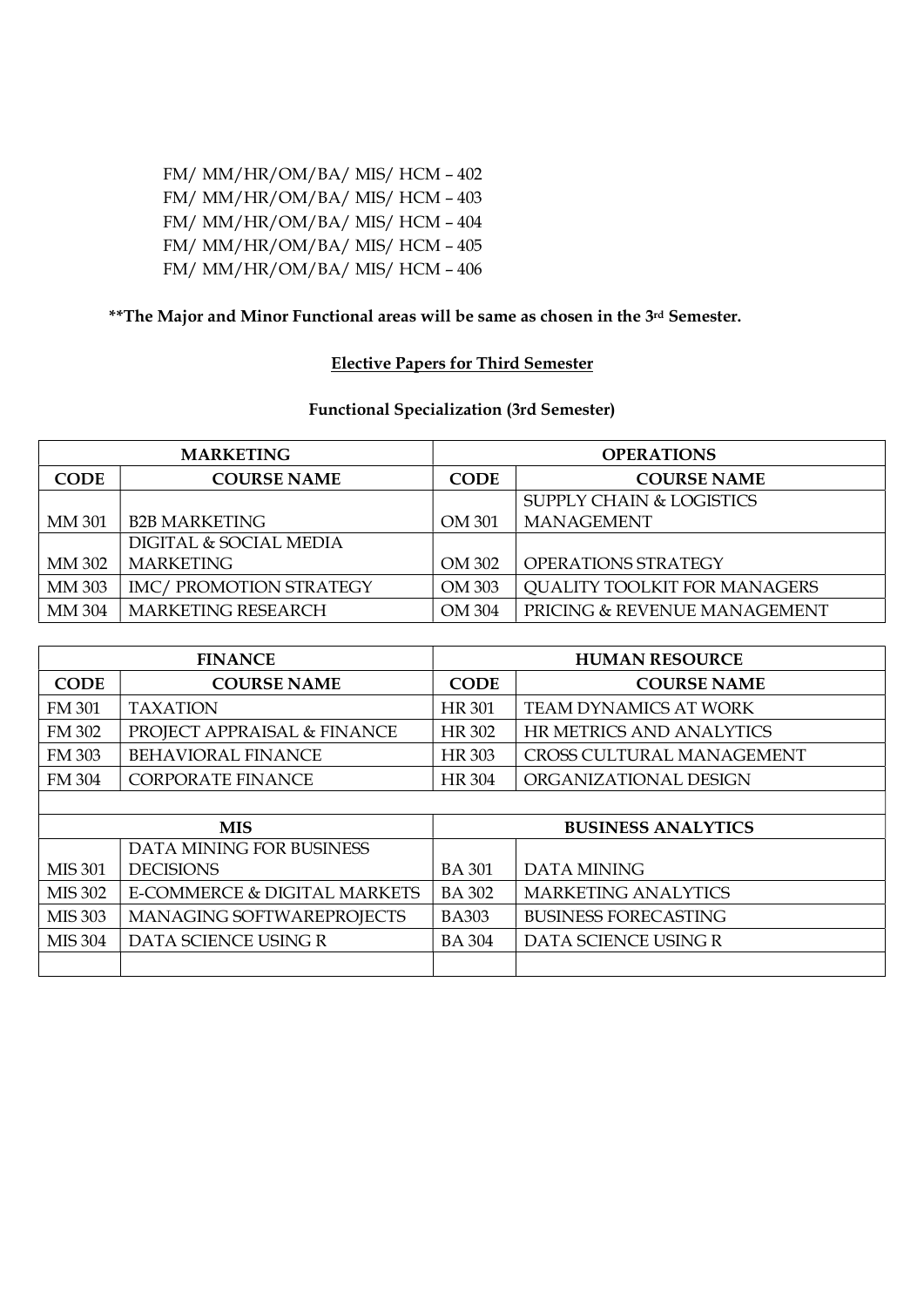FM/ MM/HR/OM/BA/ MIS/ HCM – 402
FM/ MM/HR/OM/BA/ MIS/ HCM – 403
FM/ MM/HR/OM/BA/ MIS/ HCM – 404
FM/ MM/HR/OM/BA/ MIS/ HCM – 405
FM/ MM/HR/OM/BA/ MIS/ HCM – 406

**\*\*The Major and Minor Functional areas will be same as chosen in the 3rd Semester.**

## Elective Papers for Third Semester

### Functional Specialization (3rd Semester)

| MARKETING | | OPERATIONS | |
|---|---|---|---|
| **CODE** | **COURSE NAME** | **CODE** | **COURSE NAME** |
| MM 301 | B2B MARKETING | OM 301 | SUPPLY CHAIN & LOGISTICS MANAGEMENT |
| MM 302 | DIGITAL & SOCIAL MEDIA MARKETING | OM 302 | OPERATIONS STRATEGY |
| MM 303 | IMC/ PROMOTION STRATEGY | OM 303 | QUALITY TOOLKIT FOR MANAGERS |
| MM 304 | MARKETING RESEARCH | OM 304 | PRICING & REVENUE MANAGEMENT |

| FINANCE | | HUMAN RESOURCE | |
|---|---|---|---|
| **CODE** | **COURSE NAME** | **CODE** | **COURSE NAME** |
| FM 301 | TAXATION | HR 301 | TEAM DYNAMICS AT WORK |
| FM 302 | PROJECT APPRAISAL & FINANCE | HR 302 | HR METRICS AND ANALYTICS |
| FM 303 | BEHAVIORAL FINANCE | HR 303 | CROSS CULTURAL MANAGEMENT |
| FM 304 | CORPORATE FINANCE | HR 304 | ORGANIZATIONAL DESIGN |
| | | | |
| **MIS** | | **BUSINESS ANALYTICS** | |
| MIS 301 | DATA MINING FOR BUSINESS DECISIONS | BA 301 | DATA MINING |
| MIS 302 | E-COMMERCE & DIGITAL MARKETS | BA 302 | MARKETING ANALYTICS |
| MIS 303 | MANAGING SOFTWAREPROJECTS | BA303 | BUSINESS FORECASTING |
| MIS 304 | DATA SCIENCE USING R | BA 304 | DATA SCIENCE USING R |
| | | | |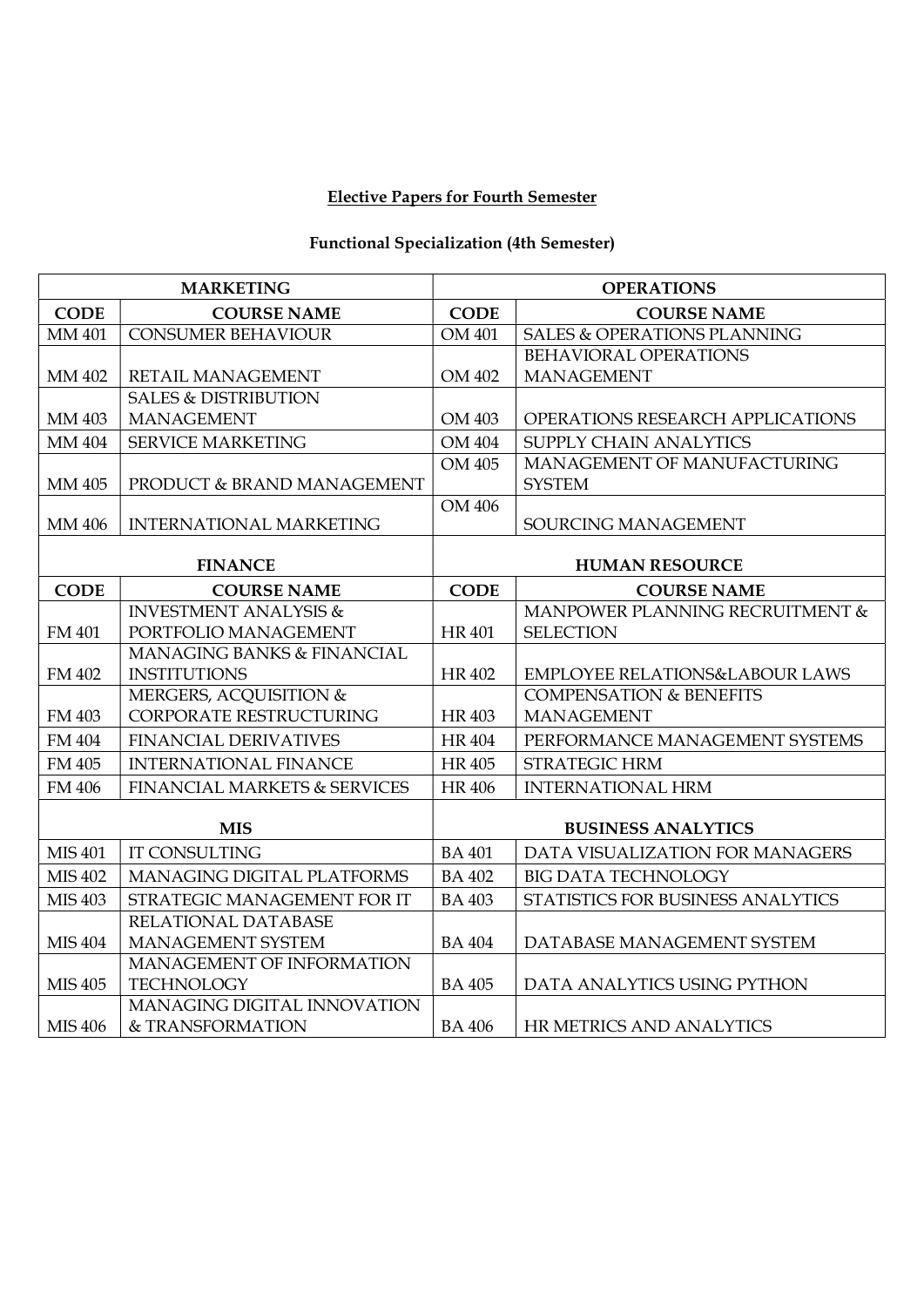# Elective Papers for Fourth Semester

## Functional Specialization (4th Semester)

| MARKETING | | OPERATIONS | |
|---|---|---|---|
| **CODE** | **COURSE NAME** | **CODE** | **COURSE NAME** |
| MM 401 | CONSUMER BEHAVIOUR | OM 401 | SALES & OPERATIONS PLANNING |
| MM 402 | RETAIL MANAGEMENT | OM 402 | BEHAVIORAL OPERATIONS MANAGEMENT |
| MM 403 | SALES & DISTRIBUTION MANAGEMENT | OM 403 | OPERATIONS RESEARCH APPLICATIONS |
| MM 404 | SERVICE MARKETING | OM 404 | SUPPLY CHAIN ANALYTICS |
| MM 405 | PRODUCT & BRAND MANAGEMENT | OM 405 | MANAGEMENT OF MANUFACTURING SYSTEM |
| MM 406 | INTERNATIONAL MARKETING | OM 406 | SOURCING MANAGEMENT |
| **FINANCE** | | **HUMAN RESOURCE** | |
| **CODE** | **COURSE NAME** | **CODE** | **COURSE NAME** |
| FM 401 | INVESTMENT ANALYSIS & PORTFOLIO MANAGEMENT | HR 401 | MANPOWER PLANNING RECRUITMENT & SELECTION |
| FM 402 | MANAGING BANKS & FINANCIAL INSTITUTIONS | HR 402 | EMPLOYEE RELATIONS&LABOUR LAWS |
| FM 403 | MERGERS, ACQUISITION & CORPORATE RESTRUCTURING | HR 403 | COMPENSATION & BENEFITS MANAGEMENT |
| FM 404 | FINANCIAL DERIVATIVES | HR 404 | PERFORMANCE MANAGEMENT SYSTEMS |
| FM 405 | INTERNATIONAL FINANCE | HR 405 | STRATEGIC HRM |
| FM 406 | FINANCIAL MARKETS & SERVICES | HR 406 | INTERNATIONAL HRM |
| **MIS** | | **BUSINESS ANALYTICS** | |
| MIS 401 | IT CONSULTING | BA 401 | DATA VISUALIZATION FOR MANAGERS |
| MIS 402 | MANAGING DIGITAL PLATFORMS | BA 402 | BIG DATA TECHNOLOGY |
| MIS 403 | STRATEGIC MANAGEMENT FOR IT | BA 403 | STATISTICS FOR BUSINESS ANALYTICS |
| MIS 404 | RELATIONAL DATABASE MANAGEMENT SYSTEM | BA 404 | DATABASE MANAGEMENT SYSTEM |
| MIS 405 | MANAGEMENT OF INFORMATION TECHNOLOGY | BA 405 | DATA ANALYTICS USING PYTHON |
| MIS 406 | MANAGING DIGITAL INNOVATION & TRANSFORMATION | BA 406 | HR METRICS AND ANALYTICS |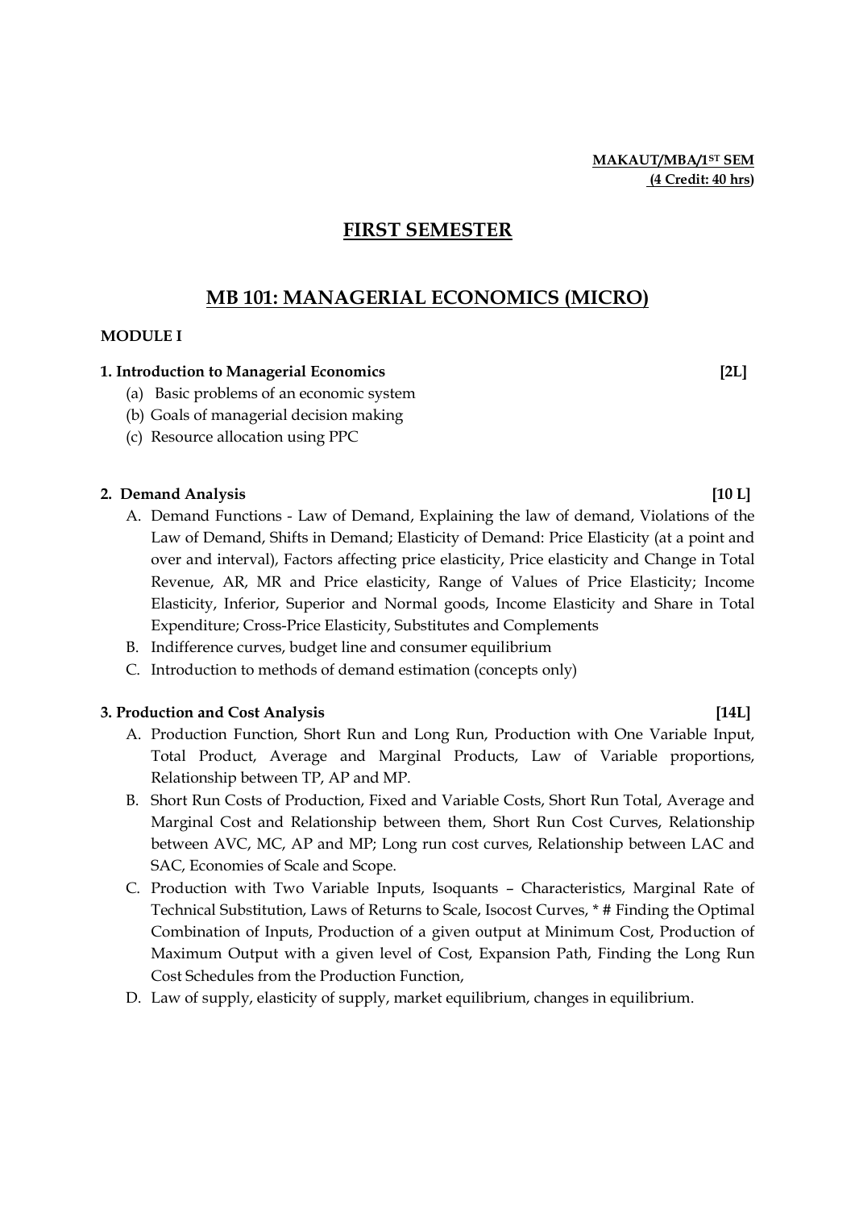**MAKAUT/MBA/1ST SEM**
**(4 Credit: 40 hrs)**

# FIRST SEMESTER

## MB 101: MANAGERIAL ECONOMICS (MICRO)

**MODULE I**

**1. Introduction to Managerial Economics [2L]**

(a) Basic problems of an economic system
(b) Goals of managerial decision making
(c) Resource allocation using PPC

**2. Demand Analysis [10 L]**

A. Demand Functions - Law of Demand, Explaining the law of demand, Violations of the Law of Demand, Shifts in Demand; Elasticity of Demand: Price Elasticity (at a point and over and interval), Factors affecting price elasticity, Price elasticity and Change in Total Revenue, AR, MR and Price elasticity, Range of Values of Price Elasticity; Income Elasticity, Inferior, Superior and Normal goods, Income Elasticity and Share in Total Expenditure; Cross-Price Elasticity, Substitutes and Complements
B. Indifference curves, budget line and consumer equilibrium
C. Introduction to methods of demand estimation (concepts only)

**3. Production and Cost Analysis [14L]**

A. Production Function, Short Run and Long Run, Production with One Variable Input, Total Product, Average and Marginal Products, Law of Variable proportions, Relationship between TP, AP and MP.
B. Short Run Costs of Production, Fixed and Variable Costs, Short Run Total, Average and Marginal Cost and Relationship between them, Short Run Cost Curves, Relationship between AVC, MC, AP and MP; Long run cost curves, Relationship between LAC and SAC, Economies of Scale and Scope.
C. Production with Two Variable Inputs, Isoquants – Characteristics, Marginal Rate of Technical Substitution, Laws of Returns to Scale, Isocost Curves, * # Finding the Optimal Combination of Inputs, Production of a given output at Minimum Cost, Production of Maximum Output with a given level of Cost, Expansion Path, Finding the Long Run Cost Schedules from the Production Function,
D. Law of supply, elasticity of supply, market equilibrium, changes in equilibrium.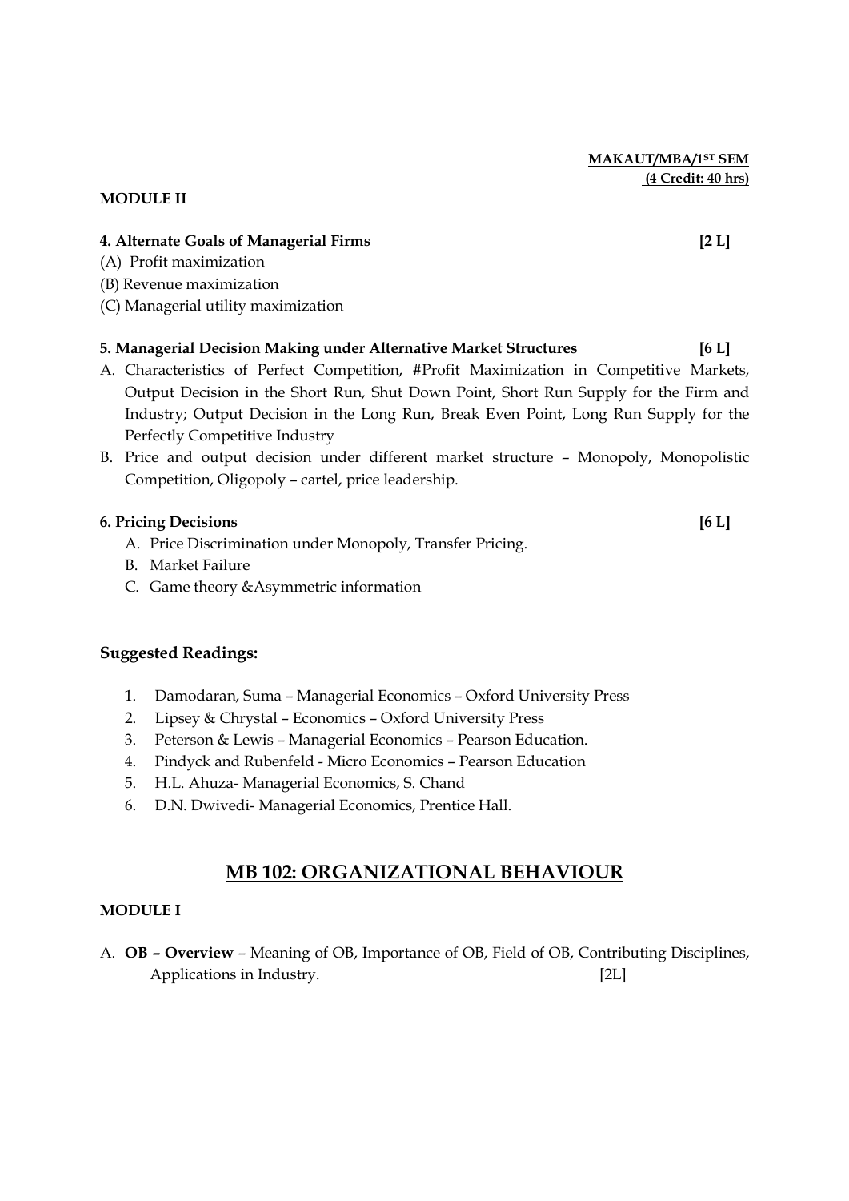**MAKAUT/MBA/1ST SEM**
**(4 Credit: 40 hrs)**

**MODULE II**

**4. Alternate Goals of Managerial Firms** **[2 L]**

(A) Profit maximization
(B) Revenue maximization
(C) Managerial utility maximization

**5. Managerial Decision Making under Alternative Market Structures** **[6 L]**

A. Characteristics of Perfect Competition, #Profit Maximization in Competitive Markets, Output Decision in the Short Run, Shut Down Point, Short Run Supply for the Firm and Industry; Output Decision in the Long Run, Break Even Point, Long Run Supply for the Perfectly Competitive Industry
B. Price and output decision under different market structure – Monopoly, Monopolistic Competition, Oligopoly – cartel, price leadership.

**6. Pricing Decisions** **[6 L]**

A. Price Discrimination under Monopoly, Transfer Pricing.
B. Market Failure
C. Game theory &Asymmetric information

**Suggested Readings:**

1. Damodaran, Suma – Managerial Economics – Oxford University Press
2. Lipsey & Chrystal – Economics – Oxford University Press
3. Peterson & Lewis – Managerial Economics – Pearson Education.
4. Pindyck and Rubenfeld - Micro Economics – Pearson Education
5. H.L. Ahuza- Managerial Economics, S. Chand
6. D.N. Dwivedi- Managerial Economics, Prentice Hall.

## MB 102: ORGANIZATIONAL BEHAVIOUR

**MODULE I**

A. **OB – Overview** – Meaning of OB, Importance of OB, Field of OB, Contributing Disciplines, Applications in Industry. [2L]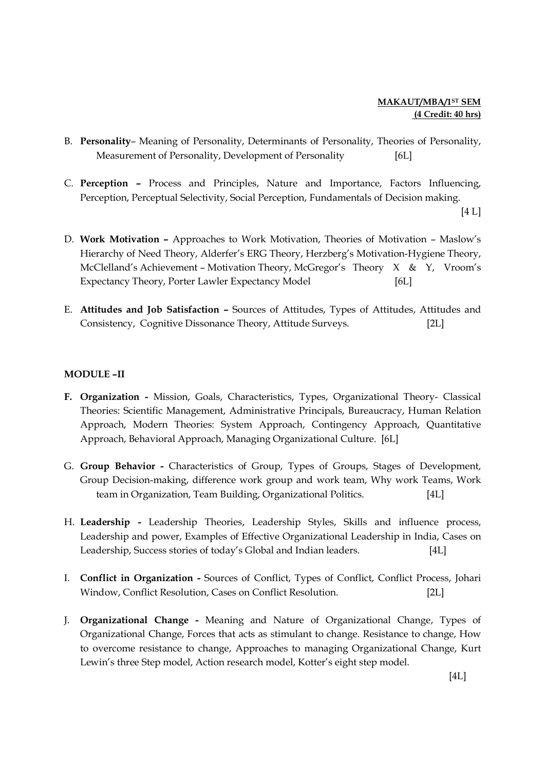**MAKAUT/MBA/1ST SEM**
**(4 Credit: 40 hrs)**

B. **Personality**– Meaning of Personality, Determinants of Personality, Theories of Personality, Measurement of Personality, Development of Personality [6L]

C. **Perception –** Process and Principles, Nature and Importance, Factors Influencing, Perception, Perceptual Selectivity, Social Perception, Fundamentals of Decision making. [4 L]

D. **Work Motivation –** Approaches to Work Motivation, Theories of Motivation – Maslow's Hierarchy of Need Theory, Alderfer's ERG Theory, Herzberg's Motivation-Hygiene Theory, McClelland's Achievement – Motivation Theory, McGregor's Theory X & Y, Vroom's Expectancy Theory, Porter Lawler Expectancy Model [6L]

E. **Attitudes and Job Satisfaction –** Sources of Attitudes, Types of Attitudes, Attitudes and Consistency, Cognitive Dissonance Theory, Attitude Surveys. [2L]

## MODULE –II

**F. Organization -** Mission, Goals, Characteristics, Types, Organizational Theory- Classical Theories: Scientific Management, Administrative Principals, Bureaucracy, Human Relation Approach, Modern Theories: System Approach, Contingency Approach, Quantitative Approach, Behavioral Approach, Managing Organizational Culture. [6L]

G. **Group Behavior -** Characteristics of Group, Types of Groups, Stages of Development, Group Decision-making, difference work group and work team, Why work Teams, Work team in Organization, Team Building, Organizational Politics. [4L]

H. **Leadership -** Leadership Theories, Leadership Styles, Skills and influence process, Leadership and power, Examples of Effective Organizational Leadership in India, Cases on Leadership, Success stories of today's Global and Indian leaders. [4L]

I. **Conflict in Organization -** Sources of Conflict, Types of Conflict, Conflict Process, Johari Window, Conflict Resolution, Cases on Conflict Resolution. [2L]

J. **Organizational Change -** Meaning and Nature of Organizational Change, Types of Organizational Change, Forces that acts as stimulant to change. Resistance to change, How to overcome resistance to change, Approaches to managing Organizational Change, Kurt Lewin's three Step model, Action research model, Kotter's eight step model. [4L]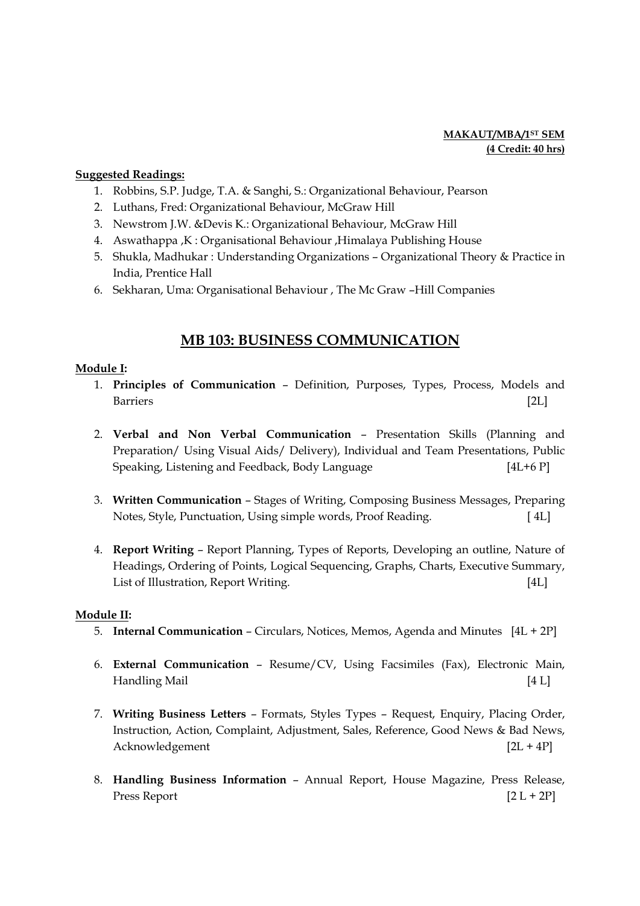**MAKAUT/MBA/1ST SEM**
**(4 Credit: 40 hrs)**

**Suggested Readings:**

1. Robbins, S.P. Judge, T.A. & Sanghi, S.: Organizational Behaviour, Pearson
2. Luthans, Fred: Organizational Behaviour, McGraw Hill
3. Newstrom J.W. &Devis K.: Organizational Behaviour, McGraw Hill
4. Aswathappa ,K : Organisational Behaviour ,Himalaya Publishing House
5. Shukla, Madhukar : Understanding Organizations – Organizational Theory & Practice in India, Prentice Hall
6. Sekharan, Uma: Organisational Behaviour , The Mc Graw –Hill Companies

## MB 103: BUSINESS COMMUNICATION

**Module I:**

1. **Principles of Communication** – Definition, Purposes, Types, Process, Models and Barriers [2L]

2. **Verbal and Non Verbal Communication** – Presentation Skills (Planning and Preparation/ Using Visual Aids/ Delivery), Individual and Team Presentations, Public Speaking, Listening and Feedback, Body Language [4L+6 P]

3. **Written Communication** – Stages of Writing, Composing Business Messages, Preparing Notes, Style, Punctuation, Using simple words, Proof Reading. [ 4L]

4. **Report Writing** – Report Planning, Types of Reports, Developing an outline, Nature of Headings, Ordering of Points, Logical Sequencing, Graphs, Charts, Executive Summary, List of Illustration, Report Writing. [4L]

**Module II:**

5. **Internal Communication** – Circulars, Notices, Memos, Agenda and Minutes [4L + 2P]

6. **External Communication** – Resume/CV, Using Facsimiles (Fax), Electronic Main, Handling Mail [4 L]

7. **Writing Business Letters** – Formats, Styles Types – Request, Enquiry, Placing Order, Instruction, Action, Complaint, Adjustment, Sales, Reference, Good News & Bad News, Acknowledgement [2L + 4P]

8. **Handling Business Information** – Annual Report, House Magazine, Press Release, Press Report [2 L + 2P]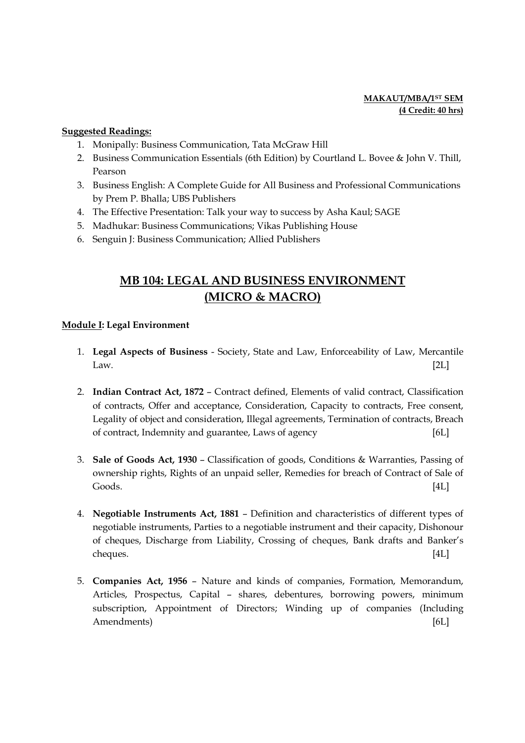**MAKAUT/MBA/1ST SEM**
**(4 Credit: 40 hrs)**

**Suggested Readings:**

1. Monipally: Business Communication, Tata McGraw Hill
2. Business Communication Essentials (6th Edition) by Courtland L. Bovee & John V. Thill, Pearson
3. Business English: A Complete Guide for All Business and Professional Communications by Prem P. Bhalla; UBS Publishers
4. The Effective Presentation: Talk your way to success by Asha Kaul; SAGE
5. Madhukar: Business Communications; Vikas Publishing House
6. Senguin J: Business Communication; Allied Publishers

## MB 104: LEGAL AND BUSINESS ENVIRONMENT (MICRO & MACRO)

**Module I: Legal Environment**

1. **Legal Aspects of Business** - Society, State and Law, Enforceability of Law, Mercantile Law. [2L]

2. **Indian Contract Act, 1872** – Contract defined, Elements of valid contract, Classification of contracts, Offer and acceptance, Consideration, Capacity to contracts, Free consent, Legality of object and consideration, Illegal agreements, Termination of contracts, Breach of contract, Indemnity and guarantee, Laws of agency [6L]

3. **Sale of Goods Act, 1930** – Classification of goods, Conditions & Warranties, Passing of ownership rights, Rights of an unpaid seller, Remedies for breach of Contract of Sale of Goods. [4L]

4. **Negotiable Instruments Act, 1881** – Definition and characteristics of different types of negotiable instruments, Parties to a negotiable instrument and their capacity, Dishonour of cheques, Discharge from Liability, Crossing of cheques, Bank drafts and Banker's cheques. [4L]

5. **Companies Act, 1956** – Nature and kinds of companies, Formation, Memorandum, Articles, Prospectus, Capital – shares, debentures, borrowing powers, minimum subscription, Appointment of Directors; Winding up of companies (Including Amendments) [6L]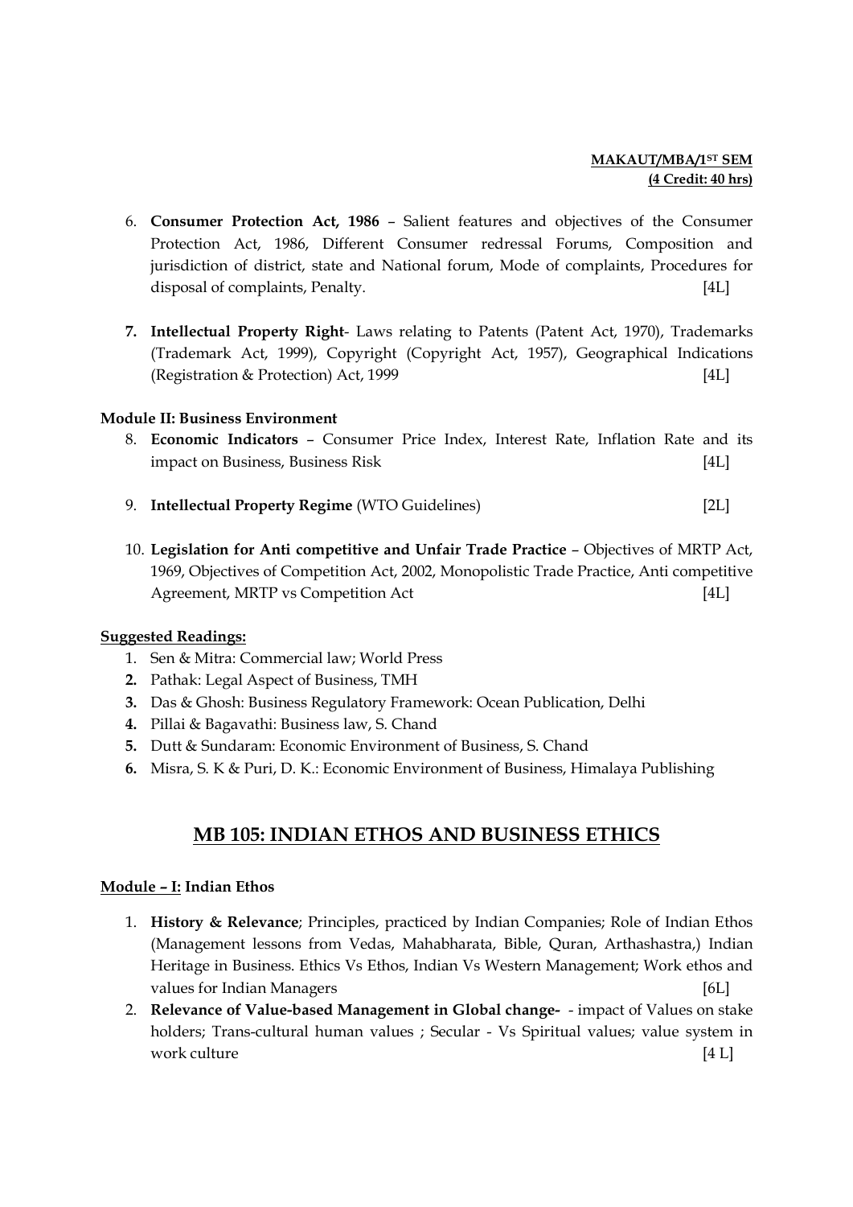**MAKAUT/MBA/1ST SEM**
**(4 Credit: 40 hrs)**

6. **Consumer Protection Act, 1986** – Salient features and objectives of the Consumer Protection Act, 1986, Different Consumer redressal Forums, Composition and jurisdiction of district, state and National forum, Mode of complaints, Procedures for disposal of complaints, Penalty. [4L]

7. **Intellectual Property Right**- Laws relating to Patents (Patent Act, 1970), Trademarks (Trademark Act, 1999), Copyright (Copyright Act, 1957), Geographical Indications (Registration & Protection) Act, 1999 [4L]

**Module II: Business Environment**

8. **Economic Indicators** – Consumer Price Index, Interest Rate, Inflation Rate and its impact on Business, Business Risk [4L]

9. **Intellectual Property Regime** (WTO Guidelines) [2L]

10. **Legislation for Anti competitive and Unfair Trade Practice** – Objectives of MRTP Act, 1969, Objectives of Competition Act, 2002, Monopolistic Trade Practice, Anti competitive Agreement, MRTP vs Competition Act [4L]

**Suggested Readings:**

1. Sen & Mitra: Commercial law; World Press
2. Pathak: Legal Aspect of Business, TMH
3. Das & Ghosh: Business Regulatory Framework: Ocean Publication, Delhi
4. Pillai & Bagavathi: Business law, S. Chand
5. Dutt & Sundaram: Economic Environment of Business, S. Chand
6. Misra, S. K & Puri, D. K.: Economic Environment of Business, Himalaya Publishing

## MB 105: INDIAN ETHOS AND BUSINESS ETHICS

**Module – I: Indian Ethos**

1. **History & Relevance**; Principles, practiced by Indian Companies; Role of Indian Ethos (Management lessons from Vedas, Mahabharata, Bible, Quran, Arthashastra,) Indian Heritage in Business. Ethics Vs Ethos, Indian Vs Western Management; Work ethos and values for Indian Managers [6L]
2. **Relevance of Value-based Management in Global change-** - impact of Values on stake holders; Trans-cultural human values ; Secular - Vs Spiritual values; value system in work culture [4 L]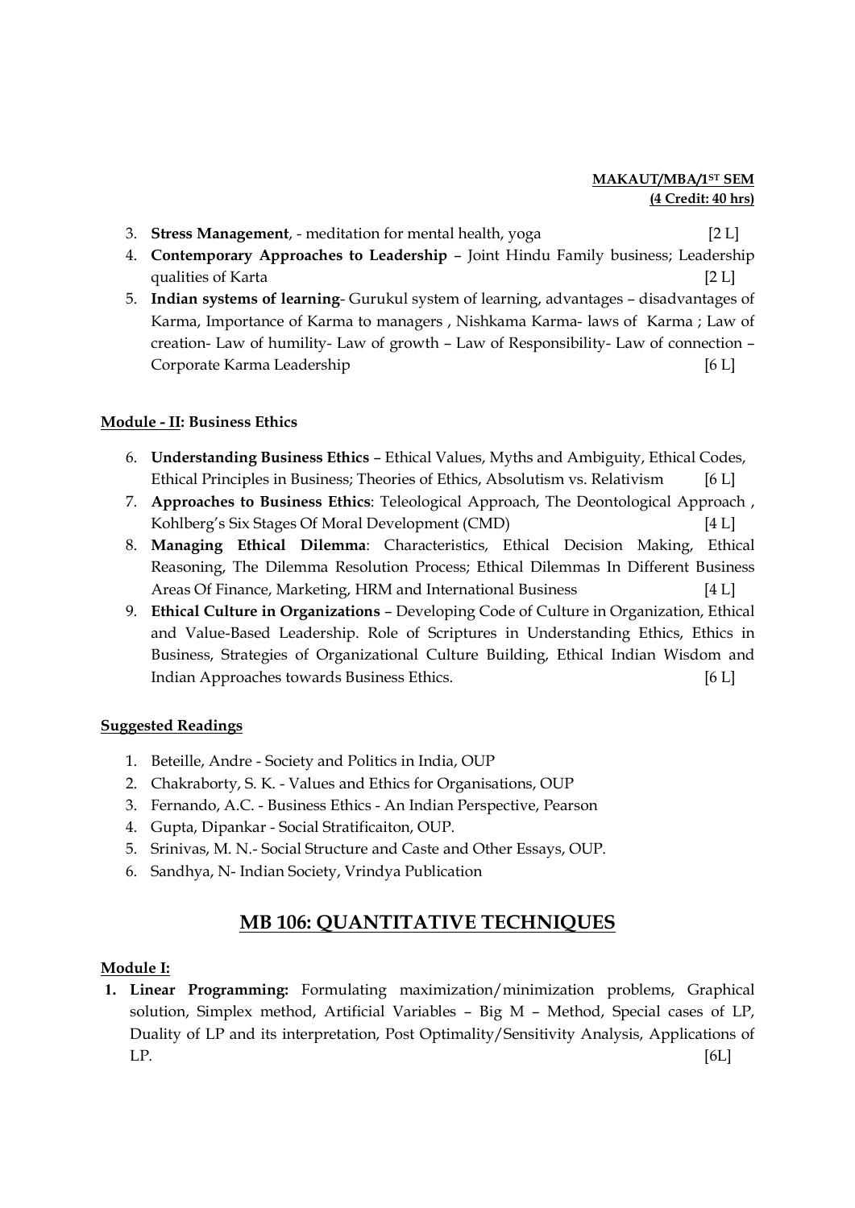**MAKAUT/MBA/1ST SEM**
**(4 Credit: 40 hrs)**

3. **Stress Management**, - meditation for mental health, yoga [2 L]
4. **Contemporary Approaches to Leadership** – Joint Hindu Family business; Leadership qualities of Karta [2 L]
5. **Indian systems of learning**- Gurukul system of learning, advantages – disadvantages of Karma, Importance of Karma to managers , Nishkama Karma- laws of Karma ; Law of creation- Law of humility- Law of growth – Law of Responsibility- Law of connection – Corporate Karma Leadership [6 L]

**Module - II: Business Ethics**

6. **Understanding Business Ethics** – Ethical Values, Myths and Ambiguity, Ethical Codes, Ethical Principles in Business; Theories of Ethics, Absolutism vs. Relativism [6 L]
7. **Approaches to Business Ethics**: Teleological Approach, The Deontological Approach , Kohlberg's Six Stages Of Moral Development (CMD) [4 L]
8. **Managing Ethical Dilemma**: Characteristics, Ethical Decision Making, Ethical Reasoning, The Dilemma Resolution Process; Ethical Dilemmas In Different Business Areas Of Finance, Marketing, HRM and International Business [4 L]
9. **Ethical Culture in Organizations** – Developing Code of Culture in Organization, Ethical and Value-Based Leadership. Role of Scriptures in Understanding Ethics, Ethics in Business, Strategies of Organizational Culture Building, Ethical Indian Wisdom and Indian Approaches towards Business Ethics. [6 L]

**Suggested Readings**

1. Beteille, Andre - Society and Politics in India, OUP
2. Chakraborty, S. K. - Values and Ethics for Organisations, OUP
3. Fernando, A.C. - Business Ethics - An Indian Perspective, Pearson
4. Gupta, Dipankar - Social Stratificaiton, OUP.
5. Srinivas, M. N.- Social Structure and Caste and Other Essays, OUP.
6. Sandhya, N- Indian Society, Vrindya Publication

## MB 106: QUANTITATIVE TECHNIQUES

**Module I:**

1. **Linear Programming:** Formulating maximization/minimization problems, Graphical solution, Simplex method, Artificial Variables – Big M – Method, Special cases of LP, Duality of LP and its interpretation, Post Optimality/Sensitivity Analysis, Applications of LP. [6L]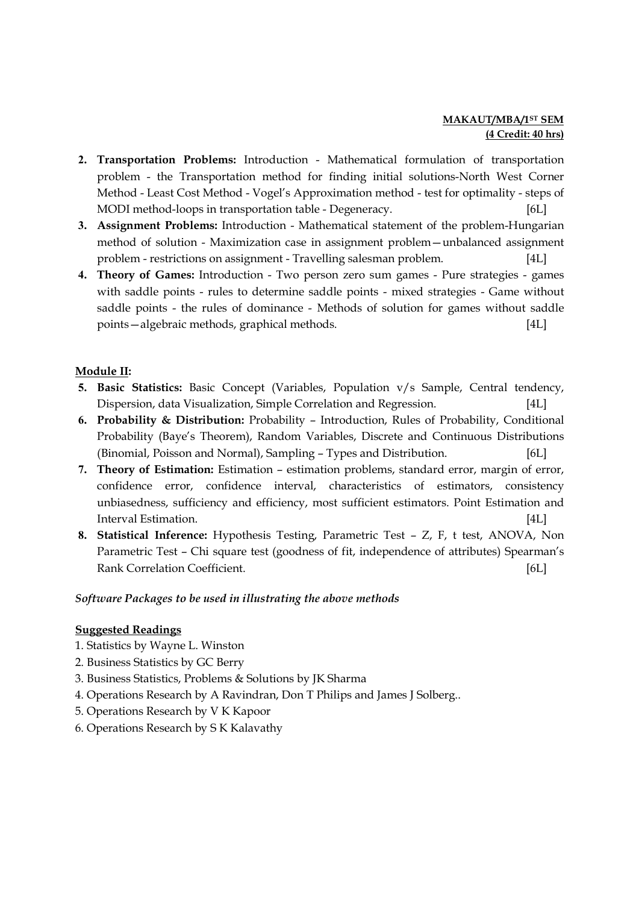**MAKAUT/MBA/1ST SEM**
**(4 Credit: 40 hrs)**

2. **Transportation Problems:** Introduction - Mathematical formulation of transportation problem - the Transportation method for finding initial solutions-North West Corner Method - Least Cost Method - Vogel's Approximation method - test for optimality - steps of MODI method-loops in transportation table - Degeneracy. [6L]
3. **Assignment Problems:** Introduction - Mathematical statement of the problem-Hungarian method of solution - Maximization case in assignment problem—unbalanced assignment problem - restrictions on assignment - Travelling salesman problem. [4L]
4. **Theory of Games:** Introduction - Two person zero sum games - Pure strategies - games with saddle points - rules to determine saddle points - mixed strategies - Game without saddle points - the rules of dominance - Methods of solution for games without saddle points—algebraic methods, graphical methods. [4L]

**Module II:**

5. **Basic Statistics:** Basic Concept (Variables, Population v/s Sample, Central tendency, Dispersion, data Visualization, Simple Correlation and Regression. [4L]
6. **Probability & Distribution:** Probability – Introduction, Rules of Probability, Conditional Probability (Baye's Theorem), Random Variables, Discrete and Continuous Distributions (Binomial, Poisson and Normal), Sampling – Types and Distribution. [6L]
7. **Theory of Estimation:** Estimation – estimation problems, standard error, margin of error, confidence error, confidence interval, characteristics of estimators, consistency unbiasedness, sufficiency and efficiency, most sufficient estimators. Point Estimation and Interval Estimation. [4L]
8. **Statistical Inference:** Hypothesis Testing, Parametric Test – Z, F, t test, ANOVA, Non Parametric Test – Chi square test (goodness of fit, independence of attributes) Spearman's Rank Correlation Coefficient. [6L]

***Software Packages to be used in illustrating the above methods***

**Suggested Readings**

1. Statistics by Wayne L. Winston
2. Business Statistics by GC Berry
3. Business Statistics, Problems & Solutions by JK Sharma
4. Operations Research by A Ravindran, Don T Philips and James J Solberg..
5. Operations Research by V K Kapoor
6. Operations Research by S K Kalavathy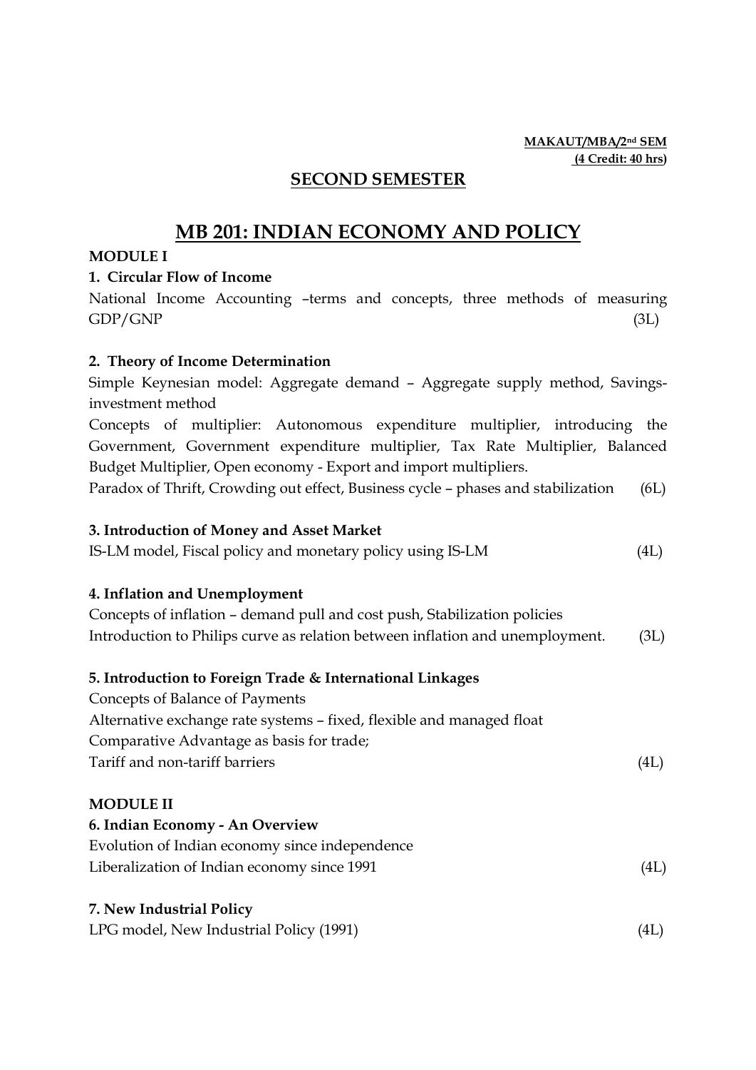**MAKAUT/MBA/2nd SEM**
**(4 Credit: 40 hrs)**

## SECOND SEMESTER

# MB 201: INDIAN ECONOMY AND POLICY

**MODULE I**

**1. Circular Flow of Income**

National Income Accounting –terms and concepts, three methods of measuring GDP/GNP (3L)

**2. Theory of Income Determination**

Simple Keynesian model: Aggregate demand – Aggregate supply method, Savings-investment method

Concepts of multiplier: Autonomous expenditure multiplier, introducing the Government, Government expenditure multiplier, Tax Rate Multiplier, Balanced Budget Multiplier, Open economy - Export and import multipliers.

Paradox of Thrift, Crowding out effect, Business cycle – phases and stabilization (6L)

**3. Introduction of Money and Asset Market**

IS-LM model, Fiscal policy and monetary policy using IS-LM (4L)

**4. Inflation and Unemployment**

Concepts of inflation – demand pull and cost push, Stabilization policies

Introduction to Philips curve as relation between inflation and unemployment. (3L)

**5. Introduction to Foreign Trade & International Linkages**

Concepts of Balance of Payments

Alternative exchange rate systems – fixed, flexible and managed float

Comparative Advantage as basis for trade;

Tariff and non-tariff barriers (4L)

**MODULE II**

**6. Indian Economy - An Overview**

Evolution of Indian economy since independence

Liberalization of Indian economy since 1991 (4L)

**7. New Industrial Policy**

LPG model, New Industrial Policy (1991) (4L)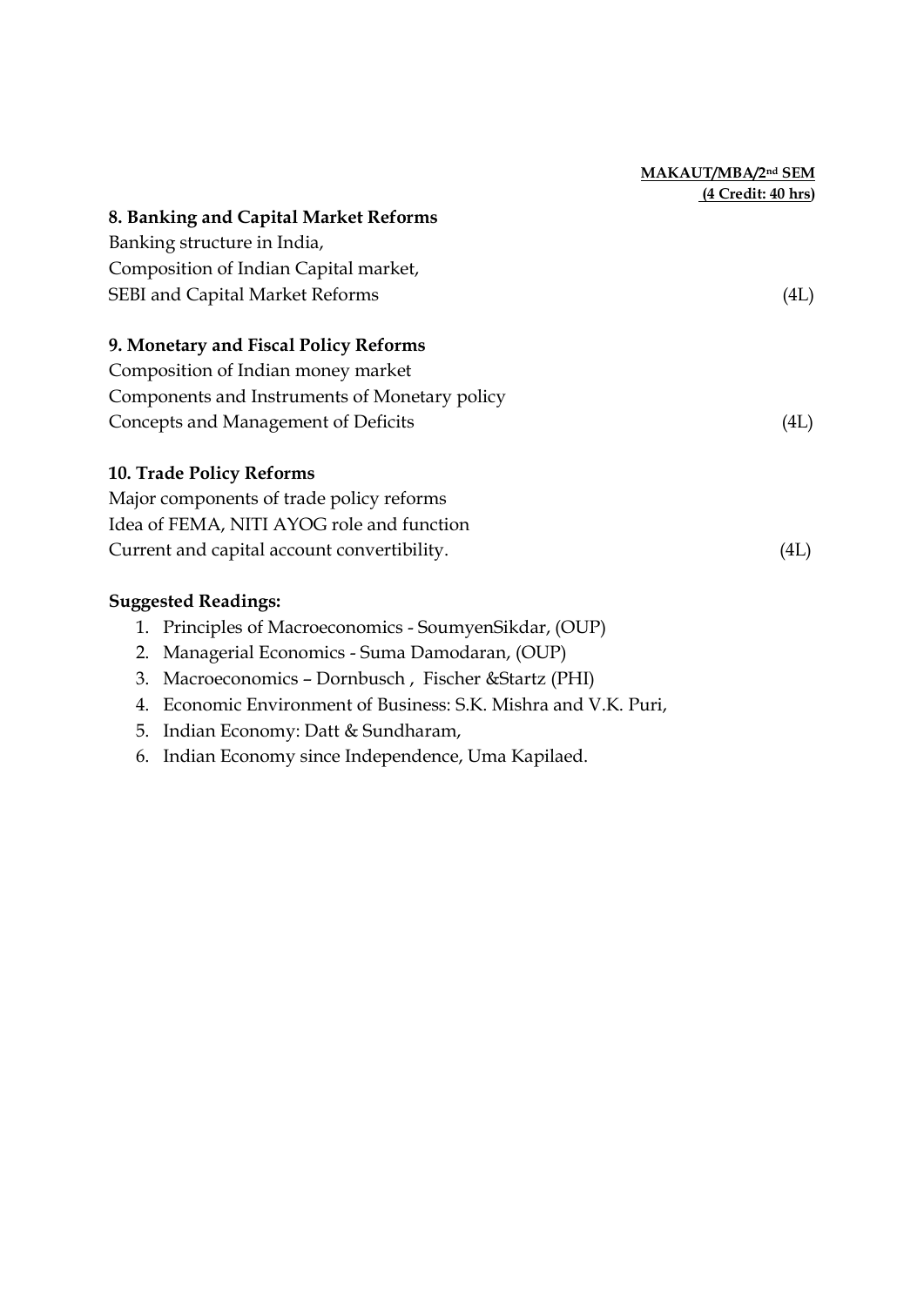**MAKAUT/MBA/2nd SEM**
**(4 Credit: 40 hrs)**

**8. Banking and Capital Market Reforms**

Banking structure in India,
Composition of Indian Capital market,
SEBI and Capital Market Reforms (4L)

**9. Monetary and Fiscal Policy Reforms**

Composition of Indian money market
Components and Instruments of Monetary policy
Concepts and Management of Deficits (4L)

**10. Trade Policy Reforms**

Major components of trade policy reforms
Idea of FEMA, NITI AYOG role and function
Current and capital account convertibility. (4L)

**Suggested Readings:**

1. Principles of Macroeconomics - SoumyenSikdar, (OUP)
2. Managerial Economics - Suma Damodaran, (OUP)
3. Macroeconomics – Dornbusch , Fischer &Startz (PHI)
4. Economic Environment of Business: S.K. Mishra and V.K. Puri,
5. Indian Economy: Datt & Sundharam,
6. Indian Economy since Independence, Uma Kapilaed.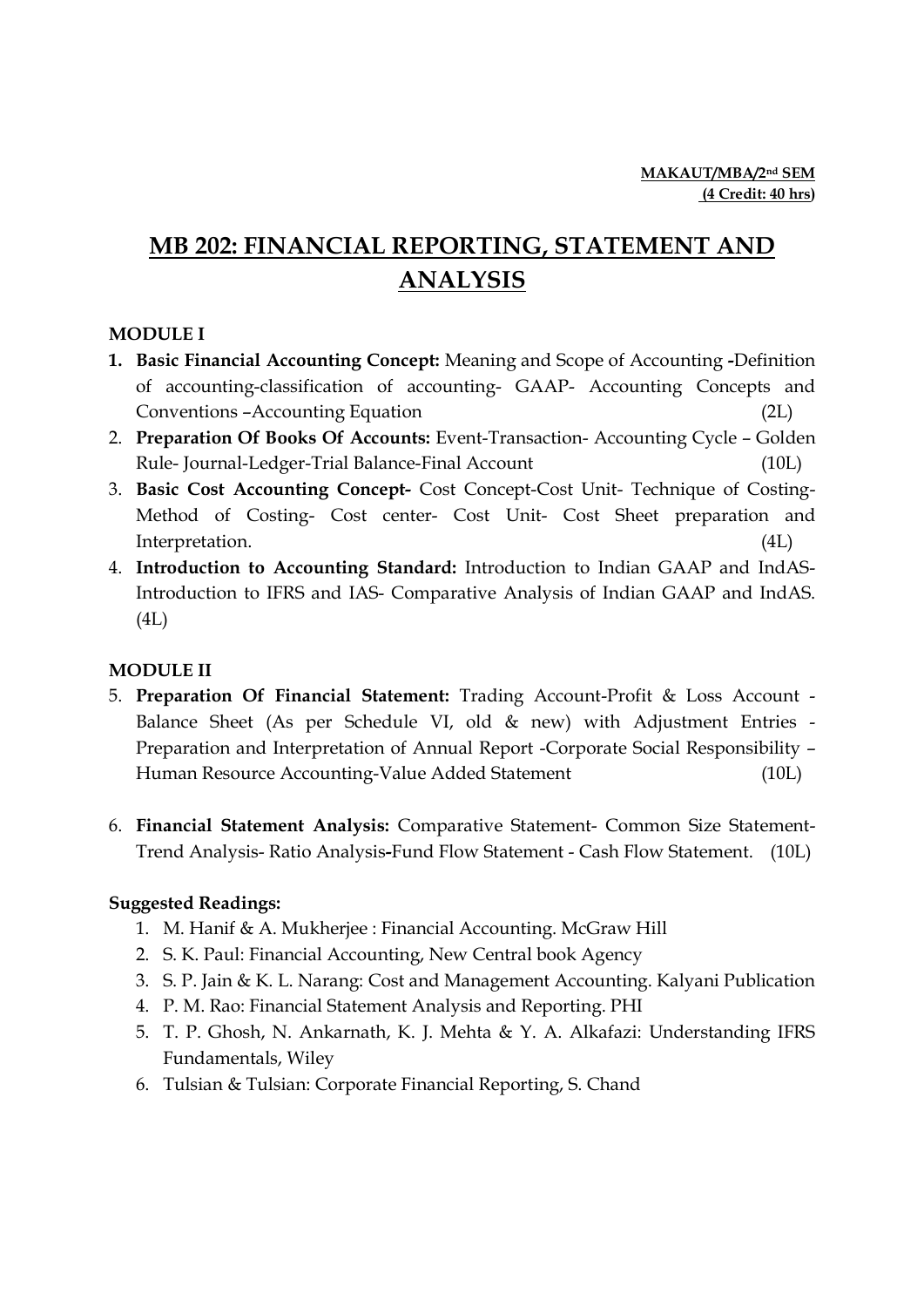**MAKAUT/MBA/2nd SEM**
**(4 Credit: 40 hrs)**

# MB 202: FINANCIAL REPORTING, STATEMENT AND ANALYSIS

**MODULE I**

1. **Basic Financial Accounting Concept:** Meaning and Scope of Accounting **-**Definition of accounting-classification of accounting- GAAP- Accounting Concepts and Conventions –Accounting Equation (2L)
2. **Preparation Of Books Of Accounts:** Event-Transaction- Accounting Cycle – Golden Rule- Journal-Ledger-Trial Balance-Final Account (10L)
3. **Basic Cost Accounting Concept-** Cost Concept-Cost Unit- Technique of Costing- Method of Costing- Cost center- Cost Unit- Cost Sheet preparation and Interpretation. (4L)
4. **Introduction to Accounting Standard:** Introduction to Indian GAAP and IndAS- Introduction to IFRS and IAS- Comparative Analysis of Indian GAAP and IndAS. (4L)

**MODULE II**

5. **Preparation Of Financial Statement:** Trading Account-Profit & Loss Account - Balance Sheet (As per Schedule VI, old & new) with Adjustment Entries - Preparation and Interpretation of Annual Report -Corporate Social Responsibility – Human Resource Accounting-Value Added Statement (10L)

6. **Financial Statement Analysis:** Comparative Statement- Common Size Statement- Trend Analysis- Ratio Analysis**-**Fund Flow Statement - Cash Flow Statement. (10L)

**Suggested Readings:**

1. M. Hanif & A. Mukherjee : Financial Accounting. McGraw Hill
2. S. K. Paul: Financial Accounting, New Central book Agency
3. S. P. Jain & K. L. Narang: Cost and Management Accounting. Kalyani Publication
4. P. M. Rao: Financial Statement Analysis and Reporting. PHI
5. T. P. Ghosh, N. Ankarnath, K. J. Mehta & Y. A. Alkafazi: Understanding IFRS Fundamentals, Wiley
6. Tulsian & Tulsian: Corporate Financial Reporting, S. Chand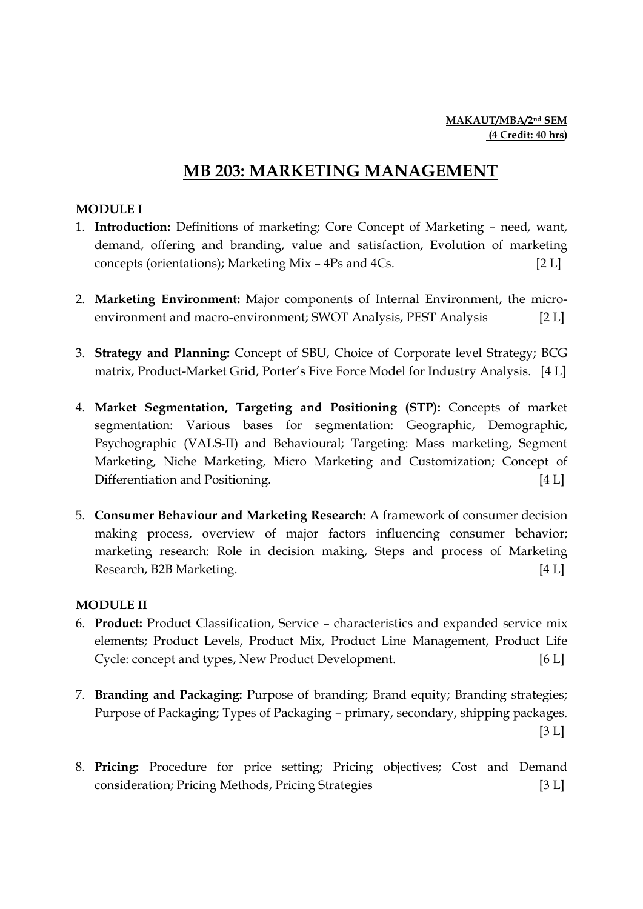**MAKAUT/MBA/2nd SEM**
**(4 Credit: 40 hrs)**

# MB 203: MARKETING MANAGEMENT

**MODULE I**

1. **Introduction:** Definitions of marketing; Core Concept of Marketing – need, want, demand, offering and branding, value and satisfaction, Evolution of marketing concepts (orientations); Marketing Mix – 4Ps and 4Cs. [2 L]

2. **Marketing Environment:** Major components of Internal Environment, the micro-environment and macro-environment; SWOT Analysis, PEST Analysis [2 L]

3. **Strategy and Planning:** Concept of SBU, Choice of Corporate level Strategy; BCG matrix, Product-Market Grid, Porter's Five Force Model for Industry Analysis. [4 L]

4. **Market Segmentation, Targeting and Positioning (STP):** Concepts of market segmentation: Various bases for segmentation: Geographic, Demographic, Psychographic (VALS-II) and Behavioural; Targeting: Mass marketing, Segment Marketing, Niche Marketing, Micro Marketing and Customization; Concept of Differentiation and Positioning. [4 L]

5. **Consumer Behaviour and Marketing Research:** A framework of consumer decision making process, overview of major factors influencing consumer behavior; marketing research: Role in decision making, Steps and process of Marketing Research, B2B Marketing. [4 L]

**MODULE II**

6. **Product:** Product Classification, Service – characteristics and expanded service mix elements; Product Levels, Product Mix, Product Line Management, Product Life Cycle: concept and types, New Product Development. [6 L]

7. **Branding and Packaging:** Purpose of branding; Brand equity; Branding strategies; Purpose of Packaging; Types of Packaging – primary, secondary, shipping packages. [3 L]

8. **Pricing:** Procedure for price setting; Pricing objectives; Cost and Demand consideration; Pricing Methods, Pricing Strategies [3 L]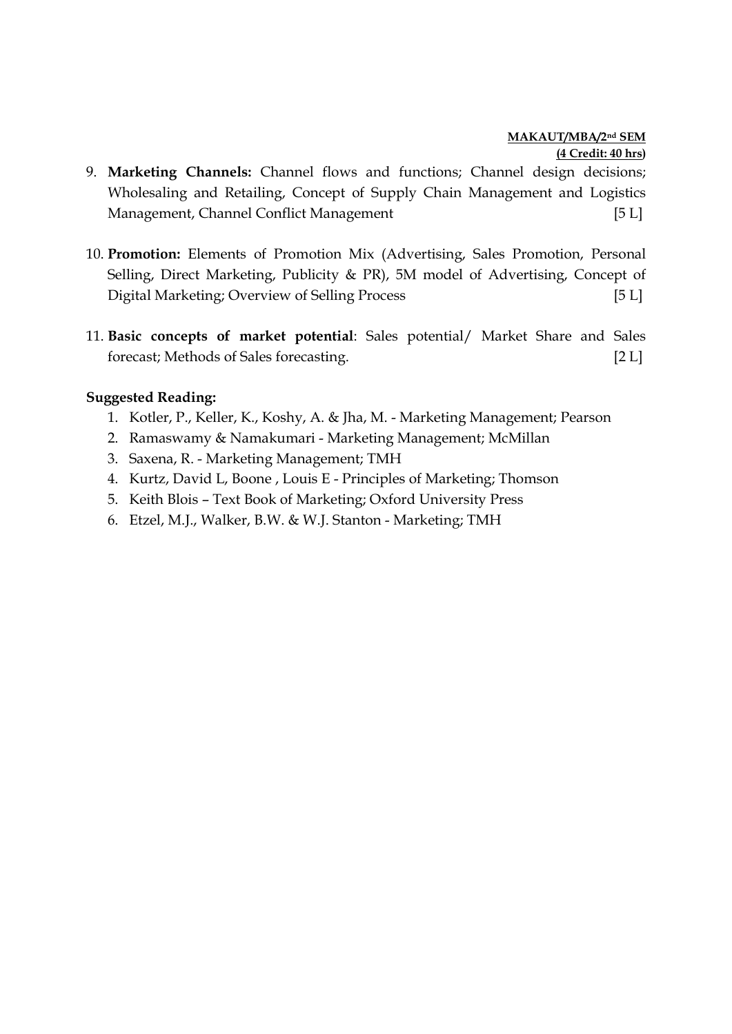9. **Marketing Channels:** Channel flows and functions; Channel design decisions; Wholesaling and Retailing, Concept of Supply Chain Management and Logistics Management, Channel Conflict Management [5 L]

10. **Promotion:** Elements of Promotion Mix (Advertising, Sales Promotion, Personal Selling, Direct Marketing, Publicity & PR), 5M model of Advertising, Concept of Digital Marketing; Overview of Selling Process [5 L]

11. **Basic concepts of market potential**: Sales potential/ Market Share and Sales forecast; Methods of Sales forecasting. [2 L]

**Suggested Reading:**

1. Kotler, P., Keller, K., Koshy, A. & Jha, M. - Marketing Management; Pearson
2. Ramaswamy & Namakumari - Marketing Management; McMillan
3. Saxena, R. - Marketing Management; TMH
4. Kurtz, David L, Boone , Louis E - Principles of Marketing; Thomson
5. Keith Blois – Text Book of Marketing; Oxford University Press
6. Etzel, M.J., Walker, B.W. & W.J. Stanton - Marketing; TMH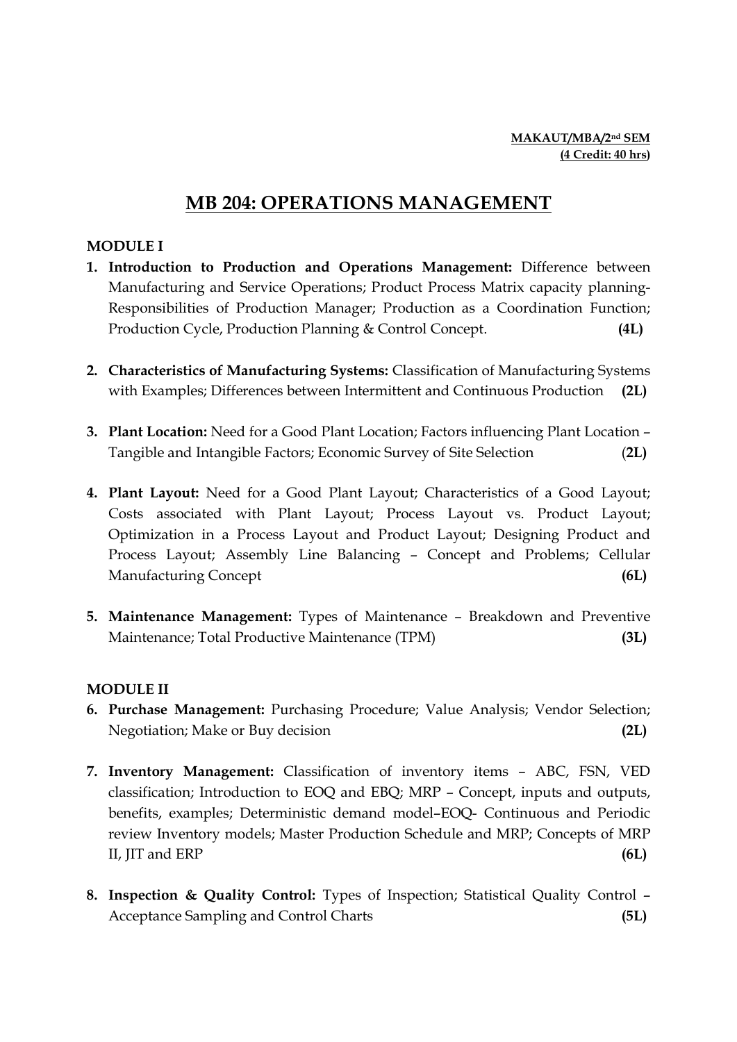**MAKAUT/MBA/2nd SEM**
**(4 Credit: 40 hrs)**

# MB 204: OPERATIONS MANAGEMENT

## MODULE I

1. **Introduction to Production and Operations Management:** Difference between Manufacturing and Service Operations; Product Process Matrix capacity planning- Responsibilities of Production Manager; Production as a Coordination Function; Production Cycle, Production Planning & Control Concept. **(4L)**

2. **Characteristics of Manufacturing Systems:** Classification of Manufacturing Systems with Examples; Differences between Intermittent and Continuous Production **(2L)**

3. **Plant Location:** Need for a Good Plant Location; Factors influencing Plant Location – Tangible and Intangible Factors; Economic Survey of Site Selection (**2L)**

4. **Plant Layout:** Need for a Good Plant Layout; Characteristics of a Good Layout; Costs associated with Plant Layout; Process Layout vs. Product Layout; Optimization in a Process Layout and Product Layout; Designing Product and Process Layout; Assembly Line Balancing – Concept and Problems; Cellular Manufacturing Concept **(6L)**

5. **Maintenance Management:** Types of Maintenance – Breakdown and Preventive Maintenance; Total Productive Maintenance (TPM) **(3L)**

## MODULE II

6. **Purchase Management:** Purchasing Procedure; Value Analysis; Vendor Selection; Negotiation; Make or Buy decision **(2L)**

7. **Inventory Management:** Classification of inventory items – ABC, FSN, VED classification; Introduction to EOQ and EBQ; MRP – Concept, inputs and outputs, benefits, examples; Deterministic demand model–EOQ- Continuous and Periodic review Inventory models; Master Production Schedule and MRP; Concepts of MRP II, JIT and ERP **(6L)**

8. **Inspection & Quality Control:** Types of Inspection; Statistical Quality Control – Acceptance Sampling and Control Charts **(5L)**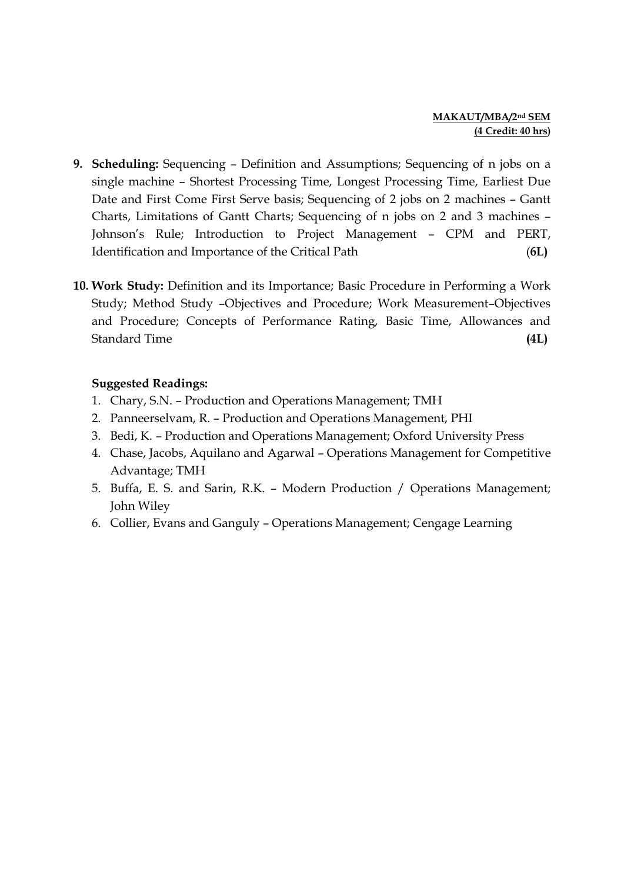**MAKAUT/MBA/2nd SEM**
**(4 Credit: 40 hrs)**

9. **Scheduling:** Sequencing – Definition and Assumptions; Sequencing of n jobs on a single machine – Shortest Processing Time, Longest Processing Time, Earliest Due Date and First Come First Serve basis; Sequencing of 2 jobs on 2 machines – Gantt Charts, Limitations of Gantt Charts; Sequencing of n jobs on 2 and 3 machines – Johnson's Rule; Introduction to Project Management – CPM and PERT, Identification and Importance of the Critical Path **(6L)**

10. **Work Study:** Definition and its Importance; Basic Procedure in Performing a Work Study; Method Study –Objectives and Procedure; Work Measurement–Objectives and Procedure; Concepts of Performance Rating, Basic Time, Allowances and Standard Time **(4L)**

**Suggested Readings:**

1. Chary, S.N. – Production and Operations Management; TMH
2. Panneerselvam, R. – Production and Operations Management, PHI
3. Bedi, K. – Production and Operations Management; Oxford University Press
4. Chase, Jacobs, Aquilano and Agarwal – Operations Management for Competitive Advantage; TMH
5. Buffa, E. S. and Sarin, R.K. – Modern Production / Operations Management; John Wiley
6. Collier, Evans and Ganguly – Operations Management; Cengage Learning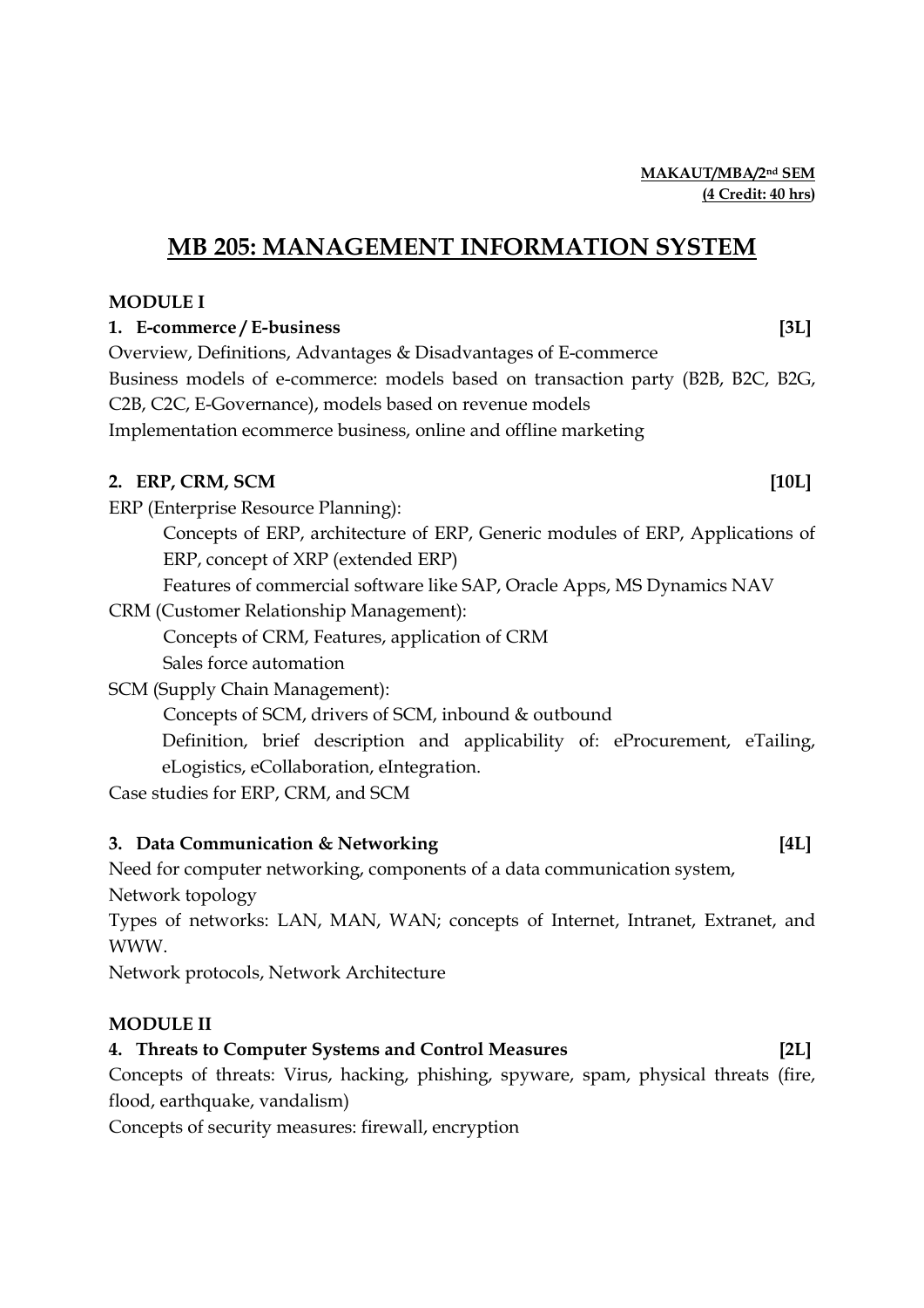**MAKAUT/MBA/2nd SEM**
**(4 Credit: 40 hrs)**

# MB 205: MANAGEMENT INFORMATION SYSTEM

## MODULE I

### 1. E-commerce / E-business [3L]

Overview, Definitions, Advantages & Disadvantages of E-commerce

Business models of e-commerce: models based on transaction party (B2B, B2C, B2G, C2B, C2C, E-Governance), models based on revenue models

Implementation ecommerce business, online and offline marketing

### 2. ERP, CRM, SCM [10L]

ERP (Enterprise Resource Planning):

- Concepts of ERP, architecture of ERP, Generic modules of ERP, Applications of ERP, concept of XRP (extended ERP)
- Features of commercial software like SAP, Oracle Apps, MS Dynamics NAV

CRM (Customer Relationship Management):

- Concepts of CRM, Features, application of CRM
- Sales force automation

SCM (Supply Chain Management):

- Concepts of SCM, drivers of SCM, inbound & outbound
- Definition, brief description and applicability of: eProcurement, eTailing, eLogistics, eCollaboration, eIntegration.

Case studies for ERP, CRM, and SCM

### 3. Data Communication & Networking [4L]

Need for computer networking, components of a data communication system,

Network topology

Types of networks: LAN, MAN, WAN; concepts of Internet, Intranet, Extranet, and WWW.

Network protocols, Network Architecture

## MODULE II

### 4. Threats to Computer Systems and Control Measures [2L]

Concepts of threats: Virus, hacking, phishing, spyware, spam, physical threats (fire, flood, earthquake, vandalism)

Concepts of security measures: firewall, encryption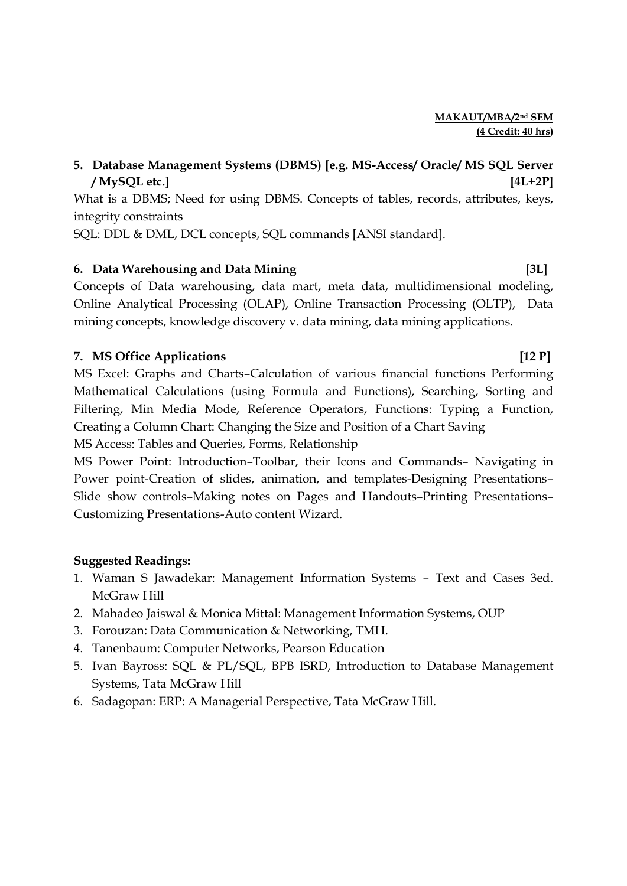**MAKAUT/MBA/2nd SEM**
**(4 Credit: 40 hrs)**

**5. Database Management Systems (DBMS) [e.g. MS-Access/ Oracle/ MS SQL Server / MySQL etc.] [4L+2P]**

What is a DBMS; Need for using DBMS. Concepts of tables, records, attributes, keys, integrity constraints

SQL: DDL & DML, DCL concepts, SQL commands [ANSI standard].

**6. Data Warehousing and Data Mining [3L]**

Concepts of Data warehousing, data mart, meta data, multidimensional modeling, Online Analytical Processing (OLAP), Online Transaction Processing (OLTP), Data mining concepts, knowledge discovery v. data mining, data mining applications.

**7. MS Office Applications [12 P]**

MS Excel: Graphs and Charts–Calculation of various financial functions Performing Mathematical Calculations (using Formula and Functions), Searching, Sorting and Filtering, Min Media Mode, Reference Operators, Functions: Typing a Function, Creating a Column Chart: Changing the Size and Position of a Chart Saving

MS Access: Tables and Queries, Forms, Relationship

MS Power Point: Introduction–Toolbar, their Icons and Commands– Navigating in Power point-Creation of slides, animation, and templates-Designing Presentations–Slide show controls–Making notes on Pages and Handouts–Printing Presentations–Customizing Presentations-Auto content Wizard.

**Suggested Readings:**

1. Waman S Jawadekar: Management Information Systems – Text and Cases 3ed. McGraw Hill
2. Mahadeo Jaiswal & Monica Mittal: Management Information Systems, OUP
3. Forouzan: Data Communication & Networking, TMH.
4. Tanenbaum: Computer Networks, Pearson Education
5. Ivan Bayross: SQL & PL/SQL, BPB ISRD, Introduction to Database Management Systems, Tata McGraw Hill
6. Sadagopan: ERP: A Managerial Perspective, Tata McGraw Hill.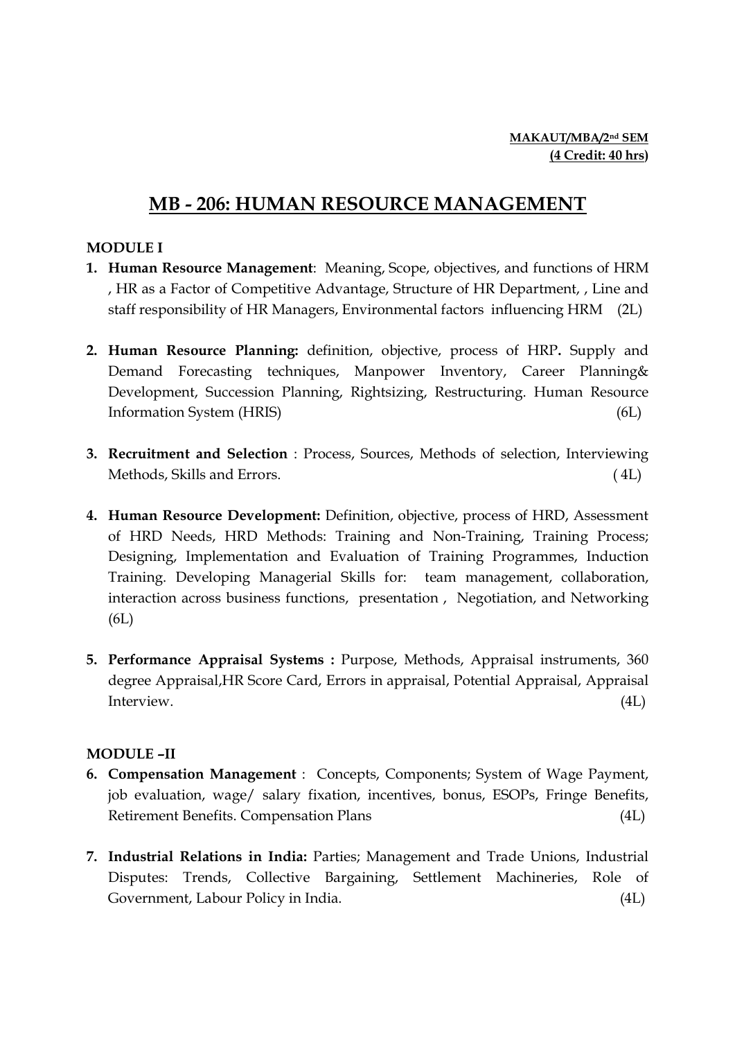**MAKAUT/MBA/2nd SEM**
**(4 Credit: 40 hrs)**

# MB - 206: HUMAN RESOURCE MANAGEMENT

## MODULE I

1. **Human Resource Management**: Meaning, Scope, objectives, and functions of HRM , HR as a Factor of Competitive Advantage, Structure of HR Department, , Line and staff responsibility of HR Managers, Environmental factors influencing HRM (2L)

2. **Human Resource Planning:** definition, objective, process of HRP**.** Supply and Demand Forecasting techniques, Manpower Inventory, Career Planning& Development, Succession Planning, Rightsizing, Restructuring. Human Resource Information System (HRIS) (6L)

3. **Recruitment and Selection** : Process, Sources, Methods of selection, Interviewing Methods, Skills and Errors. ( 4L)

4. **Human Resource Development:** Definition, objective, process of HRD, Assessment of HRD Needs, HRD Methods: Training and Non-Training, Training Process; Designing, Implementation and Evaluation of Training Programmes, Induction Training. Developing Managerial Skills for: team management, collaboration, interaction across business functions, presentation , Negotiation, and Networking (6L)

5. **Performance Appraisal Systems :** Purpose, Methods, Appraisal instruments, 360 degree Appraisal,HR Score Card, Errors in appraisal, Potential Appraisal, Appraisal Interview. (4L)

## MODULE –II

6. **Compensation Management** : Concepts, Components; System of Wage Payment, job evaluation, wage/ salary fixation, incentives, bonus, ESOPs, Fringe Benefits, Retirement Benefits. Compensation Plans (4L)

7. **Industrial Relations in India:** Parties; Management and Trade Unions, Industrial Disputes: Trends, Collective Bargaining, Settlement Machineries, Role of Government, Labour Policy in India. (4L)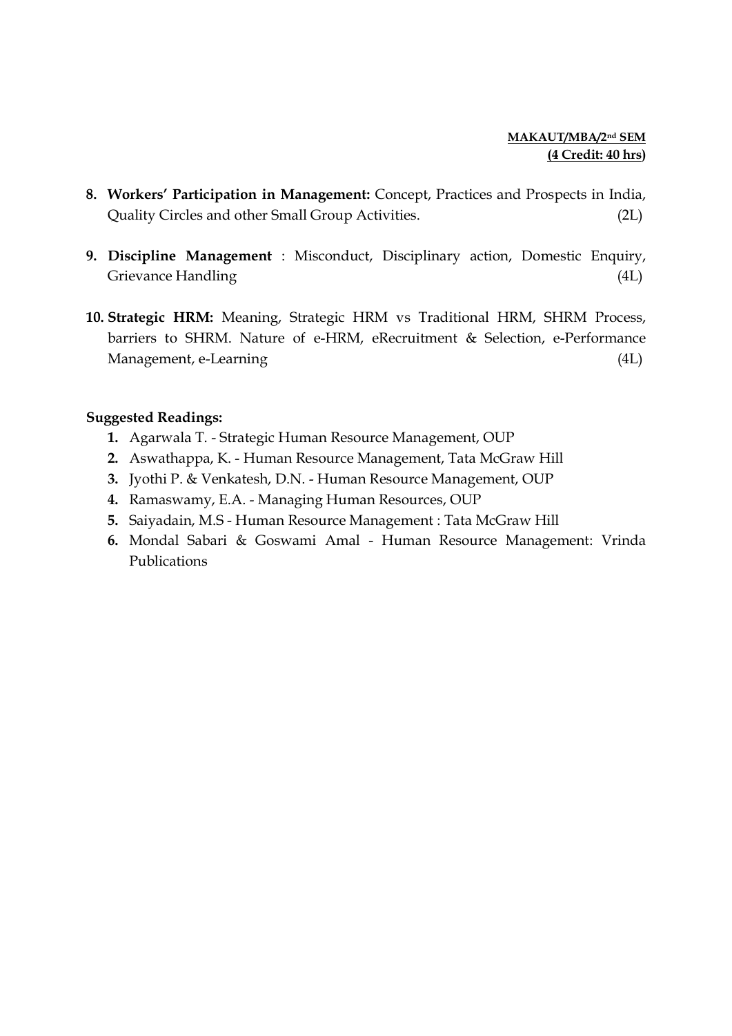**MAKAUT/MBA/2nd SEM**
**(4 Credit: 40 hrs)**

8. **Workers' Participation in Management:** Concept, Practices and Prospects in India, Quality Circles and other Small Group Activities. (2L)

9. **Discipline Management** : Misconduct, Disciplinary action, Domestic Enquiry, Grievance Handling (4L)

10. **Strategic HRM:** Meaning, Strategic HRM vs Traditional HRM, SHRM Process, barriers to SHRM. Nature of e-HRM, eRecruitment & Selection, e-Performance Management, e-Learning (4L)

**Suggested Readings:**

1. Agarwala T. - Strategic Human Resource Management, OUP
2. Aswathappa, K. - Human Resource Management, Tata McGraw Hill
3. Jyothi P. & Venkatesh, D.N. - Human Resource Management, OUP
4. Ramaswamy, E.A. - Managing Human Resources, OUP
5. Saiyadain, M.S - Human Resource Management : Tata McGraw Hill
6. Mondal Sabari & Goswami Amal - Human Resource Management: Vrinda Publications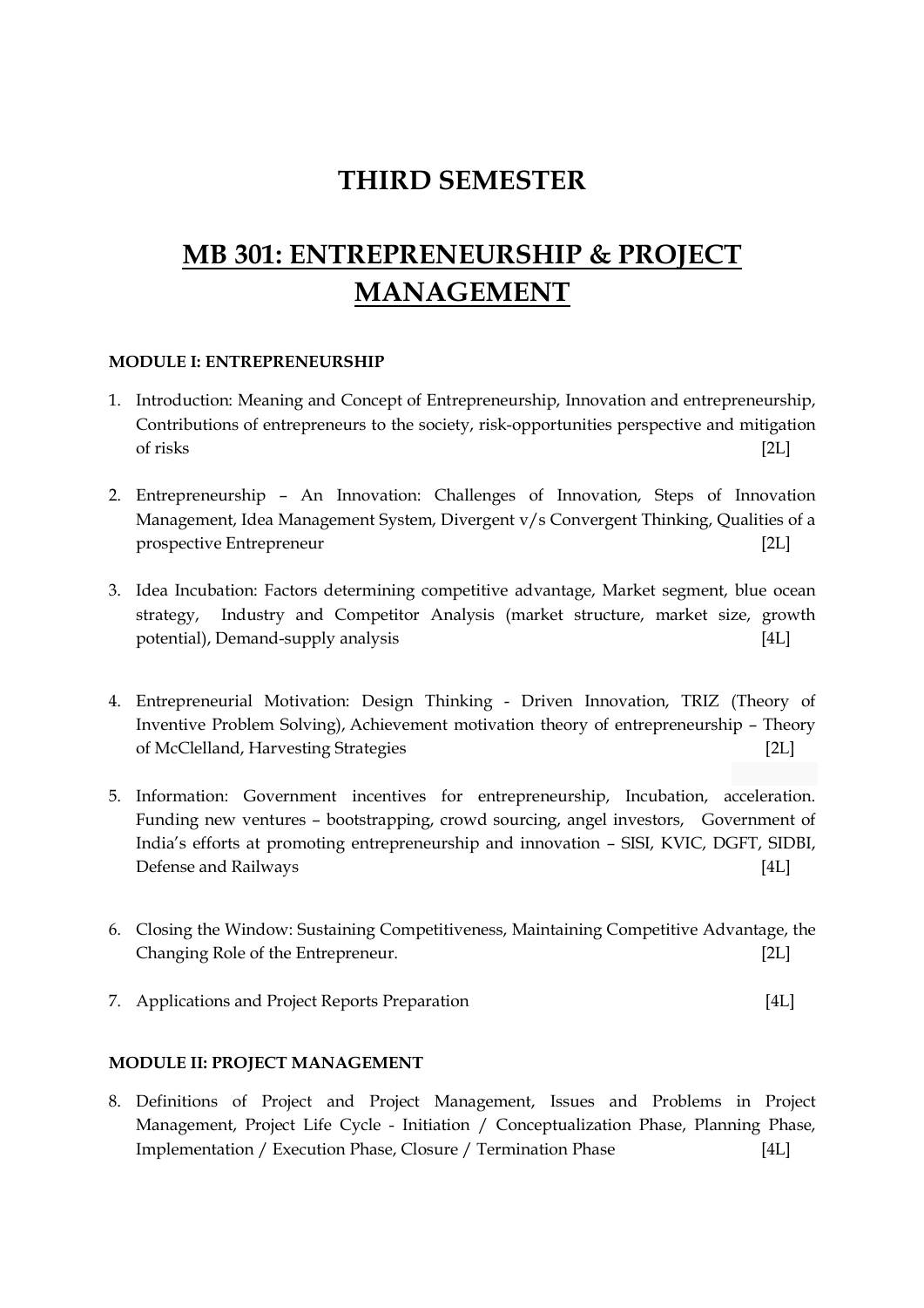# THIRD SEMESTER

## MB 301: ENTREPRENEURSHIP & PROJECT MANAGEMENT

**MODULE I: ENTREPRENEURSHIP**

1. Introduction: Meaning and Concept of Entrepreneurship, Innovation and entrepreneurship, Contributions of entrepreneurs to the society, risk-opportunities perspective and mitigation of risks [2L]

2. Entrepreneurship – An Innovation: Challenges of Innovation, Steps of Innovation Management, Idea Management System, Divergent v/s Convergent Thinking, Qualities of a prospective Entrepreneur [2L]

3. Idea Incubation: Factors determining competitive advantage, Market segment, blue ocean strategy, Industry and Competitor Analysis (market structure, market size, growth potential), Demand-supply analysis [4L]

4. Entrepreneurial Motivation: Design Thinking - Driven Innovation, TRIZ (Theory of Inventive Problem Solving), Achievement motivation theory of entrepreneurship – Theory of McClelland, Harvesting Strategies [2L]

5. Information: Government incentives for entrepreneurship, Incubation, acceleration. Funding new ventures – bootstrapping, crowd sourcing, angel investors, Government of India's efforts at promoting entrepreneurship and innovation – SISI, KVIC, DGFT, SIDBI, Defense and Railways [4L]

6. Closing the Window: Sustaining Competitiveness, Maintaining Competitive Advantage, the Changing Role of the Entrepreneur. [2L]

7. Applications and Project Reports Preparation [4L]

**MODULE II: PROJECT MANAGEMENT**

8. Definitions of Project and Project Management, Issues and Problems in Project Management, Project Life Cycle - Initiation / Conceptualization Phase, Planning Phase, Implementation / Execution Phase, Closure / Termination Phase [4L]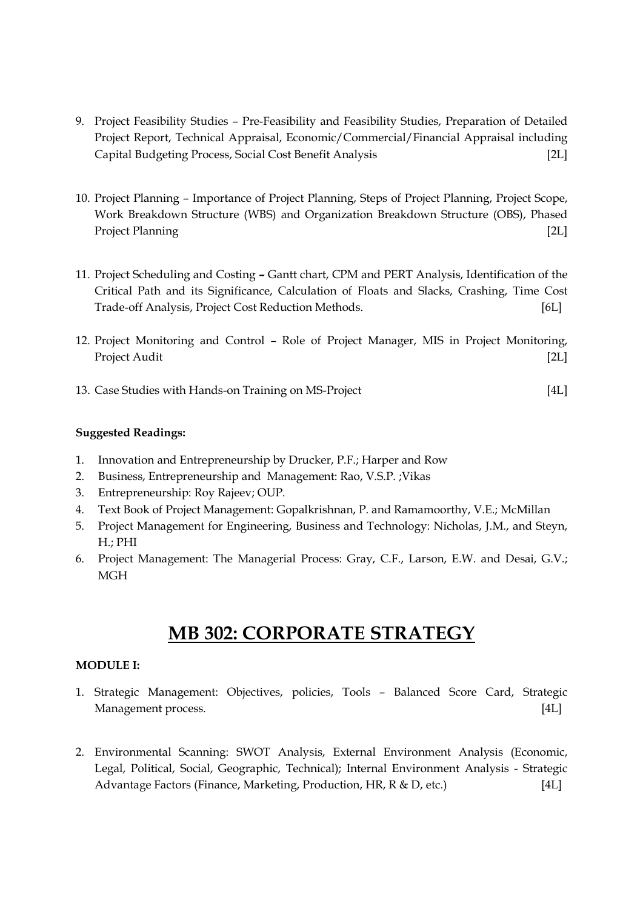9. Project Feasibility Studies – Pre-Feasibility and Feasibility Studies, Preparation of Detailed Project Report, Technical Appraisal, Economic/Commercial/Financial Appraisal including Capital Budgeting Process, Social Cost Benefit Analysis [2L]

10. Project Planning – Importance of Project Planning, Steps of Project Planning, Project Scope, Work Breakdown Structure (WBS) and Organization Breakdown Structure (OBS), Phased Project Planning [2L]

11. Project Scheduling and Costing **–** Gantt chart, CPM and PERT Analysis, Identification of the Critical Path and its Significance, Calculation of Floats and Slacks, Crashing, Time Cost Trade-off Analysis, Project Cost Reduction Methods. [6L]

12. Project Monitoring and Control – Role of Project Manager, MIS in Project Monitoring, Project Audit [2L]

13. Case Studies with Hands-on Training on MS-Project [4L]

**Suggested Readings:**

1. Innovation and Entrepreneurship by Drucker, P.F.; Harper and Row
2. Business, Entrepreneurship and Management: Rao, V.S.P. ;Vikas
3. Entrepreneurship: Roy Rajeev; OUP.
4. Text Book of Project Management: Gopalkrishnan, P. and Ramamoorthy, V.E.; McMillan
5. Project Management for Engineering, Business and Technology: Nicholas, J.M., and Steyn, H.; PHI
6. Project Management: The Managerial Process: Gray, C.F., Larson, E.W. and Desai, G.V.; MGH

# MB 302: CORPORATE STRATEGY

**MODULE I:**

1. Strategic Management: Objectives, policies, Tools – Balanced Score Card, Strategic Management process. [4L]

2. Environmental Scanning: SWOT Analysis, External Environment Analysis (Economic, Legal, Political, Social, Geographic, Technical); Internal Environment Analysis - Strategic Advantage Factors (Finance, Marketing, Production, HR, R & D, etc.) [4L]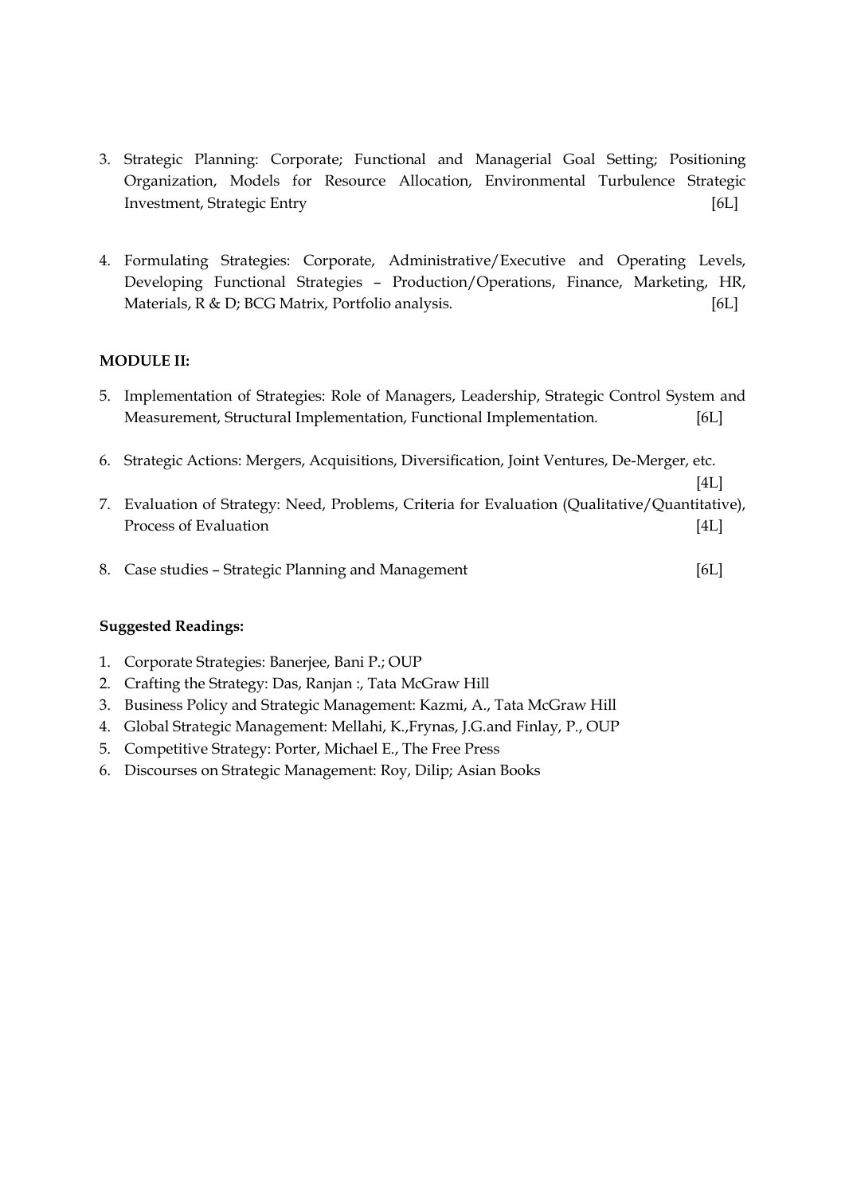3. Strategic Planning: Corporate; Functional and Managerial Goal Setting; Positioning Organization, Models for Resource Allocation, Environmental Turbulence Strategic Investment, Strategic Entry [6L]

4. Formulating Strategies: Corporate, Administrative/Executive and Operating Levels, Developing Functional Strategies – Production/Operations, Finance, Marketing, HR, Materials, R & D; BCG Matrix, Portfolio analysis. [6L]

**MODULE II:**

5. Implementation of Strategies: Role of Managers, Leadership, Strategic Control System and Measurement, Structural Implementation, Functional Implementation. [6L]

6. Strategic Actions: Mergers, Acquisitions, Diversification, Joint Ventures, De-Merger, etc. [4L]

7. Evaluation of Strategy: Need, Problems, Criteria for Evaluation (Qualitative/Quantitative), Process of Evaluation [4L]

8. Case studies – Strategic Planning and Management [6L]

**Suggested Readings:**

1. Corporate Strategies: Banerjee, Bani P.; OUP
2. Crafting the Strategy: Das, Ranjan :, Tata McGraw Hill
3. Business Policy and Strategic Management: Kazmi, A., Tata McGraw Hill
4. Global Strategic Management: Mellahi, K.,Frynas, J.G.and Finlay, P., OUP
5. Competitive Strategy: Porter, Michael E., The Free Press
6. Discourses on Strategic Management: Roy, Dilip; Asian Books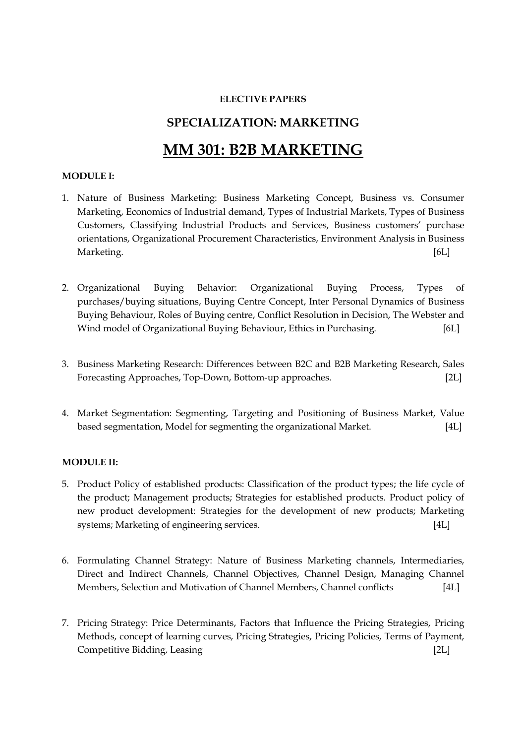**ELECTIVE PAPERS**

## SPECIALIZATION: MARKETING

# MM 301: B2B MARKETING

**MODULE I:**

1. Nature of Business Marketing: Business Marketing Concept, Business vs. Consumer Marketing, Economics of Industrial demand, Types of Industrial Markets, Types of Business Customers, Classifying Industrial Products and Services, Business customers' purchase orientations, Organizational Procurement Characteristics, Environment Analysis in Business Marketing. [6L]

2. Organizational Buying Behavior: Organizational Buying Process, Types of purchases/buying situations, Buying Centre Concept, Inter Personal Dynamics of Business Buying Behaviour, Roles of Buying centre, Conflict Resolution in Decision, The Webster and Wind model of Organizational Buying Behaviour, Ethics in Purchasing. [6L]

3. Business Marketing Research: Differences between B2C and B2B Marketing Research, Sales Forecasting Approaches, Top-Down, Bottom-up approaches. [2L]

4. Market Segmentation: Segmenting, Targeting and Positioning of Business Market, Value based segmentation, Model for segmenting the organizational Market. [4L]

**MODULE II:**

5. Product Policy of established products: Classification of the product types; the life cycle of the product; Management products; Strategies for established products. Product policy of new product development: Strategies for the development of new products; Marketing systems; Marketing of engineering services. [4L]

6. Formulating Channel Strategy: Nature of Business Marketing channels, Intermediaries, Direct and Indirect Channels, Channel Objectives, Channel Design, Managing Channel Members, Selection and Motivation of Channel Members, Channel conflicts [4L]

7. Pricing Strategy: Price Determinants, Factors that Influence the Pricing Strategies, Pricing Methods, concept of learning curves, Pricing Strategies, Pricing Policies, Terms of Payment, Competitive Bidding, Leasing [2L]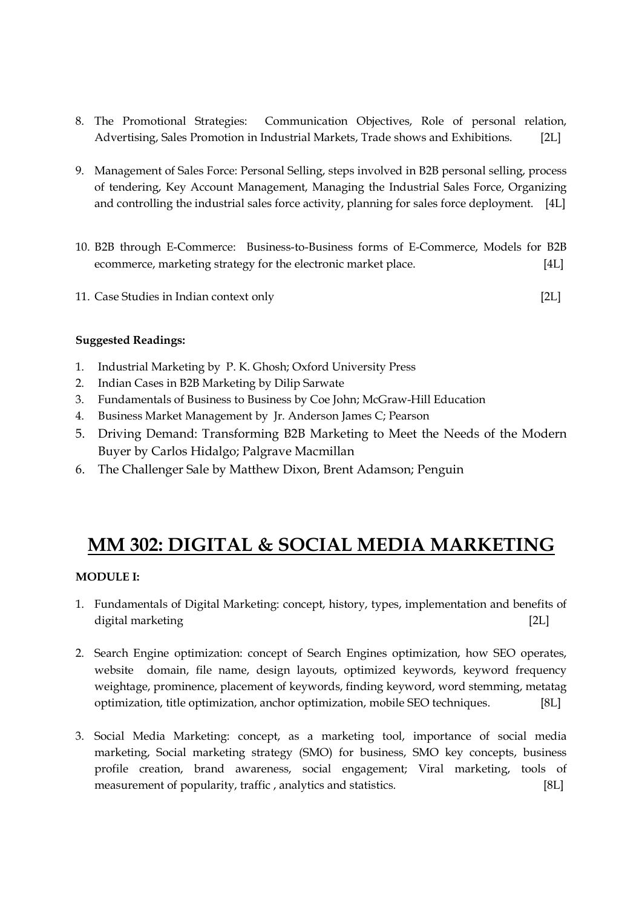8. The Promotional Strategies: Communication Objectives, Role of personal relation, Advertising, Sales Promotion in Industrial Markets, Trade shows and Exhibitions. [2L]

9. Management of Sales Force: Personal Selling, steps involved in B2B personal selling, process of tendering, Key Account Management, Managing the Industrial Sales Force, Organizing and controlling the industrial sales force activity, planning for sales force deployment. [4L]

10. B2B through E-Commerce: Business-to-Business forms of E-Commerce, Models for B2B ecommerce, marketing strategy for the electronic market place. [4L]

11. Case Studies in Indian context only [2L]

**Suggested Readings:**

1. Industrial Marketing by P. K. Ghosh; Oxford University Press
2. Indian Cases in B2B Marketing by Dilip Sarwate
3. Fundamentals of Business to Business by Coe John; McGraw-Hill Education
4. Business Market Management by Jr. Anderson James C; Pearson
5. Driving Demand: Transforming B2B Marketing to Meet the Needs of the Modern Buyer by Carlos Hidalgo; Palgrave Macmillan
6. The Challenger Sale by Matthew Dixon, Brent Adamson; Penguin

# MM 302: DIGITAL & SOCIAL MEDIA MARKETING

**MODULE I:**

1. Fundamentals of Digital Marketing: concept, history, types, implementation and benefits of digital marketing [2L]

2. Search Engine optimization: concept of Search Engines optimization, how SEO operates, website domain, file name, design layouts, optimized keywords, keyword frequency weightage, prominence, placement of keywords, finding keyword, word stemming, metatag optimization, title optimization, anchor optimization, mobile SEO techniques. [8L]

3. Social Media Marketing: concept, as a marketing tool, importance of social media marketing, Social marketing strategy (SMO) for business, SMO key concepts, business profile creation, brand awareness, social engagement; Viral marketing, tools of measurement of popularity, traffic , analytics and statistics. [8L]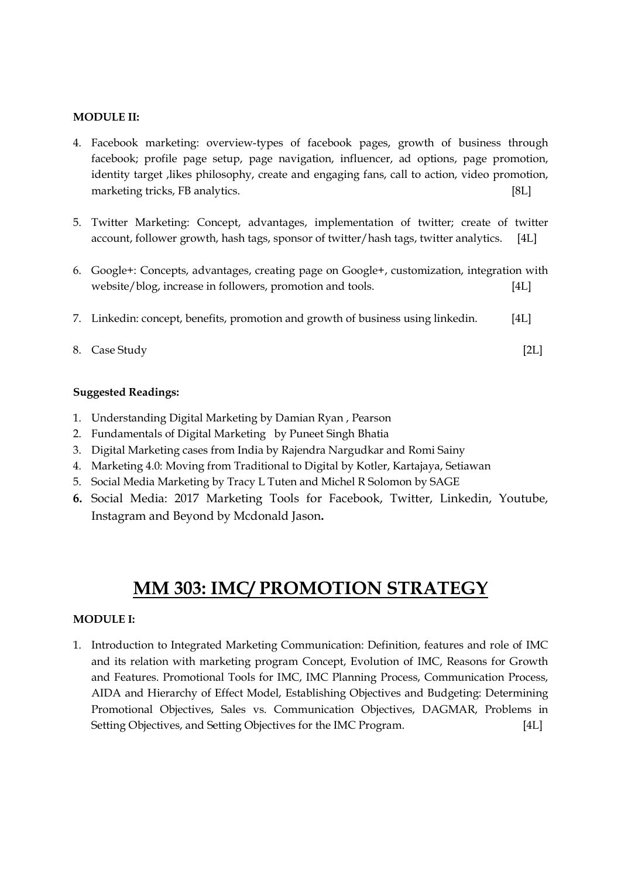**MODULE II:**

4. Facebook marketing: overview-types of facebook pages, growth of business through facebook; profile page setup, page navigation, influencer, ad options, page promotion, identity target ,likes philosophy, create and engaging fans, call to action, video promotion, marketing tricks, FB analytics. [8L]

5. Twitter Marketing: Concept, advantages, implementation of twitter; create of twitter account, follower growth, hash tags, sponsor of twitter/hash tags, twitter analytics. [4L]

6. Google+: Concepts, advantages, creating page on Google+, customization, integration with website/blog, increase in followers, promotion and tools. [4L]

7. Linkedin: concept, benefits, promotion and growth of business using linkedin. [4L]

8. Case Study [2L]

**Suggested Readings:**

1. Understanding Digital Marketing by Damian Ryan , Pearson
2. Fundamentals of Digital Marketing by Puneet Singh Bhatia
3. Digital Marketing cases from India by Rajendra Nargudkar and Romi Sainy
4. Marketing 4.0: Moving from Traditional to Digital by Kotler, Kartajaya, Setiawan
5. Social Media Marketing by Tracy L Tuten and Michel R Solomon by SAGE
6. Social Media: 2017 Marketing Tools for Facebook, Twitter, Linkedin, Youtube, Instagram and Beyond by Mcdonald Jason**.**

# MM 303: IMC/ PROMOTION STRATEGY

**MODULE I:**

1. Introduction to Integrated Marketing Communication: Definition, features and role of IMC and its relation with marketing program Concept, Evolution of IMC, Reasons for Growth and Features. Promotional Tools for IMC, IMC Planning Process, Communication Process, AIDA and Hierarchy of Effect Model, Establishing Objectives and Budgeting: Determining Promotional Objectives, Sales vs. Communication Objectives, DAGMAR, Problems in Setting Objectives, and Setting Objectives for the IMC Program. [4L]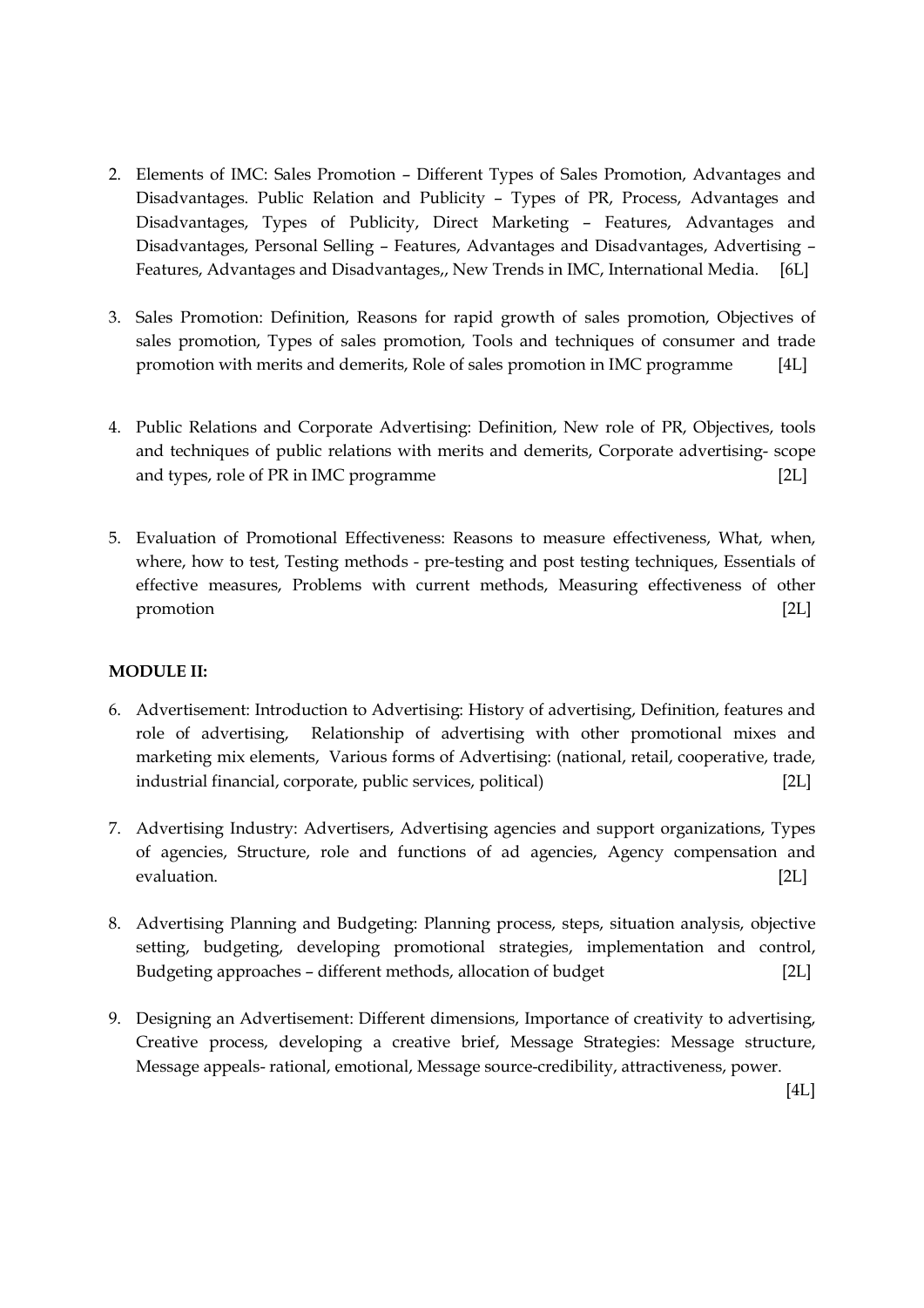2. Elements of IMC: Sales Promotion – Different Types of Sales Promotion, Advantages and Disadvantages. Public Relation and Publicity – Types of PR, Process, Advantages and Disadvantages, Types of Publicity, Direct Marketing – Features, Advantages and Disadvantages, Personal Selling – Features, Advantages and Disadvantages, Advertising – Features, Advantages and Disadvantages,, New Trends in IMC, International Media. [6L]

3. Sales Promotion: Definition, Reasons for rapid growth of sales promotion, Objectives of sales promotion, Types of sales promotion, Tools and techniques of consumer and trade promotion with merits and demerits, Role of sales promotion in IMC programme [4L]

4. Public Relations and Corporate Advertising: Definition, New role of PR, Objectives, tools and techniques of public relations with merits and demerits, Corporate advertising- scope and types, role of PR in IMC programme [2L]

5. Evaluation of Promotional Effectiveness: Reasons to measure effectiveness, What, when, where, how to test, Testing methods - pre-testing and post testing techniques, Essentials of effective measures, Problems with current methods, Measuring effectiveness of other promotion [2L]

**MODULE II:**

6. Advertisement: Introduction to Advertising: History of advertising, Definition, features and role of advertising, Relationship of advertising with other promotional mixes and marketing mix elements, Various forms of Advertising: (national, retail, cooperative, trade, industrial financial, corporate, public services, political) [2L]

7. Advertising Industry: Advertisers, Advertising agencies and support organizations, Types of agencies, Structure, role and functions of ad agencies, Agency compensation and evaluation. [2L]

8. Advertising Planning and Budgeting: Planning process, steps, situation analysis, objective setting, budgeting, developing promotional strategies, implementation and control, Budgeting approaches – different methods, allocation of budget [2L]

9. Designing an Advertisement: Different dimensions, Importance of creativity to advertising, Creative process, developing a creative brief, Message Strategies: Message structure, Message appeals- rational, emotional, Message source-credibility, attractiveness, power. [4L]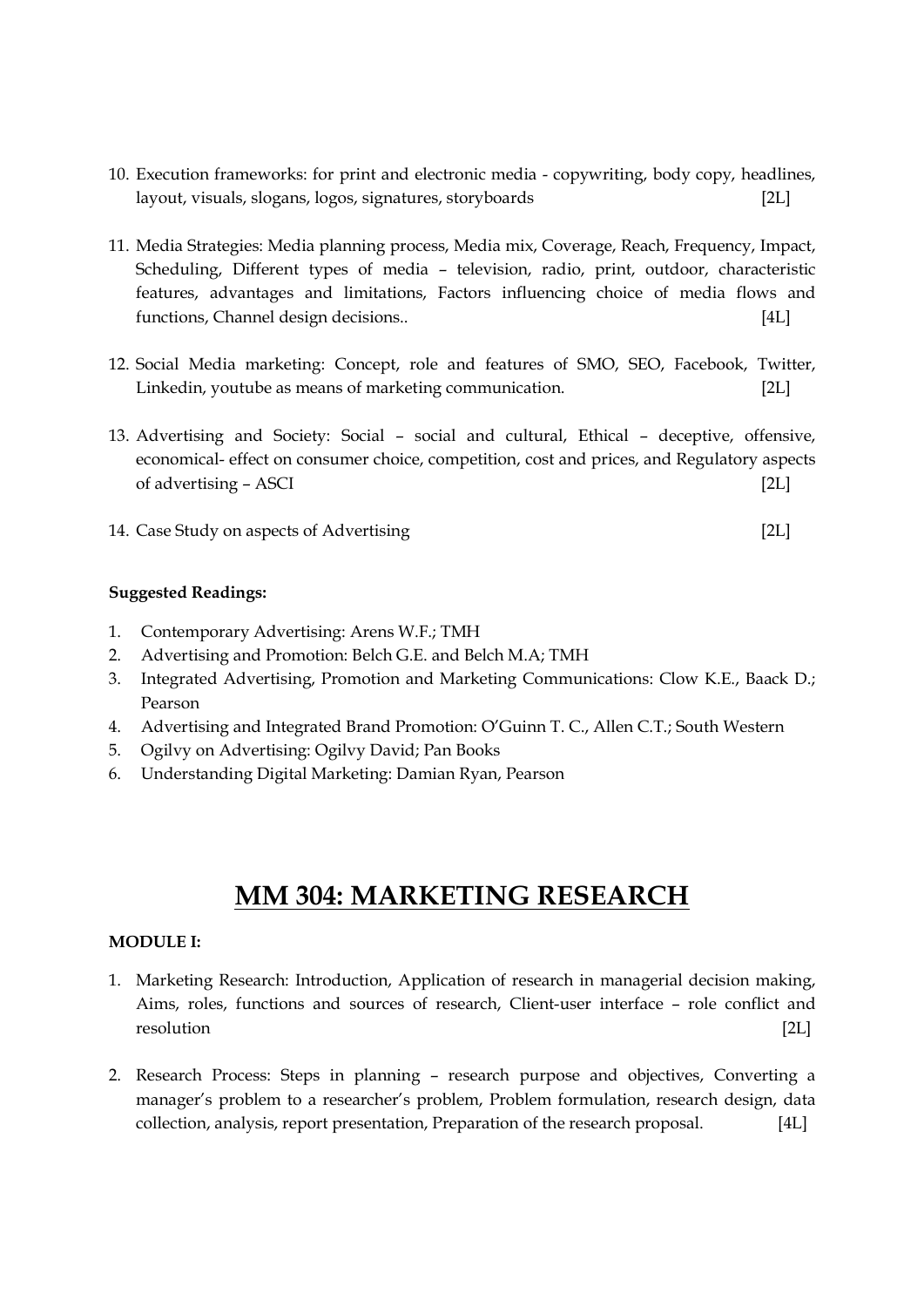10. Execution frameworks: for print and electronic media - copywriting, body copy, headlines, layout, visuals, slogans, logos, signatures, storyboards [2L]

11. Media Strategies: Media planning process, Media mix, Coverage, Reach, Frequency, Impact, Scheduling, Different types of media – television, radio, print, outdoor, characteristic features, advantages and limitations, Factors influencing choice of media flows and functions, Channel design decisions.. [4L]

12. Social Media marketing: Concept, role and features of SMO, SEO, Facebook, Twitter, Linkedin, youtube as means of marketing communication. [2L]

13. Advertising and Society: Social – social and cultural, Ethical – deceptive, offensive, economical- effect on consumer choice, competition, cost and prices, and Regulatory aspects of advertising – ASCI [2L]

14. Case Study on aspects of Advertising [2L]

**Suggested Readings:**

1. Contemporary Advertising: Arens W.F.; TMH
2. Advertising and Promotion: Belch G.E. and Belch M.A; TMH
3. Integrated Advertising, Promotion and Marketing Communications: Clow K.E., Baack D.; Pearson
4. Advertising and Integrated Brand Promotion: O'Guinn T. C., Allen C.T.; South Western
5. Ogilvy on Advertising: Ogilvy David; Pan Books
6. Understanding Digital Marketing: Damian Ryan, Pearson

# MM 304: MARKETING RESEARCH

**MODULE I:**

1. Marketing Research: Introduction, Application of research in managerial decision making, Aims, roles, functions and sources of research, Client-user interface – role conflict and resolution [2L]

2. Research Process: Steps in planning – research purpose and objectives, Converting a manager's problem to a researcher's problem, Problem formulation, research design, data collection, analysis, report presentation, Preparation of the research proposal. [4L]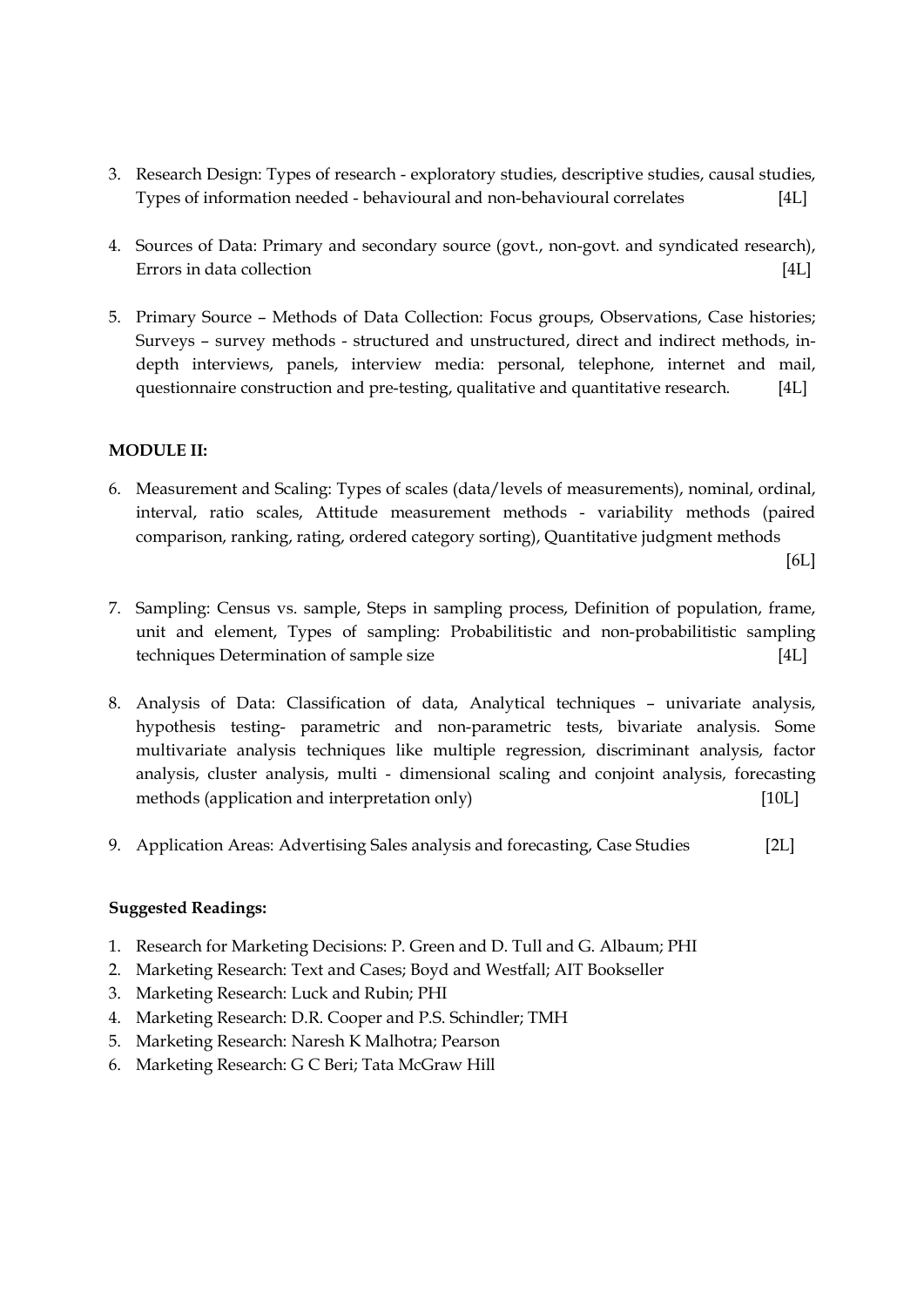3. Research Design: Types of research - exploratory studies, descriptive studies, causal studies, Types of information needed - behavioural and non-behavioural correlates [4L]

4. Sources of Data: Primary and secondary source (govt., non-govt. and syndicated research), Errors in data collection [4L]

5. Primary Source – Methods of Data Collection: Focus groups, Observations, Case histories; Surveys – survey methods - structured and unstructured, direct and indirect methods, in-depth interviews, panels, interview media: personal, telephone, internet and mail, questionnaire construction and pre-testing, qualitative and quantitative research. [4L]

**MODULE II:**

6. Measurement and Scaling: Types of scales (data/levels of measurements), nominal, ordinal, interval, ratio scales, Attitude measurement methods - variability methods (paired comparison, ranking, rating, ordered category sorting), Quantitative judgment methods [6L]

7. Sampling: Census vs. sample, Steps in sampling process, Definition of population, frame, unit and element, Types of sampling: Probabilitistic and non-probabilitistic sampling techniques Determination of sample size [4L]

8. Analysis of Data: Classification of data, Analytical techniques – univariate analysis, hypothesis testing- parametric and non-parametric tests, bivariate analysis. Some multivariate analysis techniques like multiple regression, discriminant analysis, factor analysis, cluster analysis, multi - dimensional scaling and conjoint analysis, forecasting methods (application and interpretation only) [10L]

9. Application Areas: Advertising Sales analysis and forecasting, Case Studies [2L]

**Suggested Readings:**

1. Research for Marketing Decisions: P. Green and D. Tull and G. Albaum; PHI
2. Marketing Research: Text and Cases; Boyd and Westfall; AIT Bookseller
3. Marketing Research: Luck and Rubin; PHI
4. Marketing Research: D.R. Cooper and P.S. Schindler; TMH
5. Marketing Research: Naresh K Malhotra; Pearson
6. Marketing Research: G C Beri; Tata McGraw Hill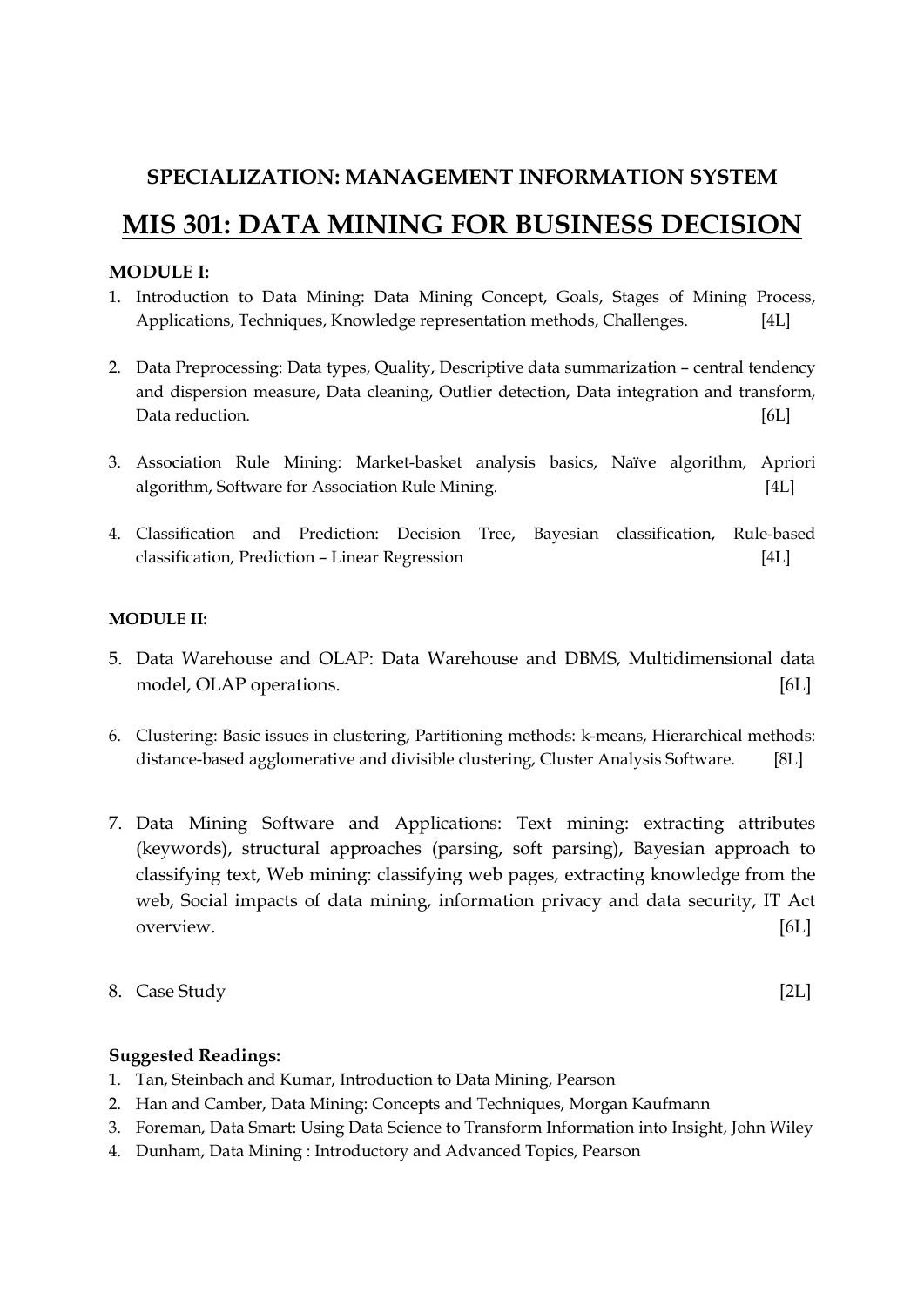### SPECIALIZATION: MANAGEMENT INFORMATION SYSTEM

# MIS 301: DATA MINING FOR BUSINESS DECISION

**MODULE I:**

1. Introduction to Data Mining: Data Mining Concept, Goals, Stages of Mining Process, Applications, Techniques, Knowledge representation methods, Challenges. [4L]

2. Data Preprocessing: Data types, Quality, Descriptive data summarization – central tendency and dispersion measure, Data cleaning, Outlier detection, Data integration and transform, Data reduction. [6L]

3. Association Rule Mining: Market-basket analysis basics, Naïve algorithm, Apriori algorithm, Software for Association Rule Mining. [4L]

4. Classification and Prediction: Decision Tree, Bayesian classification, Rule-based classification, Prediction – Linear Regression [4L]

**MODULE II:**

5. Data Warehouse and OLAP: Data Warehouse and DBMS, Multidimensional data model, OLAP operations. [6L]

6. Clustering: Basic issues in clustering, Partitioning methods: k-means, Hierarchical methods: distance-based agglomerative and divisible clustering, Cluster Analysis Software. [8L]

7. Data Mining Software and Applications: Text mining: extracting attributes (keywords), structural approaches (parsing, soft parsing), Bayesian approach to classifying text, Web mining: classifying web pages, extracting knowledge from the web, Social impacts of data mining, information privacy and data security, IT Act overview. [6L]

8. Case Study [2L]

**Suggested Readings:**

1. Tan, Steinbach and Kumar, Introduction to Data Mining, Pearson
2. Han and Camber, Data Mining: Concepts and Techniques, Morgan Kaufmann
3. Foreman, Data Smart: Using Data Science to Transform Information into Insight, John Wiley
4. Dunham, Data Mining : Introductory and Advanced Topics, Pearson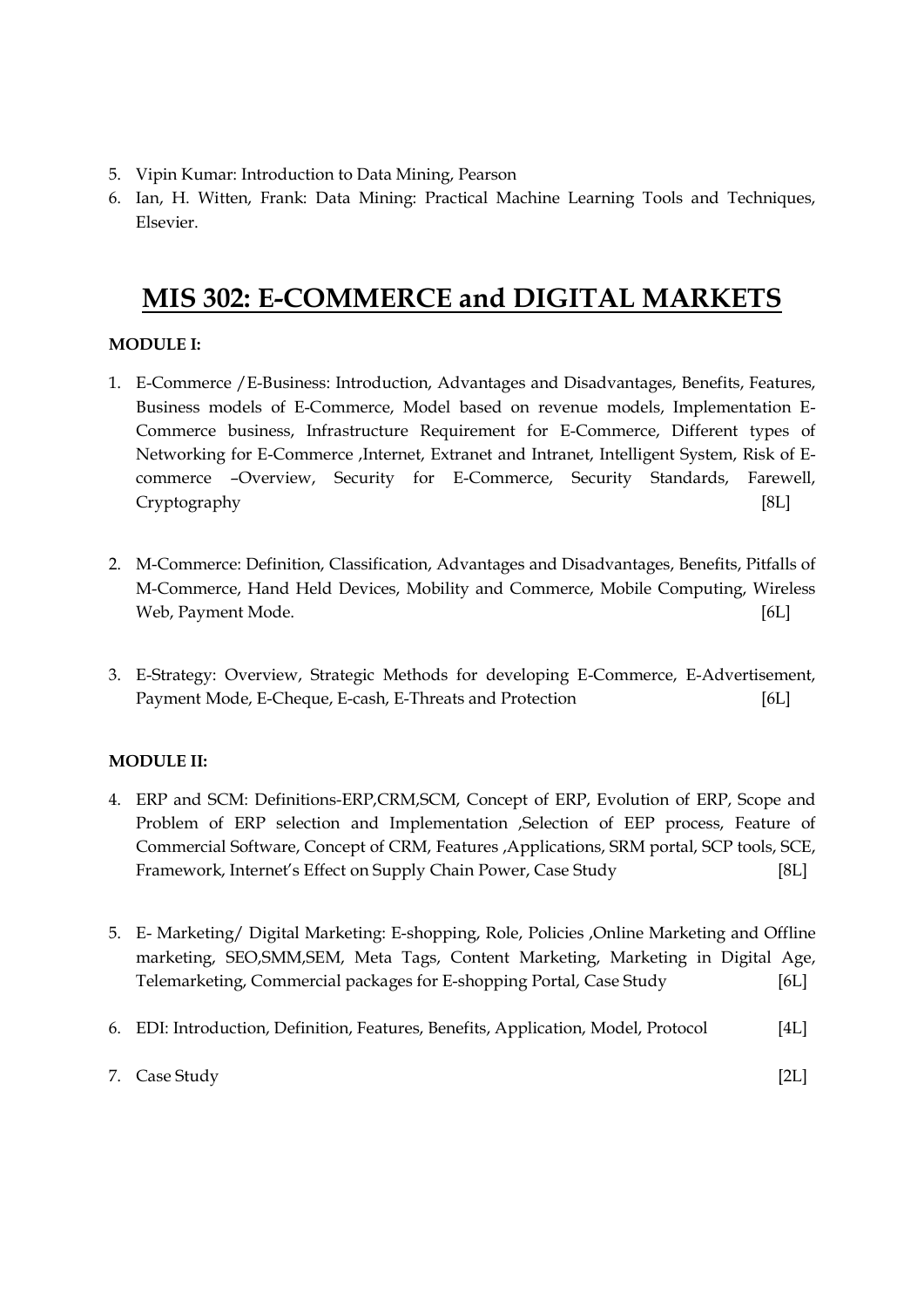5. Vipin Kumar: Introduction to Data Mining, Pearson
6. Ian, H. Witten, Frank: Data Mining: Practical Machine Learning Tools and Techniques, Elsevier.

# MIS 302: E-COMMERCE and DIGITAL MARKETS

**MODULE I:**

1. E-Commerce /E-Business: Introduction, Advantages and Disadvantages, Benefits, Features, Business models of E-Commerce, Model based on revenue models, Implementation E-Commerce business, Infrastructure Requirement for E-Commerce, Different types of Networking for E-Commerce ,Internet, Extranet and Intranet, Intelligent System, Risk of E-commerce –Overview, Security for E-Commerce, Security Standards, Farewell, Cryptography [8L]

2. M-Commerce: Definition, Classification, Advantages and Disadvantages, Benefits, Pitfalls of M-Commerce, Hand Held Devices, Mobility and Commerce, Mobile Computing, Wireless Web, Payment Mode. [6L]

3. E-Strategy: Overview, Strategic Methods for developing E-Commerce, E-Advertisement, Payment Mode, E-Cheque, E-cash, E-Threats and Protection [6L]

**MODULE II:**

4. ERP and SCM: Definitions-ERP,CRM,SCM, Concept of ERP, Evolution of ERP, Scope and Problem of ERP selection and Implementation ,Selection of EEP process, Feature of Commercial Software, Concept of CRM, Features ,Applications, SRM portal, SCP tools, SCE, Framework, Internet's Effect on Supply Chain Power, Case Study [8L]

5. E- Marketing/ Digital Marketing: E-shopping, Role, Policies ,Online Marketing and Offline marketing, SEO,SMM,SEM, Meta Tags, Content Marketing, Marketing in Digital Age, Telemarketing, Commercial packages for E-shopping Portal, Case Study [6L]

6. EDI: Introduction, Definition, Features, Benefits, Application, Model, Protocol [4L]

7. Case Study [2L]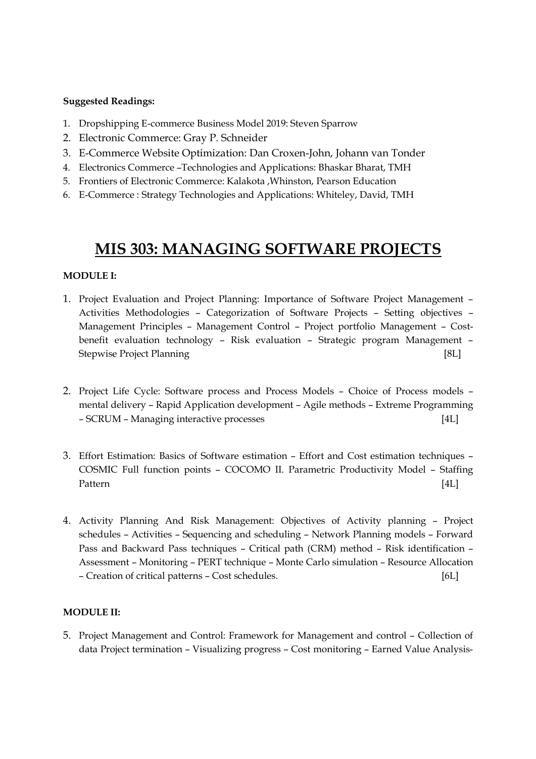**Suggested Readings:**

1. Dropshipping E-commerce Business Model 2019: Steven Sparrow
2. Electronic Commerce: Gray P. Schneider
3. E-Commerce Website Optimization: Dan Croxen-John, Johann van Tonder
4. Electronics Commerce –Technologies and Applications: Bhaskar Bharat, TMH
5. Frontiers of Electronic Commerce: Kalakota ,Whinston, Pearson Education
6. E-Commerce : Strategy Technologies and Applications: Whiteley, David, TMH

# MIS 303: MANAGING SOFTWARE PROJECTS

**MODULE I:**

1. Project Evaluation and Project Planning: Importance of Software Project Management – Activities Methodologies – Categorization of Software Projects – Setting objectives – Management Principles – Management Control – Project portfolio Management – Cost-benefit evaluation technology – Risk evaluation – Strategic program Management – Stepwise Project Planning [8L]

2. Project Life Cycle: Software process and Process Models – Choice of Process models – mental delivery – Rapid Application development – Agile methods – Extreme Programming – SCRUM – Managing interactive processes [4L]

3. Effort Estimation: Basics of Software estimation – Effort and Cost estimation techniques – COSMIC Full function points – COCOMO II. Parametric Productivity Model – Staffing Pattern [4L]

4. Activity Planning And Risk Management: Objectives of Activity planning – Project schedules – Activities – Sequencing and scheduling – Network Planning models – Forward Pass and Backward Pass techniques – Critical path (CRM) method – Risk identification – Assessment – Monitoring – PERT technique – Monte Carlo simulation – Resource Allocation – Creation of critical patterns – Cost schedules. [6L]

**MODULE II:**

5. Project Management and Control: Framework for Management and control – Collection of data Project termination – Visualizing progress – Cost monitoring – Earned Value Analysis-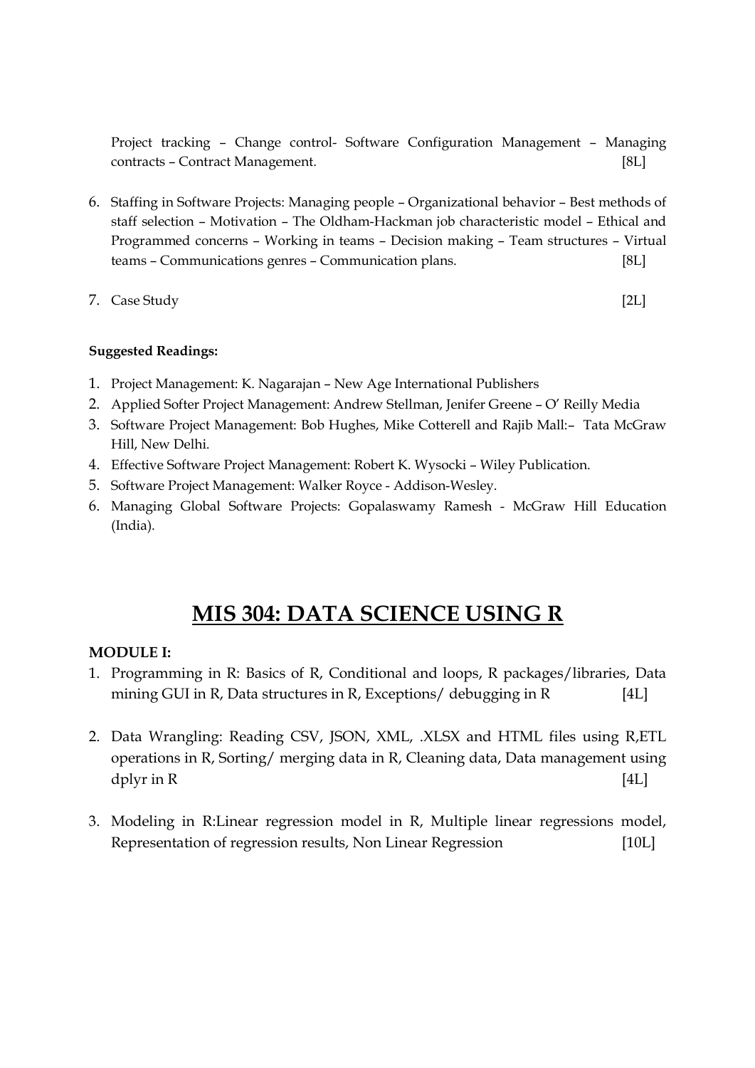Project tracking – Change control- Software Configuration Management – Managing contracts – Contract Management. [8L]

6. Staffing in Software Projects: Managing people – Organizational behavior – Best methods of staff selection – Motivation – The Oldham-Hackman job characteristic model – Ethical and Programmed concerns – Working in teams – Decision making – Team structures – Virtual teams – Communications genres – Communication plans. [8L]

7. Case Study [2L]

**Suggested Readings:**

1. Project Management: K. Nagarajan – New Age International Publishers
2. Applied Softer Project Management: Andrew Stellman, Jenifer Greene – O' Reilly Media
3. Software Project Management: Bob Hughes, Mike Cotterell and Rajib Mall:– Tata McGraw Hill, New Delhi.
4. Effective Software Project Management: Robert K. Wysocki – Wiley Publication.
5. Software Project Management: Walker Royce - Addison-Wesley.
6. Managing Global Software Projects: Gopalaswamy Ramesh - McGraw Hill Education (India).

# MIS 304: DATA SCIENCE USING R

**MODULE I:**

1. Programming in R: Basics of R, Conditional and loops, R packages/libraries, Data mining GUI in R, Data structures in R, Exceptions/ debugging in R [4L]

2. Data Wrangling: Reading CSV, JSON, XML, .XLSX and HTML files using R,ETL operations in R, Sorting/ merging data in R, Cleaning data, Data management using dplyr in R [4L]

3. Modeling in R:Linear regression model in R, Multiple linear regressions model, Representation of regression results, Non Linear Regression [10L]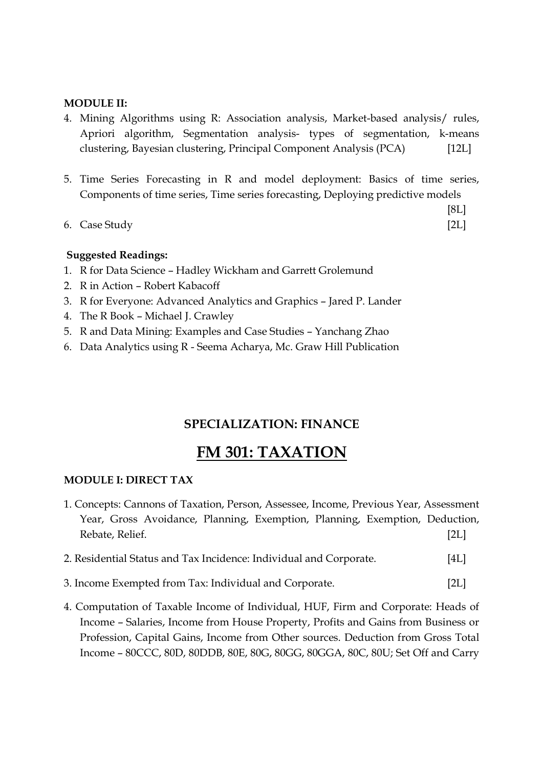**MODULE II:**

4. Mining Algorithms using R: Association analysis, Market-based analysis/ rules, Apriori algorithm, Segmentation analysis- types of segmentation, k-means clustering, Bayesian clustering, Principal Component Analysis (PCA) [12L]

5. Time Series Forecasting in R and model deployment: Basics of time series, Components of time series, Time series forecasting, Deploying predictive models [8L]

6. Case Study [2L]

**Suggested Readings:**

1. R for Data Science – Hadley Wickham and Garrett Grolemund
2. R in Action – Robert Kabacoff
3. R for Everyone: Advanced Analytics and Graphics – Jared P. Lander
4. The R Book – Michael J. Crawley
5. R and Data Mining: Examples and Case Studies – Yanchang Zhao
6. Data Analytics using R - Seema Acharya, Mc. Graw Hill Publication

## SPECIALIZATION: FINANCE

# FM 301: TAXATION

**MODULE I: DIRECT TAX**

1. Concepts: Cannons of Taxation, Person, Assessee, Income, Previous Year, Assessment Year, Gross Avoidance, Planning, Exemption, Planning, Exemption, Deduction, Rebate, Relief. [2L]

2. Residential Status and Tax Incidence: Individual and Corporate. [4L]

3. Income Exempted from Tax: Individual and Corporate. [2L]

4. Computation of Taxable Income of Individual, HUF, Firm and Corporate: Heads of Income – Salaries, Income from House Property, Profits and Gains from Business or Profession, Capital Gains, Income from Other sources. Deduction from Gross Total Income – 80CCC, 80D, 80DDB, 80E, 80G, 80GG, 80GGA, 80C, 80U; Set Off and Carry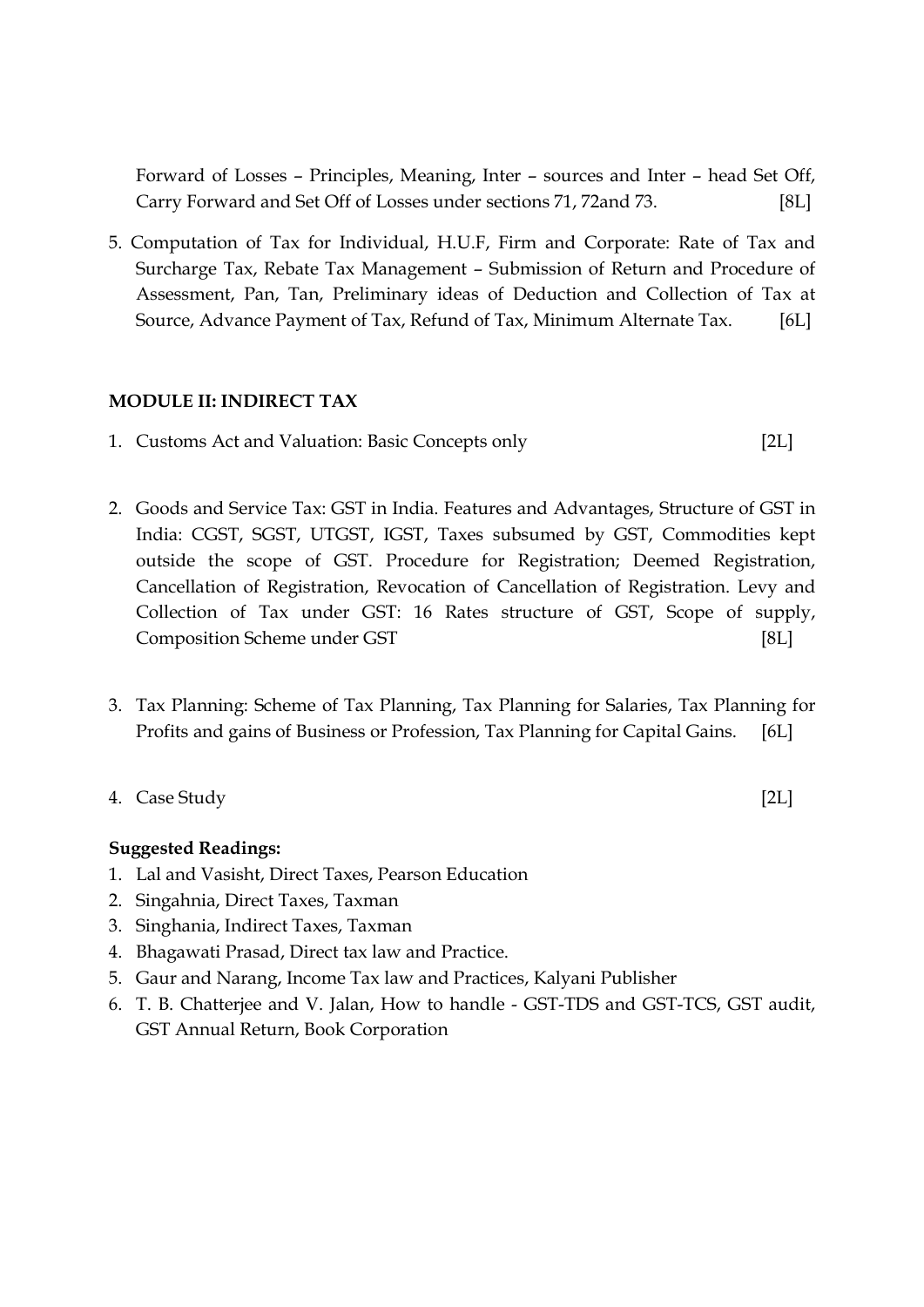Forward of Losses – Principles, Meaning, Inter – sources and Inter – head Set Off, Carry Forward and Set Off of Losses under sections 71, 72and 73. [8L]

5. Computation of Tax for Individual, H.U.F, Firm and Corporate: Rate of Tax and Surcharge Tax, Rebate Tax Management – Submission of Return and Procedure of Assessment, Pan, Tan, Preliminary ideas of Deduction and Collection of Tax at Source, Advance Payment of Tax, Refund of Tax, Minimum Alternate Tax. [6L]

**MODULE II: INDIRECT TAX**

1. Customs Act and Valuation: Basic Concepts only [2L]

2. Goods and Service Tax: GST in India. Features and Advantages, Structure of GST in India: CGST, SGST, UTGST, IGST, Taxes subsumed by GST, Commodities kept outside the scope of GST. Procedure for Registration; Deemed Registration, Cancellation of Registration, Revocation of Cancellation of Registration. Levy and Collection of Tax under GST: 16 Rates structure of GST, Scope of supply, Composition Scheme under GST [8L]

3. Tax Planning: Scheme of Tax Planning, Tax Planning for Salaries, Tax Planning for Profits and gains of Business or Profession, Tax Planning for Capital Gains. [6L]

4. Case Study [2L]

**Suggested Readings:**

1. Lal and Vasisht, Direct Taxes, Pearson Education
2. Singahnia, Direct Taxes, Taxman
3. Singhania, Indirect Taxes, Taxman
4. Bhagawati Prasad, Direct tax law and Practice.
5. Gaur and Narang, Income Tax law and Practices, Kalyani Publisher
6. T. B. Chatterjee and V. Jalan, How to handle - GST-TDS and GST-TCS, GST audit, GST Annual Return, Book Corporation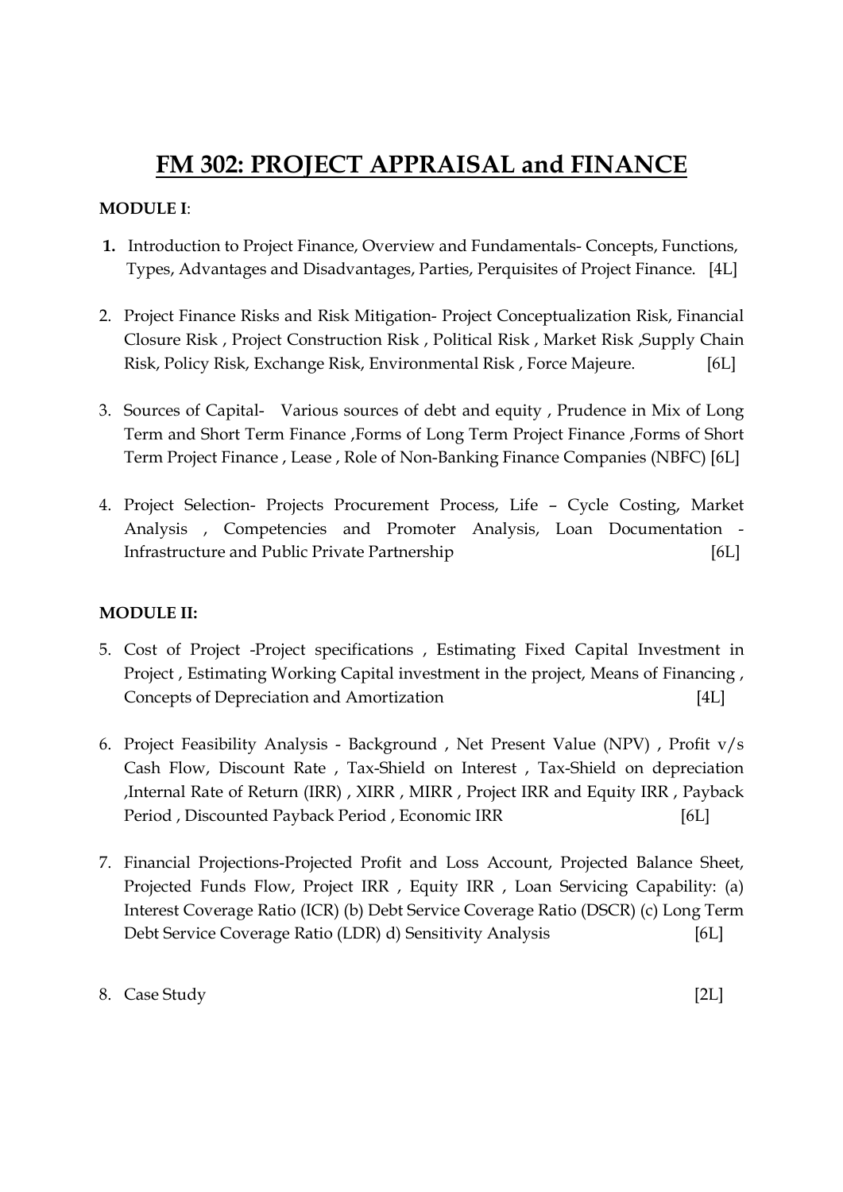# FM 302: PROJECT APPRAISAL and FINANCE

**MODULE I**:

1. Introduction to Project Finance, Overview and Fundamentals- Concepts, Functions, Types, Advantages and Disadvantages, Parties, Perquisites of Project Finance. [4L]

2. Project Finance Risks and Risk Mitigation- Project Conceptualization Risk, Financial Closure Risk , Project Construction Risk , Political Risk , Market Risk ,Supply Chain Risk, Policy Risk, Exchange Risk, Environmental Risk , Force Majeure. [6L]

3. Sources of Capital- Various sources of debt and equity , Prudence in Mix of Long Term and Short Term Finance ,Forms of Long Term Project Finance ,Forms of Short Term Project Finance , Lease , Role of Non-Banking Finance Companies (NBFC) [6L]

4. Project Selection- Projects Procurement Process, Life – Cycle Costing, Market Analysis , Competencies and Promoter Analysis, Loan Documentation - Infrastructure and Public Private Partnership [6L]

**MODULE II:**

5. Cost of Project -Project specifications , Estimating Fixed Capital Investment in Project , Estimating Working Capital investment in the project, Means of Financing , Concepts of Depreciation and Amortization [4L]

6. Project Feasibility Analysis - Background , Net Present Value (NPV) , Profit v/s Cash Flow, Discount Rate , Tax-Shield on Interest , Tax-Shield on depreciation ,Internal Rate of Return (IRR) , XIRR , MIRR , Project IRR and Equity IRR , Payback Period , Discounted Payback Period , Economic IRR [6L]

7. Financial Projections-Projected Profit and Loss Account, Projected Balance Sheet, Projected Funds Flow, Project IRR , Equity IRR , Loan Servicing Capability: (a) Interest Coverage Ratio (ICR) (b) Debt Service Coverage Ratio (DSCR) (c) Long Term Debt Service Coverage Ratio (LDR) d) Sensitivity Analysis [6L]

8. Case Study [2L]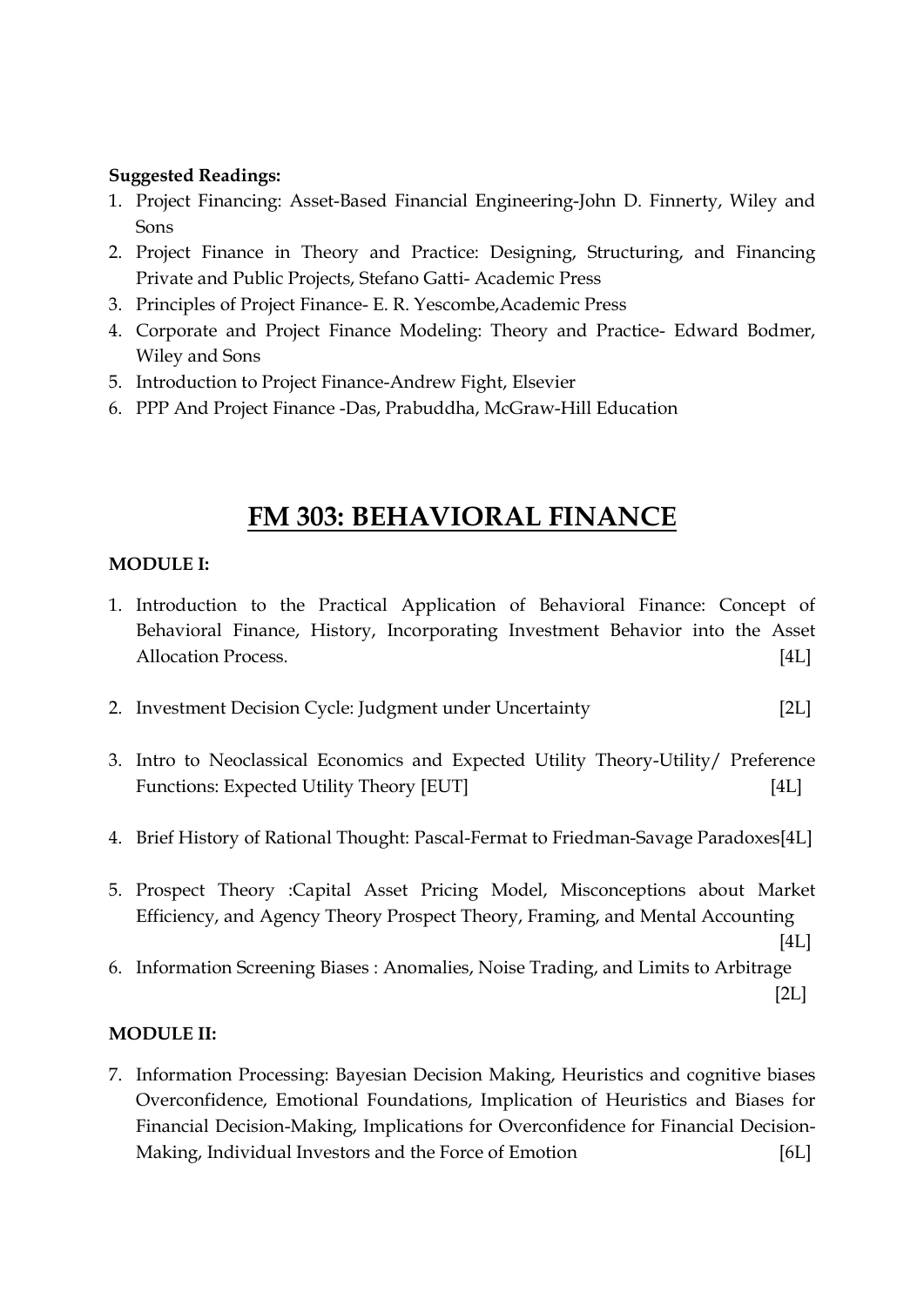**Suggested Readings:**

1. Project Financing: Asset-Based Financial Engineering-John D. Finnerty, Wiley and Sons
2. Project Finance in Theory and Practice: Designing, Structuring, and Financing Private and Public Projects, Stefano Gatti- Academic Press
3. Principles of Project Finance- E. R. Yescombe,Academic Press
4. Corporate and Project Finance Modeling: Theory and Practice- Edward Bodmer, Wiley and Sons
5. Introduction to Project Finance-Andrew Fight, Elsevier
6. PPP And Project Finance -Das, Prabuddha, McGraw-Hill Education

# FM 303: BEHAVIORAL FINANCE

**MODULE I:**

1. Introduction to the Practical Application of Behavioral Finance: Concept of Behavioral Finance, History, Incorporating Investment Behavior into the Asset Allocation Process. [4L]

2. Investment Decision Cycle: Judgment under Uncertainty [2L]

3. Intro to Neoclassical Economics and Expected Utility Theory-Utility/ Preference Functions: Expected Utility Theory [EUT] [4L]

4. Brief History of Rational Thought: Pascal-Fermat to Friedman-Savage Paradoxes[4L]

5. Prospect Theory :Capital Asset Pricing Model, Misconceptions about Market Efficiency, and Agency Theory Prospect Theory, Framing, and Mental Accounting [4L]
6. Information Screening Biases : Anomalies, Noise Trading, and Limits to Arbitrage [2L]

**MODULE II:**

7. Information Processing: Bayesian Decision Making, Heuristics and cognitive biases Overconfidence, Emotional Foundations, Implication of Heuristics and Biases for Financial Decision-Making, Implications for Overconfidence for Financial Decision-Making, Individual Investors and the Force of Emotion [6L]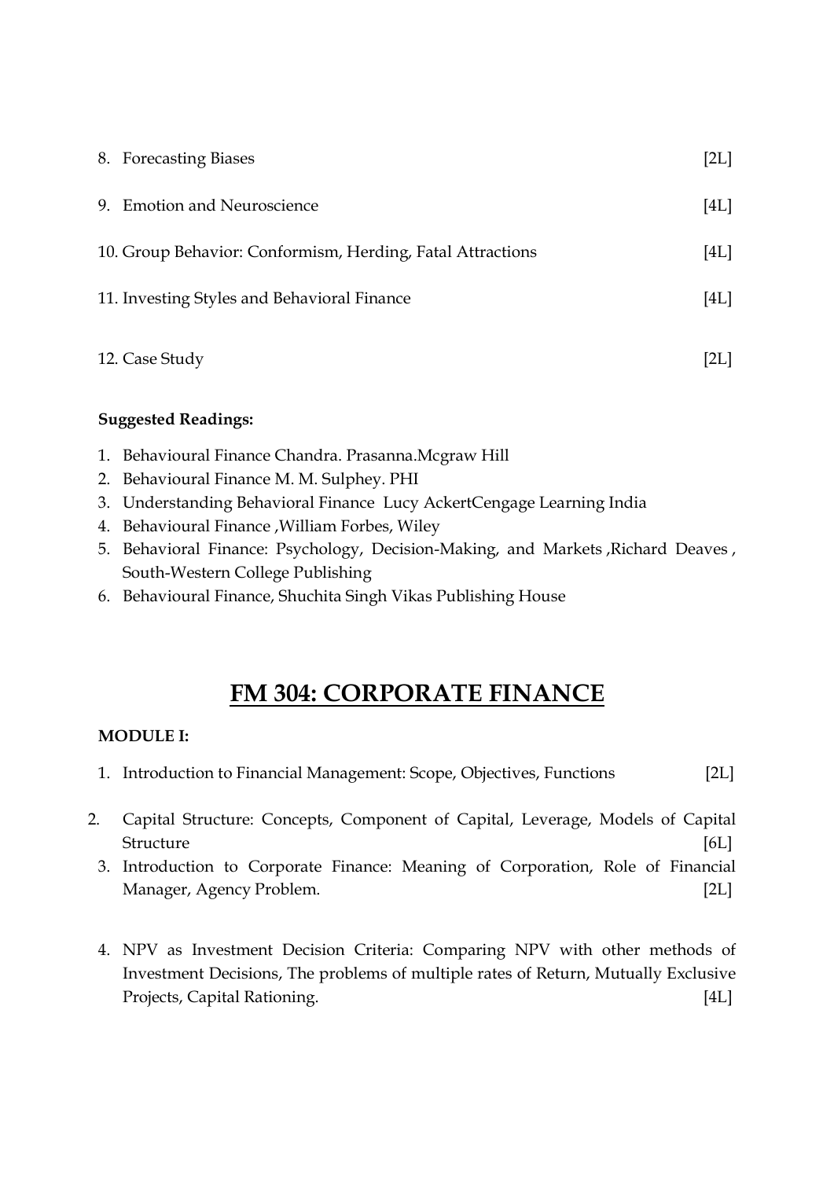8. Forecasting Biases [2L]

9. Emotion and Neuroscience [4L]

10. Group Behavior: Conformism, Herding, Fatal Attractions [4L]

11. Investing Styles and Behavioral Finance [4L]

12. Case Study [2L]

**Suggested Readings:**

1. Behavioural Finance Chandra. Prasanna.Mcgraw Hill
2. Behavioural Finance M. M. Sulphey. PHI
3. Understanding Behavioral Finance Lucy AckertCengage Learning India
4. Behavioural Finance ,William Forbes, Wiley
5. Behavioral Finance: Psychology, Decision-Making, and Markets ,Richard Deaves , South-Western College Publishing
6. Behavioural Finance, Shuchita Singh Vikas Publishing House

# FM 304: CORPORATE FINANCE

**MODULE I:**

1. Introduction to Financial Management: Scope, Objectives, Functions [2L]

2. Capital Structure: Concepts, Component of Capital, Leverage, Models of Capital Structure [6L]

3. Introduction to Corporate Finance: Meaning of Corporation, Role of Financial Manager, Agency Problem. [2L]

4. NPV as Investment Decision Criteria: Comparing NPV with other methods of Investment Decisions, The problems of multiple rates of Return, Mutually Exclusive Projects, Capital Rationing. [4L]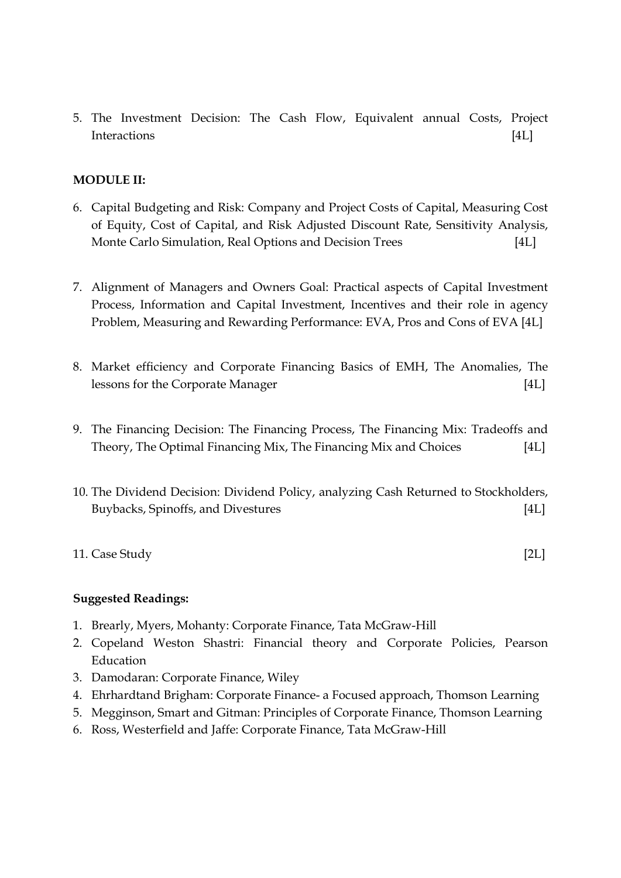5. The Investment Decision: The Cash Flow, Equivalent annual Costs, Project Interactions [4L]

**MODULE II:**

6. Capital Budgeting and Risk: Company and Project Costs of Capital, Measuring Cost of Equity, Cost of Capital, and Risk Adjusted Discount Rate, Sensitivity Analysis, Monte Carlo Simulation, Real Options and Decision Trees [4L]

7. Alignment of Managers and Owners Goal: Practical aspects of Capital Investment Process, Information and Capital Investment, Incentives and their role in agency Problem, Measuring and Rewarding Performance: EVA, Pros and Cons of EVA [4L]

8. Market efficiency and Corporate Financing Basics of EMH, The Anomalies, The lessons for the Corporate Manager [4L]

9. The Financing Decision: The Financing Process, The Financing Mix: Tradeoffs and Theory, The Optimal Financing Mix, The Financing Mix and Choices [4L]

10. The Dividend Decision: Dividend Policy, analyzing Cash Returned to Stockholders, Buybacks, Spinoffs, and Divestures [4L]

11. Case Study [2L]

**Suggested Readings:**

1. Brearly, Myers, Mohanty: Corporate Finance, Tata McGraw-Hill
2. Copeland Weston Shastri: Financial theory and Corporate Policies, Pearson Education
3. Damodaran: Corporate Finance, Wiley
4. Ehrhardtand Brigham: Corporate Finance- a Focused approach, Thomson Learning
5. Megginson, Smart and Gitman: Principles of Corporate Finance, Thomson Learning
6. Ross, Westerfield and Jaffe: Corporate Finance, Tata McGraw-Hill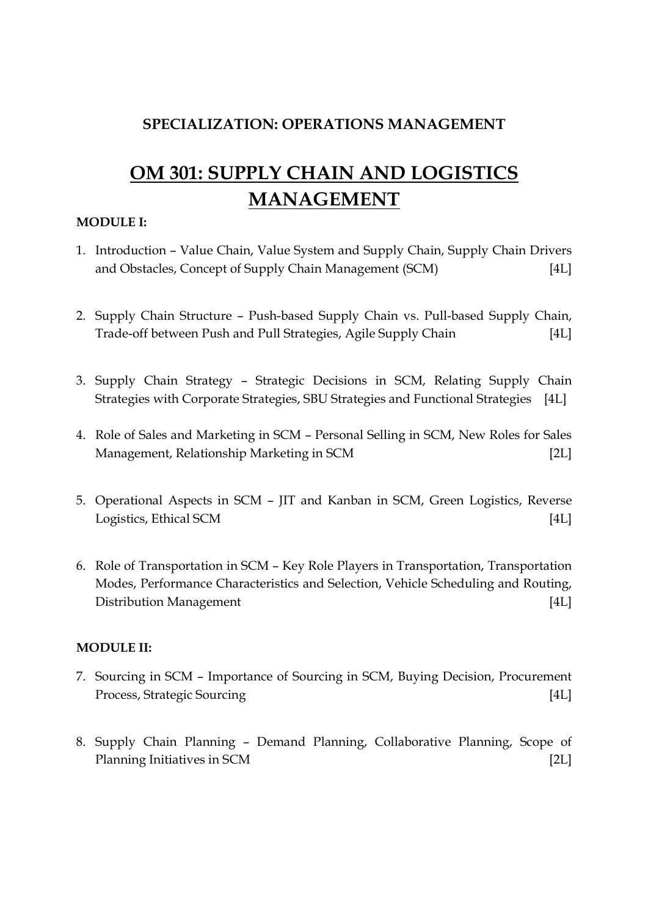**SPECIALIZATION: OPERATIONS MANAGEMENT**

# OM 301: SUPPLY CHAIN AND LOGISTICS MANAGEMENT

**MODULE I:**

1. Introduction – Value Chain, Value System and Supply Chain, Supply Chain Drivers and Obstacles, Concept of Supply Chain Management (SCM) [4L]

2. Supply Chain Structure – Push-based Supply Chain vs. Pull-based Supply Chain, Trade-off between Push and Pull Strategies, Agile Supply Chain [4L]

3. Supply Chain Strategy – Strategic Decisions in SCM, Relating Supply Chain Strategies with Corporate Strategies, SBU Strategies and Functional Strategies [4L]

4. Role of Sales and Marketing in SCM – Personal Selling in SCM, New Roles for Sales Management, Relationship Marketing in SCM [2L]

5. Operational Aspects in SCM – JIT and Kanban in SCM, Green Logistics, Reverse Logistics, Ethical SCM [4L]

6. Role of Transportation in SCM – Key Role Players in Transportation, Transportation Modes, Performance Characteristics and Selection, Vehicle Scheduling and Routing, Distribution Management [4L]

**MODULE II:**

7. Sourcing in SCM – Importance of Sourcing in SCM, Buying Decision, Procurement Process, Strategic Sourcing [4L]

8. Supply Chain Planning – Demand Planning, Collaborative Planning, Scope of Planning Initiatives in SCM [2L]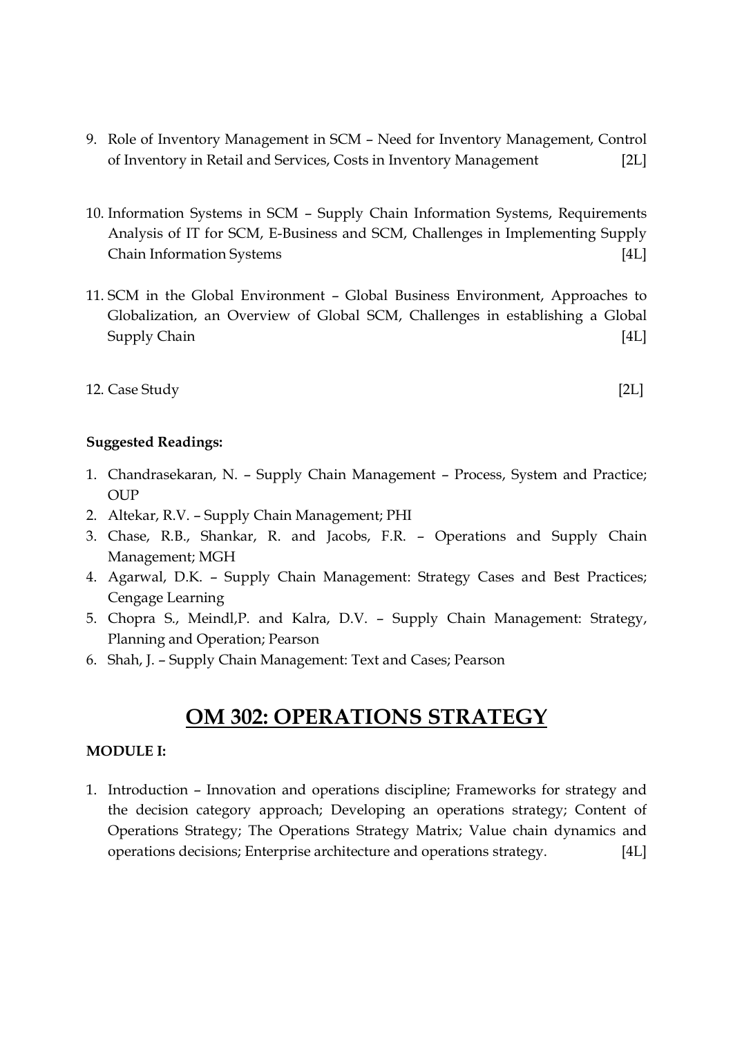9. Role of Inventory Management in SCM – Need for Inventory Management, Control of Inventory in Retail and Services, Costs in Inventory Management [2L]

10. Information Systems in SCM – Supply Chain Information Systems, Requirements Analysis of IT for SCM, E-Business and SCM, Challenges in Implementing Supply Chain Information Systems [4L]

11. SCM in the Global Environment – Global Business Environment, Approaches to Globalization, an Overview of Global SCM, Challenges in establishing a Global Supply Chain [4L]

12. Case Study [2L]

**Suggested Readings:**

1. Chandrasekaran, N. – Supply Chain Management – Process, System and Practice; OUP
2. Altekar, R.V. – Supply Chain Management; PHI
3. Chase, R.B., Shankar, R. and Jacobs, F.R. – Operations and Supply Chain Management; MGH
4. Agarwal, D.K. – Supply Chain Management: Strategy Cases and Best Practices; Cengage Learning
5. Chopra S., Meindl,P. and Kalra, D.V. – Supply Chain Management: Strategy, Planning and Operation; Pearson
6. Shah, J. – Supply Chain Management: Text and Cases; Pearson

# OM 302: OPERATIONS STRATEGY

**MODULE I:**

1. Introduction – Innovation and operations discipline; Frameworks for strategy and the decision category approach; Developing an operations strategy; Content of Operations Strategy; The Operations Strategy Matrix; Value chain dynamics and operations decisions; Enterprise architecture and operations strategy. [4L]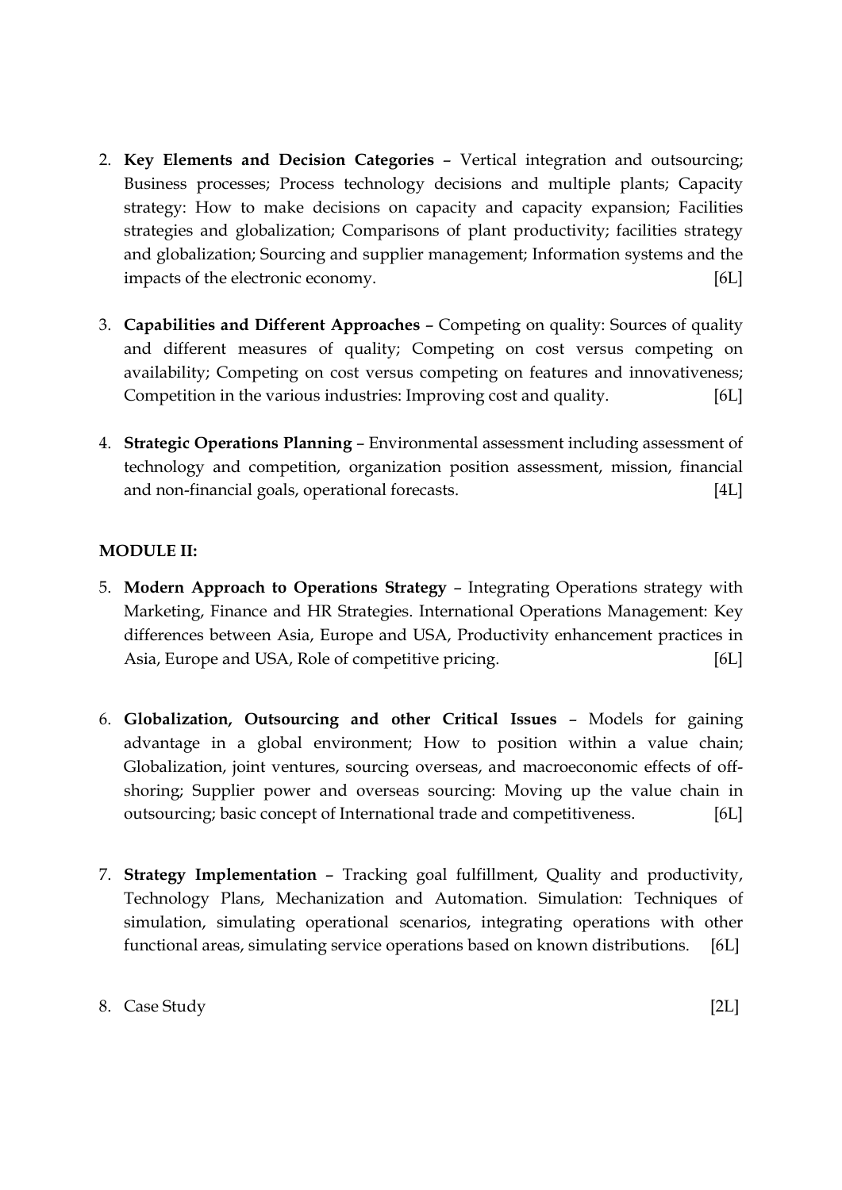2. **Key Elements and Decision Categories** – Vertical integration and outsourcing; Business processes; Process technology decisions and multiple plants; Capacity strategy: How to make decisions on capacity and capacity expansion; Facilities strategies and globalization; Comparisons of plant productivity; facilities strategy and globalization; Sourcing and supplier management; Information systems and the impacts of the electronic economy. [6L]

3. **Capabilities and Different Approaches** – Competing on quality: Sources of quality and different measures of quality; Competing on cost versus competing on availability; Competing on cost versus competing on features and innovativeness; Competition in the various industries: Improving cost and quality. [6L]

4. **Strategic Operations Planning** – Environmental assessment including assessment of technology and competition, organization position assessment, mission, financial and non-financial goals, operational forecasts. [4L]

**MODULE II:**

5. **Modern Approach to Operations Strategy** – Integrating Operations strategy with Marketing, Finance and HR Strategies. International Operations Management: Key differences between Asia, Europe and USA, Productivity enhancement practices in Asia, Europe and USA, Role of competitive pricing. [6L]

6. **Globalization, Outsourcing and other Critical Issues** – Models for gaining advantage in a global environment; How to position within a value chain; Globalization, joint ventures, sourcing overseas, and macroeconomic effects of off-shoring; Supplier power and overseas sourcing: Moving up the value chain in outsourcing; basic concept of International trade and competitiveness. [6L]

7. **Strategy Implementation** – Tracking goal fulfillment, Quality and productivity, Technology Plans, Mechanization and Automation. Simulation: Techniques of simulation, simulating operational scenarios, integrating operations with other functional areas, simulating service operations based on known distributions. [6L]

8. Case Study [2L]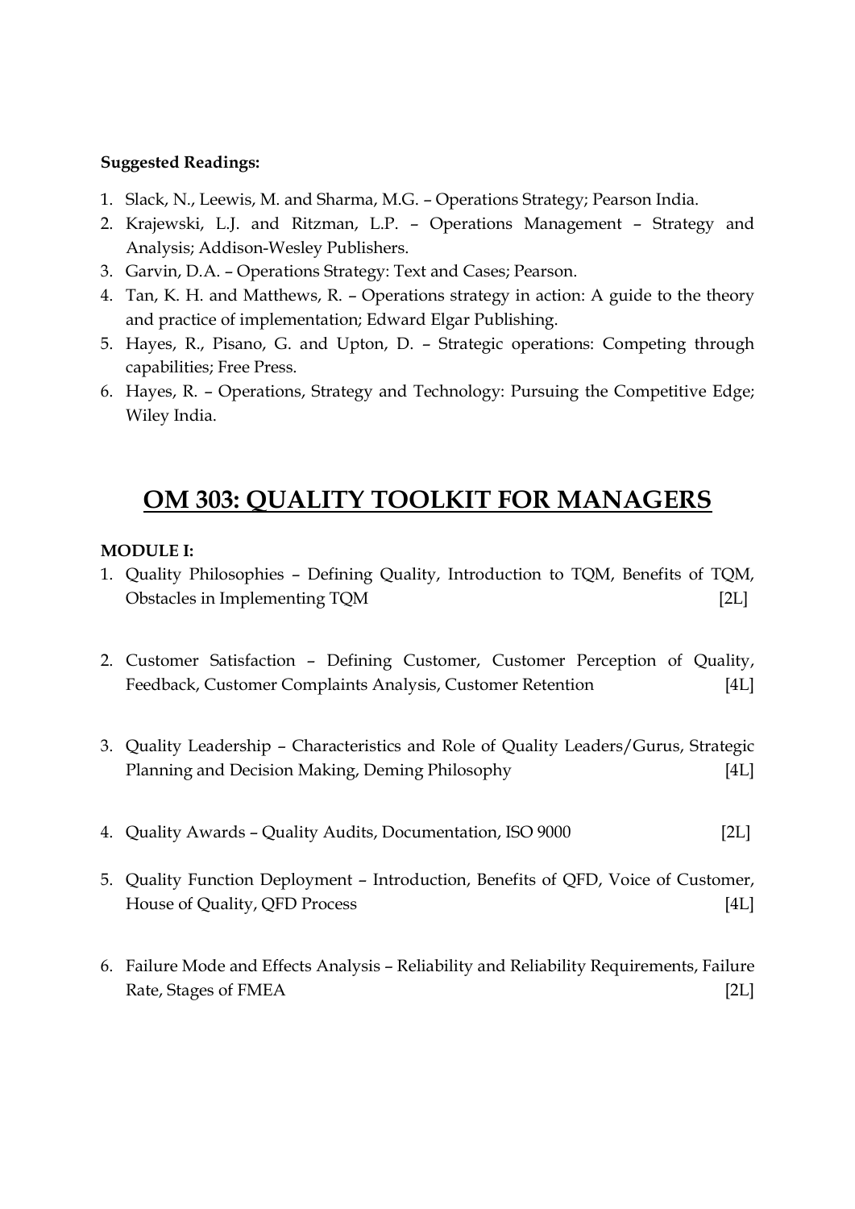**Suggested Readings:**

1. Slack, N., Leewis, M. and Sharma, M.G. – Operations Strategy; Pearson India.
2. Krajewski, L.J. and Ritzman, L.P. – Operations Management – Strategy and Analysis; Addison-Wesley Publishers.
3. Garvin, D.A. – Operations Strategy: Text and Cases; Pearson.
4. Tan, K. H. and Matthews, R. – Operations strategy in action: A guide to the theory and practice of implementation; Edward Elgar Publishing.
5. Hayes, R., Pisano, G. and Upton, D. – Strategic operations: Competing through capabilities; Free Press.
6. Hayes, R. – Operations, Strategy and Technology: Pursuing the Competitive Edge; Wiley India.

# OM 303: QUALITY TOOLKIT FOR MANAGERS

**MODULE I:**

1. Quality Philosophies – Defining Quality, Introduction to TQM, Benefits of TQM, Obstacles in Implementing TQM [2L]

2. Customer Satisfaction – Defining Customer, Customer Perception of Quality, Feedback, Customer Complaints Analysis, Customer Retention [4L]

3. Quality Leadership – Characteristics and Role of Quality Leaders/Gurus, Strategic Planning and Decision Making, Deming Philosophy [4L]

4. Quality Awards – Quality Audits, Documentation, ISO 9000 [2L]

5. Quality Function Deployment – Introduction, Benefits of QFD, Voice of Customer, House of Quality, QFD Process [4L]

6. Failure Mode and Effects Analysis – Reliability and Reliability Requirements, Failure Rate, Stages of FMEA [2L]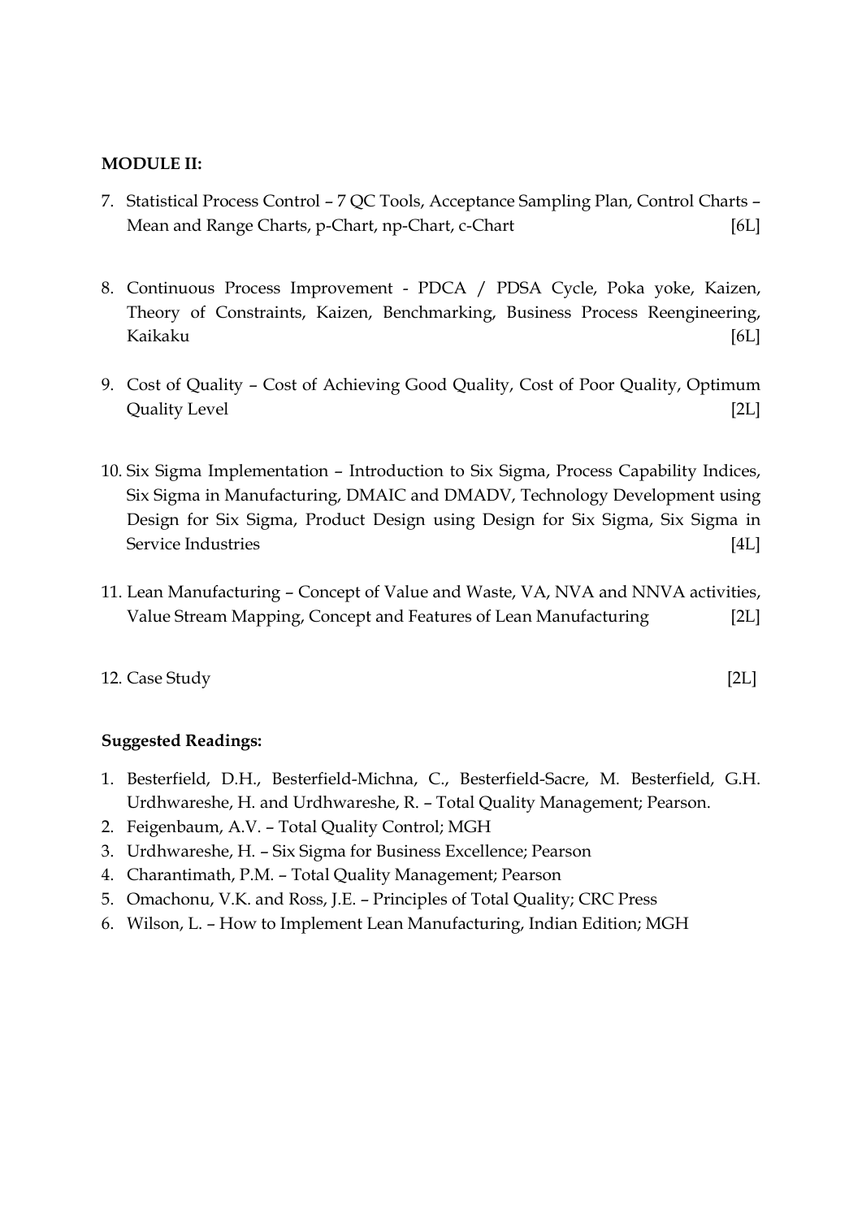**MODULE II:**

7. Statistical Process Control – 7 QC Tools, Acceptance Sampling Plan, Control Charts – Mean and Range Charts, p-Chart, np-Chart, c-Chart [6L]

8. Continuous Process Improvement - PDCA / PDSA Cycle, Poka yoke, Kaizen, Theory of Constraints, Kaizen, Benchmarking, Business Process Reengineering, Kaikaku [6L]

9. Cost of Quality – Cost of Achieving Good Quality, Cost of Poor Quality, Optimum Quality Level [2L]

10. Six Sigma Implementation – Introduction to Six Sigma, Process Capability Indices, Six Sigma in Manufacturing, DMAIC and DMADV, Technology Development using Design for Six Sigma, Product Design using Design for Six Sigma, Six Sigma in Service Industries [4L]

11. Lean Manufacturing – Concept of Value and Waste, VA, NVA and NNVA activities, Value Stream Mapping, Concept and Features of Lean Manufacturing [2L]

12. Case Study [2L]

**Suggested Readings:**

1. Besterfield, D.H., Besterfield-Michna, C., Besterfield-Sacre, M. Besterfield, G.H. Urdhwareshe, H. and Urdhwareshe, R. – Total Quality Management; Pearson.
2. Feigenbaum, A.V. – Total Quality Control; MGH
3. Urdhwareshe, H. – Six Sigma for Business Excellence; Pearson
4. Charantimath, P.M. – Total Quality Management; Pearson
5. Omachonu, V.K. and Ross, J.E. – Principles of Total Quality; CRC Press
6. Wilson, L. – How to Implement Lean Manufacturing, Indian Edition; MGH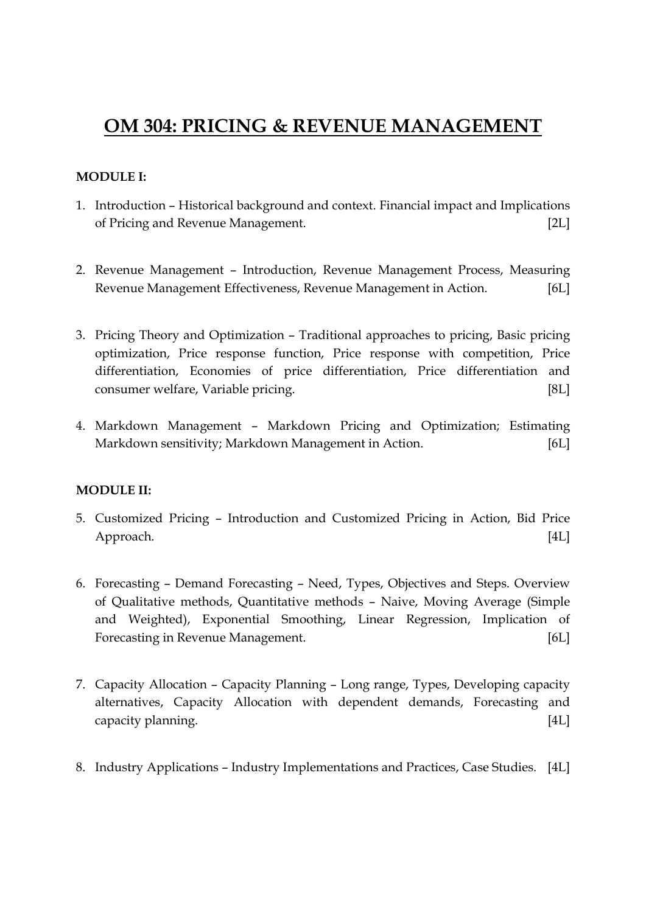# OM 304: PRICING & REVENUE MANAGEMENT

**MODULE I:**

1. Introduction – Historical background and context. Financial impact and Implications of Pricing and Revenue Management. [2L]

2. Revenue Management – Introduction, Revenue Management Process, Measuring Revenue Management Effectiveness, Revenue Management in Action. [6L]

3. Pricing Theory and Optimization – Traditional approaches to pricing, Basic pricing optimization, Price response function, Price response with competition, Price differentiation, Economies of price differentiation, Price differentiation and consumer welfare, Variable pricing. [8L]

4. Markdown Management – Markdown Pricing and Optimization; Estimating Markdown sensitivity; Markdown Management in Action. [6L]

**MODULE II:**

5. Customized Pricing – Introduction and Customized Pricing in Action, Bid Price Approach. [4L]

6. Forecasting – Demand Forecasting – Need, Types, Objectives and Steps. Overview of Qualitative methods, Quantitative methods – Naive, Moving Average (Simple and Weighted), Exponential Smoothing, Linear Regression, Implication of Forecasting in Revenue Management. [6L]

7. Capacity Allocation – Capacity Planning – Long range, Types, Developing capacity alternatives, Capacity Allocation with dependent demands, Forecasting and capacity planning. [4L]

8. Industry Applications – Industry Implementations and Practices, Case Studies. [4L]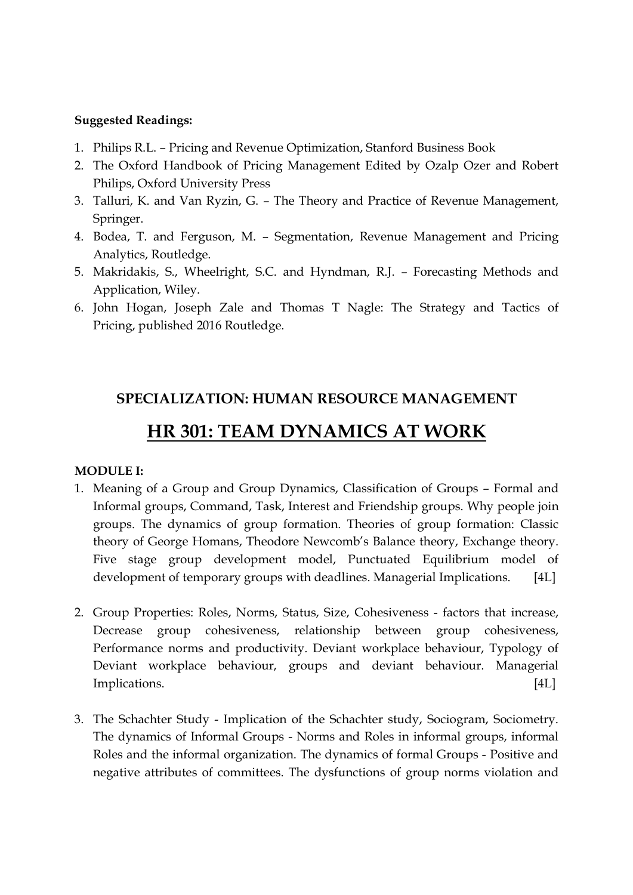**Suggested Readings:**

1. Philips R.L. – Pricing and Revenue Optimization, Stanford Business Book
2. The Oxford Handbook of Pricing Management Edited by Ozalp Ozer and Robert Philips, Oxford University Press
3. Talluri, K. and Van Ryzin, G. – The Theory and Practice of Revenue Management, Springer.
4. Bodea, T. and Ferguson, M. – Segmentation, Revenue Management and Pricing Analytics, Routledge.
5. Makridakis, S., Wheelright, S.C. and Hyndman, R.J. – Forecasting Methods and Application, Wiley.
6. John Hogan, Joseph Zale and Thomas T Nagle: The Strategy and Tactics of Pricing, published 2016 Routledge.

## SPECIALIZATION: HUMAN RESOURCE MANAGEMENT

# HR 301: TEAM DYNAMICS AT WORK

**MODULE I:**

1. Meaning of a Group and Group Dynamics, Classification of Groups – Formal and Informal groups, Command, Task, Interest and Friendship groups. Why people join groups. The dynamics of group formation. Theories of group formation: Classic theory of George Homans, Theodore Newcomb's Balance theory, Exchange theory. Five stage group development model, Punctuated Equilibrium model of development of temporary groups with deadlines. Managerial Implications. [4L]

2. Group Properties: Roles, Norms, Status, Size, Cohesiveness - factors that increase, Decrease group cohesiveness, relationship between group cohesiveness, Performance norms and productivity. Deviant workplace behaviour, Typology of Deviant workplace behaviour, groups and deviant behaviour. Managerial Implications. [4L]

3. The Schachter Study - Implication of the Schachter study, Sociogram, Sociometry. The dynamics of Informal Groups - Norms and Roles in informal groups, informal Roles and the informal organization. The dynamics of formal Groups - Positive and negative attributes of committees. The dysfunctions of group norms violation and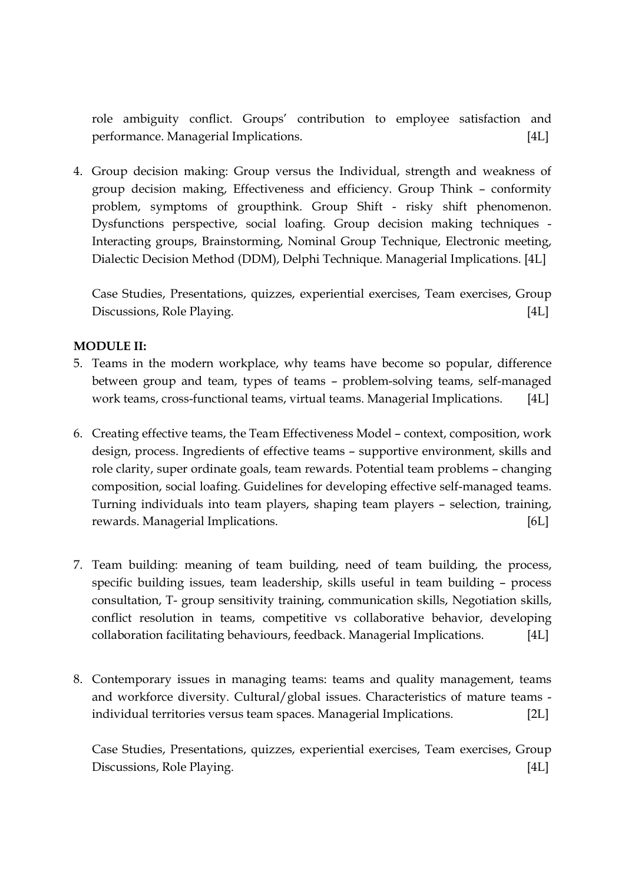role ambiguity conflict. Groups' contribution to employee satisfaction and performance. Managerial Implications. [4L]

4. Group decision making: Group versus the Individual, strength and weakness of group decision making, Effectiveness and efficiency. Group Think – conformity problem, symptoms of groupthink. Group Shift - risky shift phenomenon. Dysfunctions perspective, social loafing. Group decision making techniques - Interacting groups, Brainstorming, Nominal Group Technique, Electronic meeting, Dialectic Decision Method (DDM), Delphi Technique. Managerial Implications. [4L]

   Case Studies, Presentations, quizzes, experiential exercises, Team exercises, Group Discussions, Role Playing. [4L]

**MODULE II:**

5. Teams in the modern workplace, why teams have become so popular, difference between group and team, types of teams – problem-solving teams, self-managed work teams, cross-functional teams, virtual teams. Managerial Implications. [4L]

6. Creating effective teams, the Team Effectiveness Model – context, composition, work design, process. Ingredients of effective teams – supportive environment, skills and role clarity, super ordinate goals, team rewards. Potential team problems – changing composition, social loafing. Guidelines for developing effective self-managed teams. Turning individuals into team players, shaping team players – selection, training, rewards. Managerial Implications. [6L]

7. Team building: meaning of team building, need of team building, the process, specific building issues, team leadership, skills useful in team building – process consultation, T- group sensitivity training, communication skills, Negotiation skills, conflict resolution in teams, competitive vs collaborative behavior, developing collaboration facilitating behaviours, feedback. Managerial Implications. [4L]

8. Contemporary issues in managing teams: teams and quality management, teams and workforce diversity. Cultural/global issues. Characteristics of mature teams - individual territories versus team spaces. Managerial Implications. [2L]

   Case Studies, Presentations, quizzes, experiential exercises, Team exercises, Group Discussions, Role Playing. [4L]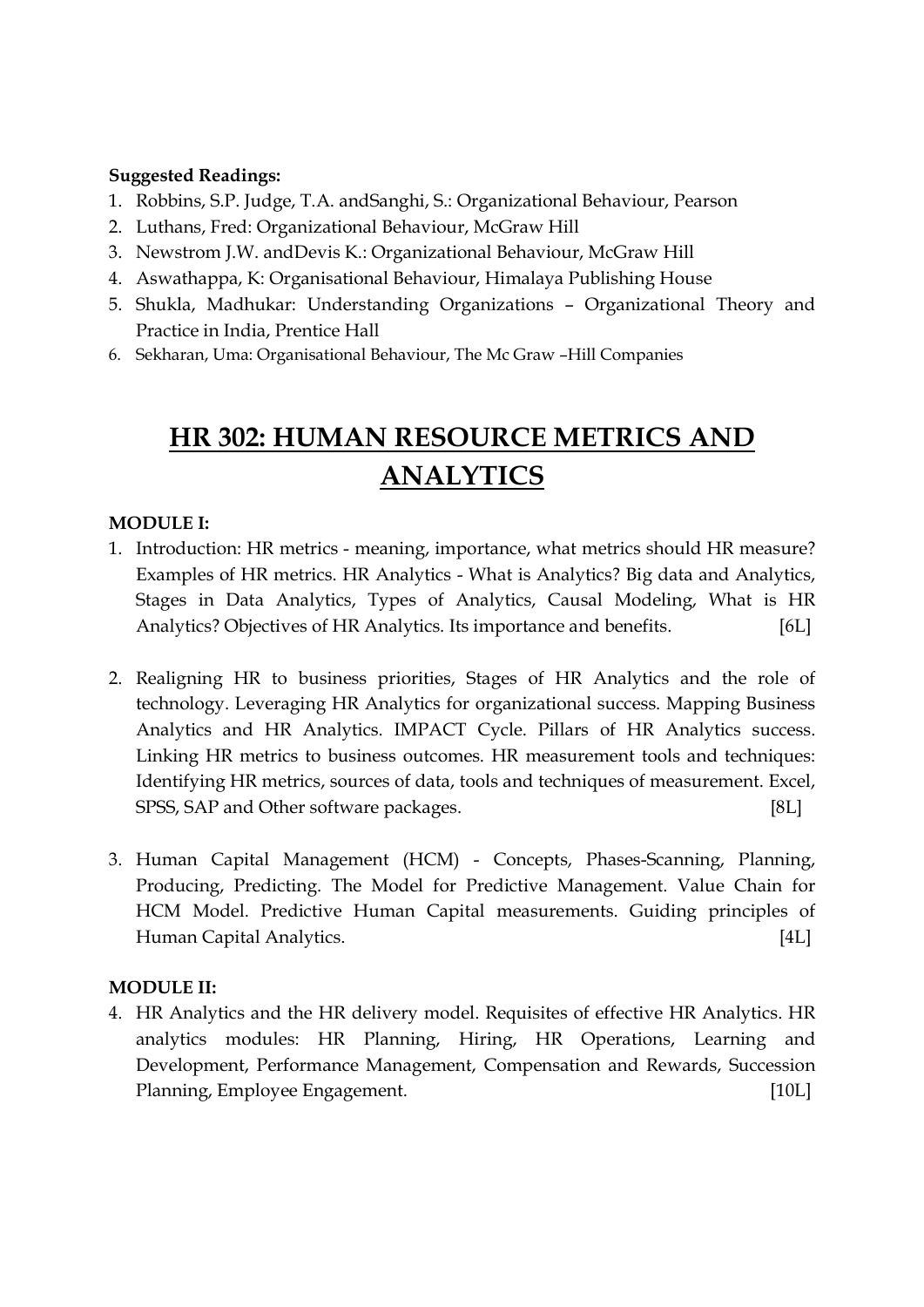**Suggested Readings:**

1. Robbins, S.P. Judge, T.A. andSanghi, S.: Organizational Behaviour, Pearson
2. Luthans, Fred: Organizational Behaviour, McGraw Hill
3. Newstrom J.W. andDevis K.: Organizational Behaviour, McGraw Hill
4. Aswathappa, K: Organisational Behaviour, Himalaya Publishing House
5. Shukla, Madhukar: Understanding Organizations – Organizational Theory and Practice in India, Prentice Hall
6. Sekharan, Uma: Organisational Behaviour, The Mc Graw –Hill Companies

# HR 302: HUMAN RESOURCE METRICS AND ANALYTICS

**MODULE I:**

1. Introduction: HR metrics - meaning, importance, what metrics should HR measure? Examples of HR metrics. HR Analytics - What is Analytics? Big data and Analytics, Stages in Data Analytics, Types of Analytics, Causal Modeling, What is HR Analytics? Objectives of HR Analytics. Its importance and benefits. [6L]

2. Realigning HR to business priorities, Stages of HR Analytics and the role of technology. Leveraging HR Analytics for organizational success. Mapping Business Analytics and HR Analytics. IMPACT Cycle. Pillars of HR Analytics success. Linking HR metrics to business outcomes. HR measurement tools and techniques: Identifying HR metrics, sources of data, tools and techniques of measurement. Excel, SPSS, SAP and Other software packages. [8L]

3. Human Capital Management (HCM) - Concepts, Phases-Scanning, Planning, Producing, Predicting. The Model for Predictive Management. Value Chain for HCM Model. Predictive Human Capital measurements. Guiding principles of Human Capital Analytics. [4L]

**MODULE II:**

4. HR Analytics and the HR delivery model. Requisites of effective HR Analytics. HR analytics modules: HR Planning, Hiring, HR Operations, Learning and Development, Performance Management, Compensation and Rewards, Succession Planning, Employee Engagement. [10L]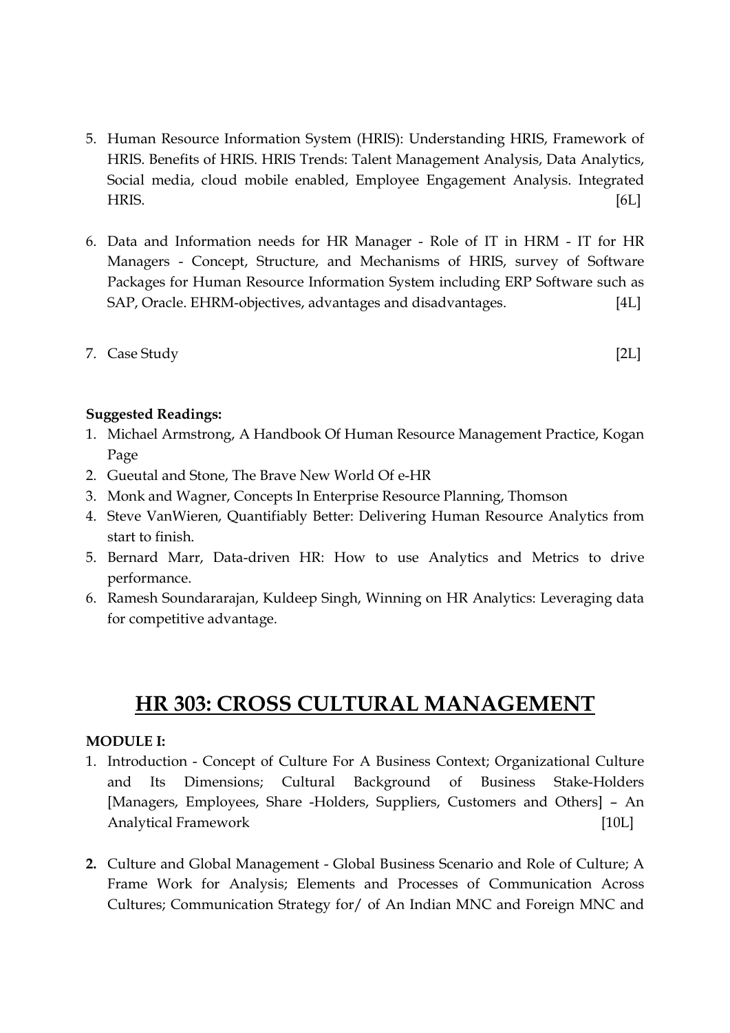5. Human Resource Information System (HRIS): Understanding HRIS, Framework of HRIS. Benefits of HRIS. HRIS Trends: Talent Management Analysis, Data Analytics, Social media, cloud mobile enabled, Employee Engagement Analysis. Integrated HRIS. [6L]

6. Data and Information needs for HR Manager - Role of IT in HRM - IT for HR Managers - Concept, Structure, and Mechanisms of HRIS, survey of Software Packages for Human Resource Information System including ERP Software such as SAP, Oracle. EHRM-objectives, advantages and disadvantages. [4L]

7. Case Study [2L]

**Suggested Readings:**

1. Michael Armstrong, A Handbook Of Human Resource Management Practice, Kogan Page
2. Gueutal and Stone, The Brave New World Of e-HR
3. Monk and Wagner, Concepts In Enterprise Resource Planning, Thomson
4. Steve VanWieren, Quantifiably Better: Delivering Human Resource Analytics from start to finish.
5. Bernard Marr, Data-driven HR: How to use Analytics and Metrics to drive performance.
6. Ramesh Soundararajan, Kuldeep Singh, Winning on HR Analytics: Leveraging data for competitive advantage.

# HR 303: CROSS CULTURAL MANAGEMENT

**MODULE I:**

1. Introduction - Concept of Culture For A Business Context; Organizational Culture and Its Dimensions; Cultural Background of Business Stake-Holders [Managers, Employees, Share -Holders, Suppliers, Customers and Others] – An Analytical Framework [10L]

2. Culture and Global Management - Global Business Scenario and Role of Culture; A Frame Work for Analysis; Elements and Processes of Communication Across Cultures; Communication Strategy for/ of An Indian MNC and Foreign MNC and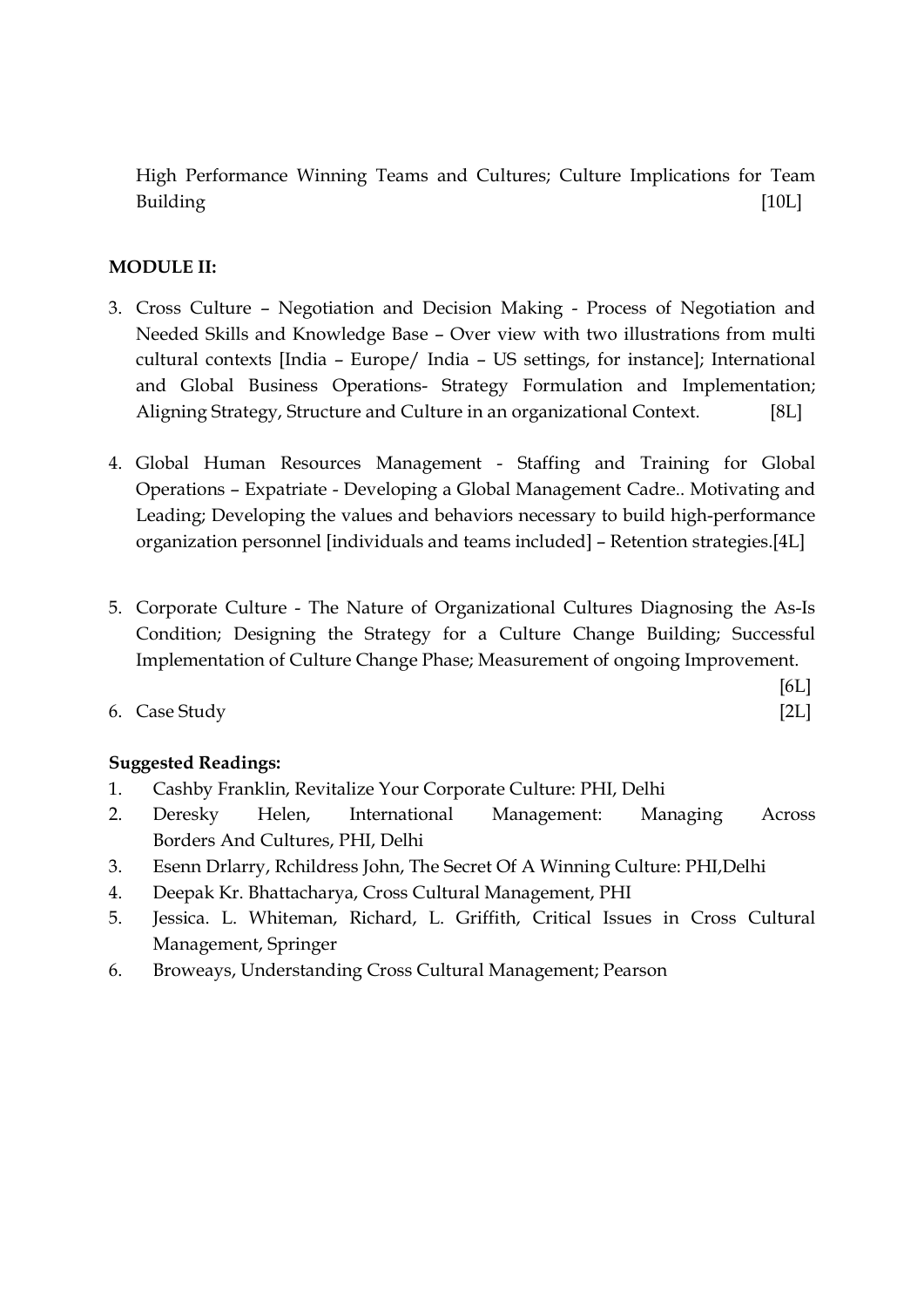High Performance Winning Teams and Cultures; Culture Implications for Team Building [10L]

**MODULE II:**

3. Cross Culture – Negotiation and Decision Making - Process of Negotiation and Needed Skills and Knowledge Base – Over view with two illustrations from multi cultural contexts [India – Europe/ India – US settings, for instance]; International and Global Business Operations- Strategy Formulation and Implementation; Aligning Strategy, Structure and Culture in an organizational Context. [8L]

4. Global Human Resources Management - Staffing and Training for Global Operations – Expatriate - Developing a Global Management Cadre.. Motivating and Leading; Developing the values and behaviors necessary to build high-performance organization personnel [individuals and teams included] – Retention strategies.[4L]

5. Corporate Culture - The Nature of Organizational Cultures Diagnosing the As-Is Condition; Designing the Strategy for a Culture Change Building; Successful Implementation of Culture Change Phase; Measurement of ongoing Improvement. [6L]

6. Case Study [2L]

**Suggested Readings:**

1. Cashby Franklin, Revitalize Your Corporate Culture: PHI, Delhi
2. Deresky Helen, International Management: Managing Across Borders And Cultures, PHI, Delhi
3. Esenn Drlarry, Rchildress John, The Secret Of A Winning Culture: PHI,Delhi
4. Deepak Kr. Bhattacharya, Cross Cultural Management, PHI
5. Jessica. L. Whiteman, Richard, L. Griffith, Critical Issues in Cross Cultural Management, Springer
6. Broweays, Understanding Cross Cultural Management; Pearson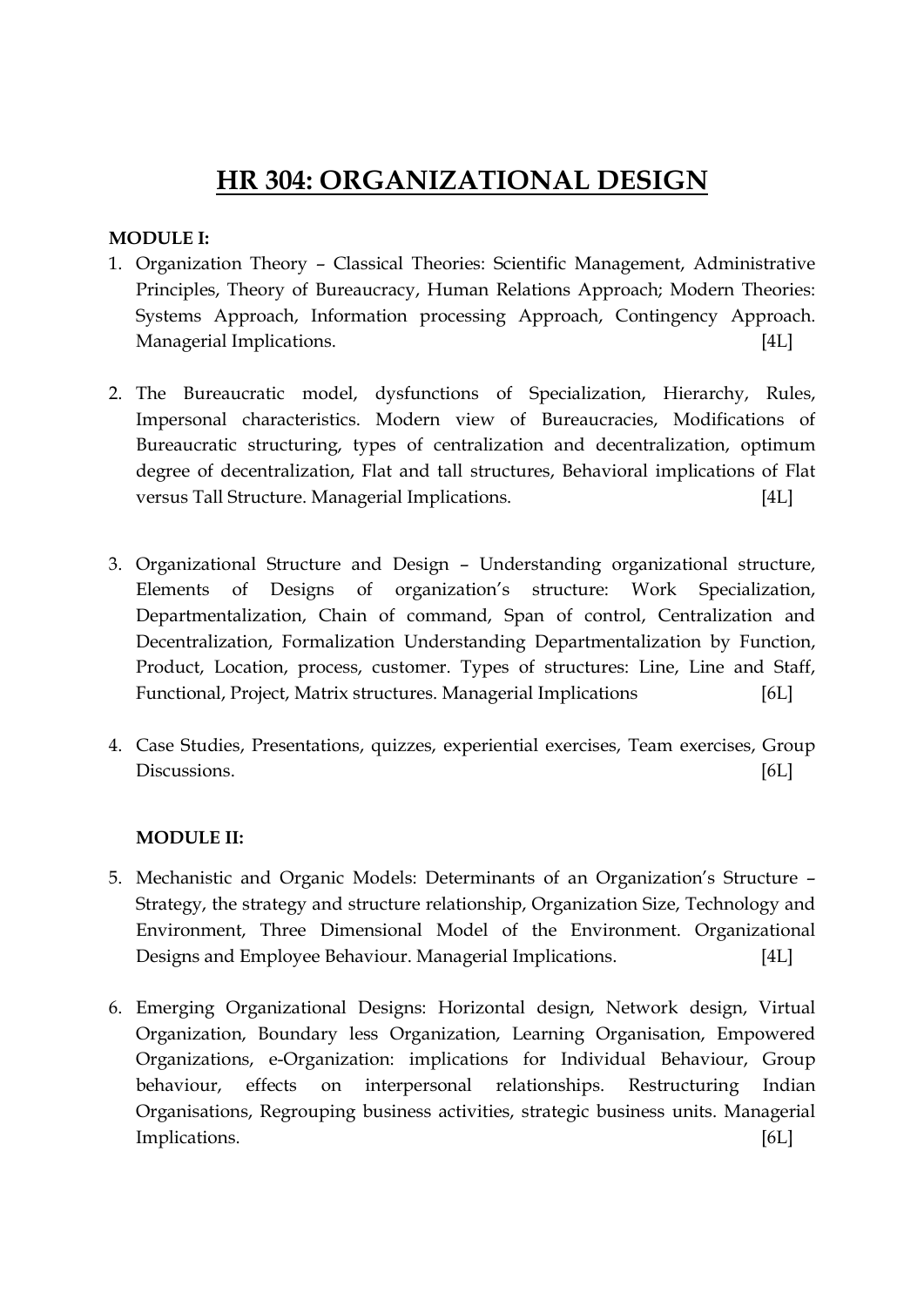# HR 304: ORGANIZATIONAL DESIGN

**MODULE I:**

1. Organization Theory – Classical Theories: Scientific Management, Administrative Principles, Theory of Bureaucracy, Human Relations Approach; Modern Theories: Systems Approach, Information processing Approach, Contingency Approach. Managerial Implications. [4L]

2. The Bureaucratic model, dysfunctions of Specialization, Hierarchy, Rules, Impersonal characteristics. Modern view of Bureaucracies, Modifications of Bureaucratic structuring, types of centralization and decentralization, optimum degree of decentralization, Flat and tall structures, Behavioral implications of Flat versus Tall Structure. Managerial Implications. [4L]

3. Organizational Structure and Design – Understanding organizational structure, Elements of Designs of organization's structure: Work Specialization, Departmentalization, Chain of command, Span of control, Centralization and Decentralization, Formalization Understanding Departmentalization by Function, Product, Location, process, customer. Types of structures: Line, Line and Staff, Functional, Project, Matrix structures. Managerial Implications [6L]

4. Case Studies, Presentations, quizzes, experiential exercises, Team exercises, Group Discussions. [6L]

**MODULE II:**

5. Mechanistic and Organic Models: Determinants of an Organization's Structure – Strategy, the strategy and structure relationship, Organization Size, Technology and Environment, Three Dimensional Model of the Environment. Organizational Designs and Employee Behaviour. Managerial Implications. [4L]

6. Emerging Organizational Designs: Horizontal design, Network design, Virtual Organization, Boundary less Organization, Learning Organisation, Empowered Organizations, e-Organization: implications for Individual Behaviour, Group behaviour, effects on interpersonal relationships. Restructuring Indian Organisations, Regrouping business activities, strategic business units. Managerial Implications. [6L]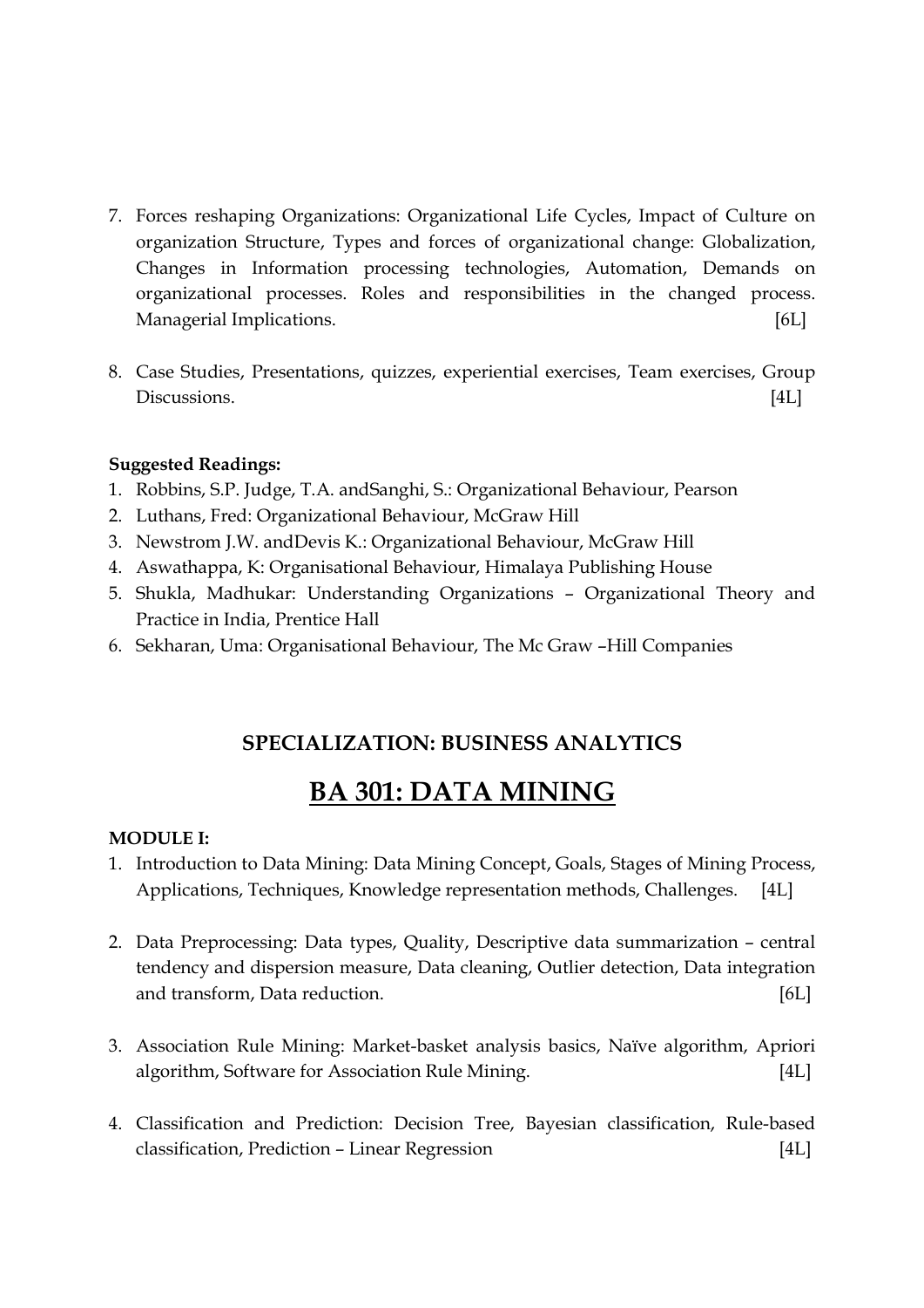7. Forces reshaping Organizations: Organizational Life Cycles, Impact of Culture on organization Structure, Types and forces of organizational change: Globalization, Changes in Information processing technologies, Automation, Demands on organizational processes. Roles and responsibilities in the changed process. Managerial Implications. [6L]

8. Case Studies, Presentations, quizzes, experiential exercises, Team exercises, Group Discussions. [4L]

**Suggested Readings:**

1. Robbins, S.P. Judge, T.A. andSanghi, S.: Organizational Behaviour, Pearson
2. Luthans, Fred: Organizational Behaviour, McGraw Hill
3. Newstrom J.W. andDevis K.: Organizational Behaviour, McGraw Hill
4. Aswathappa, K: Organisational Behaviour, Himalaya Publishing House
5. Shukla, Madhukar: Understanding Organizations – Organizational Theory and Practice in India, Prentice Hall
6. Sekharan, Uma: Organisational Behaviour, The Mc Graw –Hill Companies

## SPECIALIZATION: BUSINESS ANALYTICS

# BA 301: DATA MINING

**MODULE I:**

1. Introduction to Data Mining: Data Mining Concept, Goals, Stages of Mining Process, Applications, Techniques, Knowledge representation methods, Challenges. [4L]

2. Data Preprocessing: Data types, Quality, Descriptive data summarization – central tendency and dispersion measure, Data cleaning, Outlier detection, Data integration and transform, Data reduction. [6L]

3. Association Rule Mining: Market-basket analysis basics, Naïve algorithm, Apriori algorithm, Software for Association Rule Mining. [4L]

4. Classification and Prediction: Decision Tree, Bayesian classification, Rule-based classification, Prediction – Linear Regression [4L]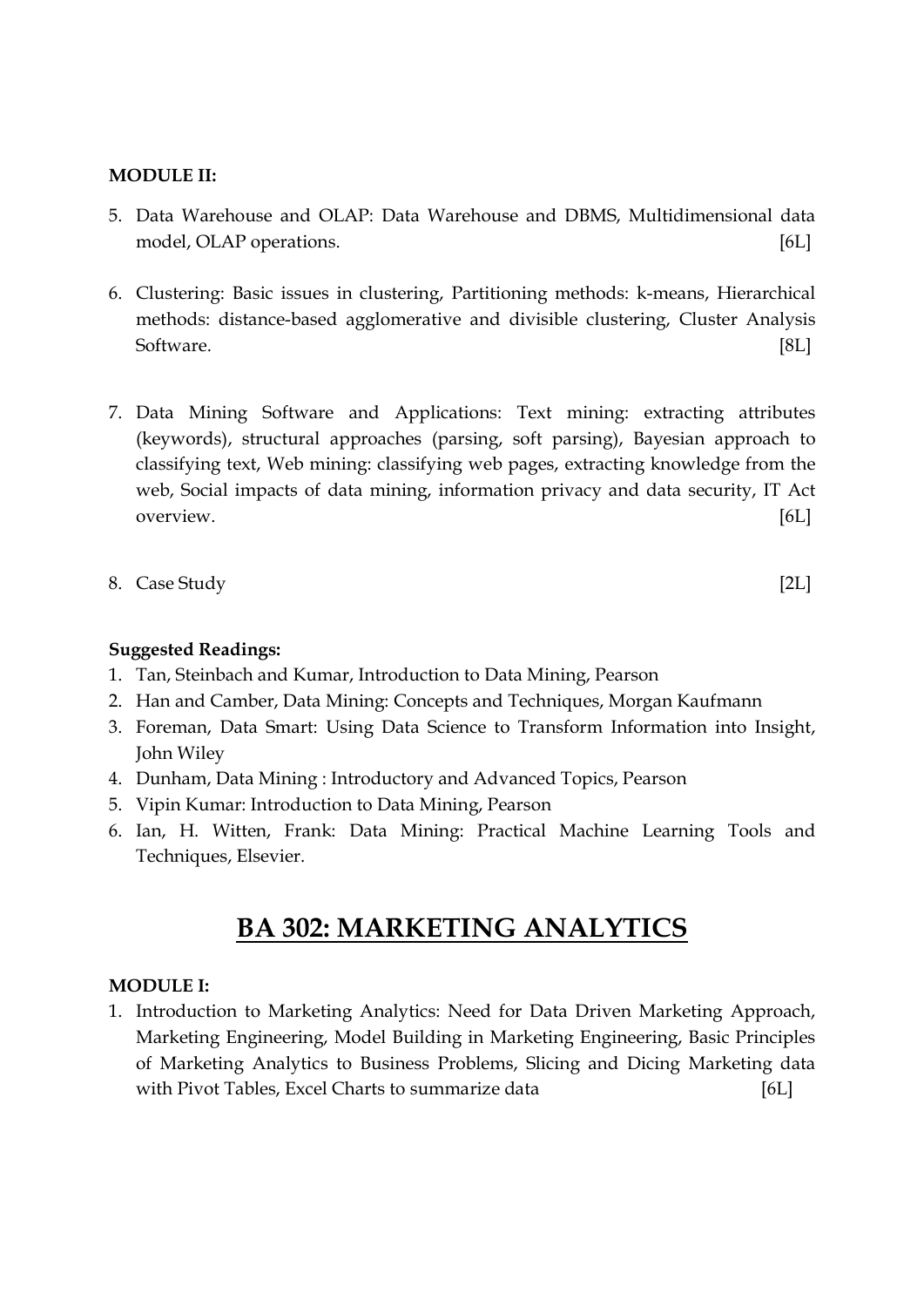**MODULE II:**

5. Data Warehouse and OLAP: Data Warehouse and DBMS, Multidimensional data model, OLAP operations. [6L]

6. Clustering: Basic issues in clustering, Partitioning methods: k-means, Hierarchical methods: distance-based agglomerative and divisible clustering, Cluster Analysis Software. [8L]

7. Data Mining Software and Applications: Text mining: extracting attributes (keywords), structural approaches (parsing, soft parsing), Bayesian approach to classifying text, Web mining: classifying web pages, extracting knowledge from the web, Social impacts of data mining, information privacy and data security, IT Act overview. [6L]

8. Case Study [2L]

**Suggested Readings:**

1. Tan, Steinbach and Kumar, Introduction to Data Mining, Pearson
2. Han and Camber, Data Mining: Concepts and Techniques, Morgan Kaufmann
3. Foreman, Data Smart: Using Data Science to Transform Information into Insight, John Wiley
4. Dunham, Data Mining : Introductory and Advanced Topics, Pearson
5. Vipin Kumar: Introduction to Data Mining, Pearson
6. Ian, H. Witten, Frank: Data Mining: Practical Machine Learning Tools and Techniques, Elsevier.

# BA 302: MARKETING ANALYTICS

**MODULE I:**

1. Introduction to Marketing Analytics: Need for Data Driven Marketing Approach, Marketing Engineering, Model Building in Marketing Engineering, Basic Principles of Marketing Analytics to Business Problems, Slicing and Dicing Marketing data with Pivot Tables, Excel Charts to summarize data [6L]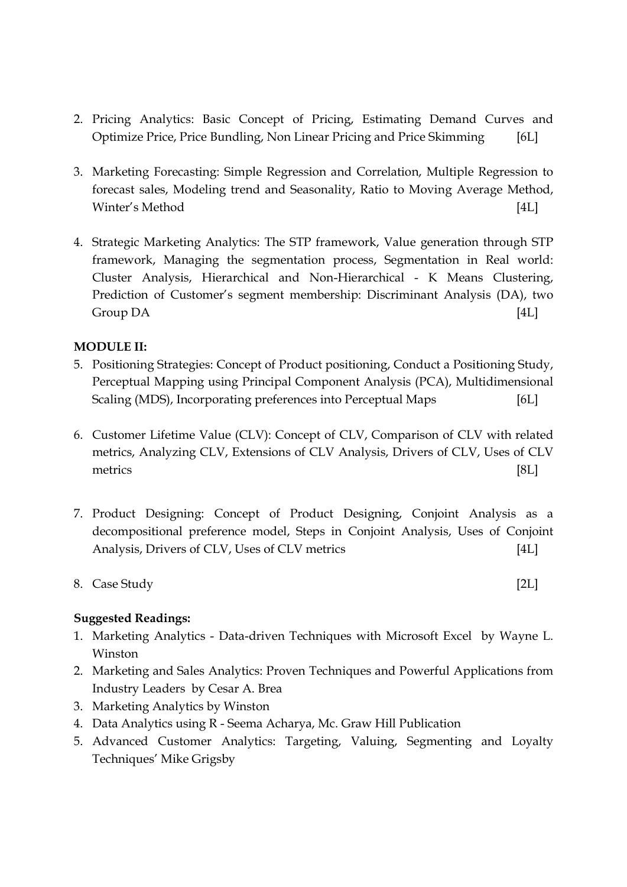2. Pricing Analytics: Basic Concept of Pricing, Estimating Demand Curves and Optimize Price, Price Bundling, Non Linear Pricing and Price Skimming [6L]

3. Marketing Forecasting: Simple Regression and Correlation, Multiple Regression to forecast sales, Modeling trend and Seasonality, Ratio to Moving Average Method, Winter's Method [4L]

4. Strategic Marketing Analytics: The STP framework, Value generation through STP framework, Managing the segmentation process, Segmentation in Real world: Cluster Analysis, Hierarchical and Non-Hierarchical - K Means Clustering, Prediction of Customer's segment membership: Discriminant Analysis (DA), two Group DA [4L]

**MODULE II:**

5. Positioning Strategies: Concept of Product positioning, Conduct a Positioning Study, Perceptual Mapping using Principal Component Analysis (PCA), Multidimensional Scaling (MDS), Incorporating preferences into Perceptual Maps [6L]

6. Customer Lifetime Value (CLV): Concept of CLV, Comparison of CLV with related metrics, Analyzing CLV, Extensions of CLV Analysis, Drivers of CLV, Uses of CLV metrics [8L]

7. Product Designing: Concept of Product Designing, Conjoint Analysis as a decompositional preference model, Steps in Conjoint Analysis, Uses of Conjoint Analysis, Drivers of CLV, Uses of CLV metrics [4L]

8. Case Study [2L]

**Suggested Readings:**

1. Marketing Analytics - Data-driven Techniques with Microsoft Excel by Wayne L. Winston
2. Marketing and Sales Analytics: Proven Techniques and Powerful Applications from Industry Leaders by Cesar A. Brea
3. Marketing Analytics by Winston
4. Data Analytics using R - Seema Acharya, Mc. Graw Hill Publication
5. Advanced Customer Analytics: Targeting, Valuing, Segmenting and Loyalty Techniques' Mike Grigsby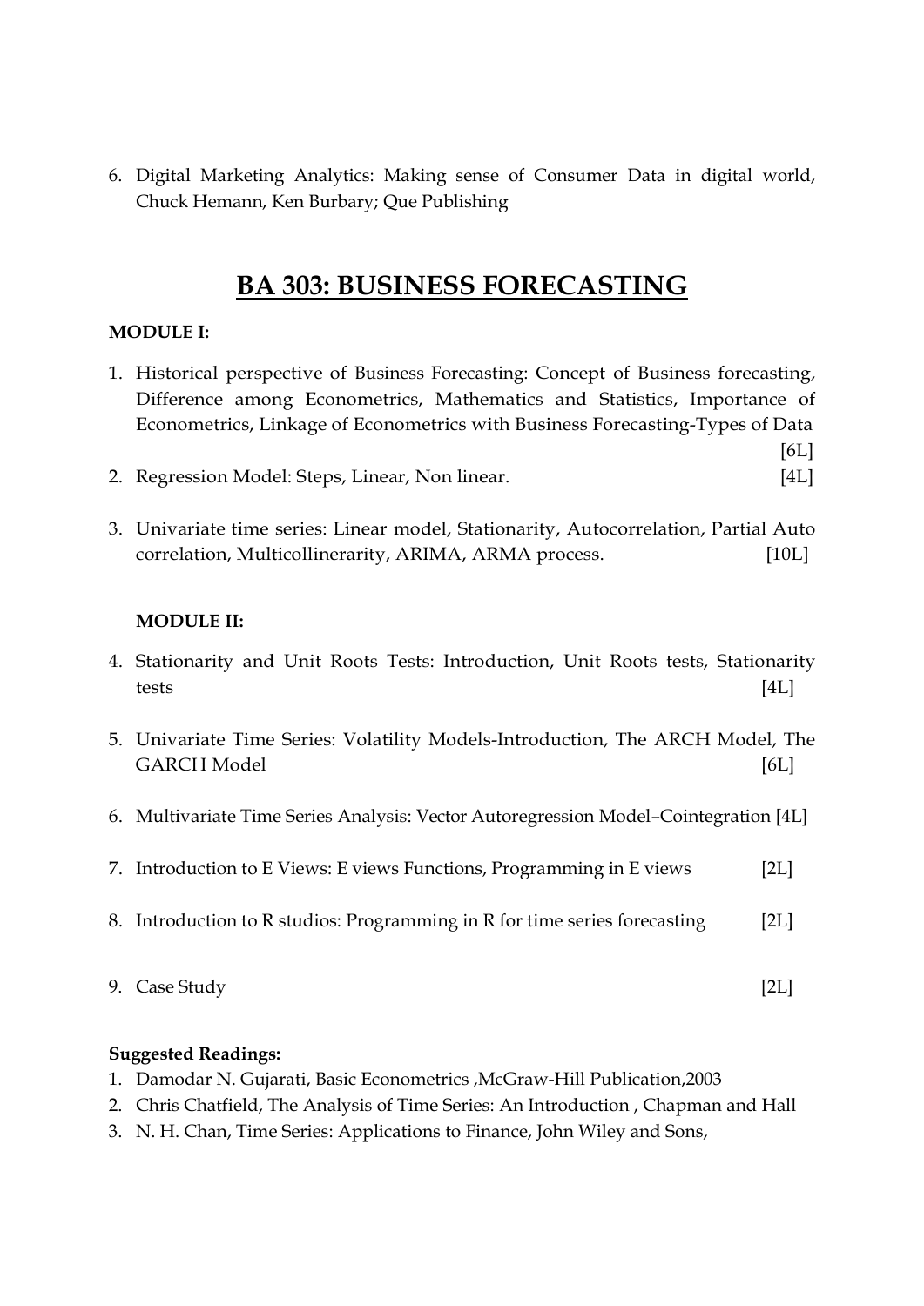6. Digital Marketing Analytics: Making sense of Consumer Data in digital world, Chuck Hemann, Ken Burbary; Que Publishing

# BA 303: BUSINESS FORECASTING

**MODULE I:**

1. Historical perspective of Business Forecasting: Concept of Business forecasting, Difference among Econometrics, Mathematics and Statistics, Importance of Econometrics, Linkage of Econometrics with Business Forecasting-Types of Data [6L]
2. Regression Model: Steps, Linear, Non linear. [4L]
3. Univariate time series: Linear model, Stationarity, Autocorrelation, Partial Auto correlation, Multicollinerarity, ARIMA, ARMA process. [10L]

**MODULE II:**

4. Stationarity and Unit Roots Tests: Introduction, Unit Roots tests, Stationarity tests [4L]
5. Univariate Time Series: Volatility Models-Introduction, The ARCH Model, The GARCH Model [6L]
6. Multivariate Time Series Analysis: Vector Autoregression Model–Cointegration [4L]
7. Introduction to E Views: E views Functions, Programming in E views [2L]
8. Introduction to R studios: Programming in R for time series forecasting [2L]
9. Case Study [2L]

**Suggested Readings:**

1. Damodar N. Gujarati, Basic Econometrics ,McGraw-Hill Publication,2003
2. Chris Chatfield, The Analysis of Time Series: An Introduction , Chapman and Hall
3. N. H. Chan, Time Series: Applications to Finance, John Wiley and Sons,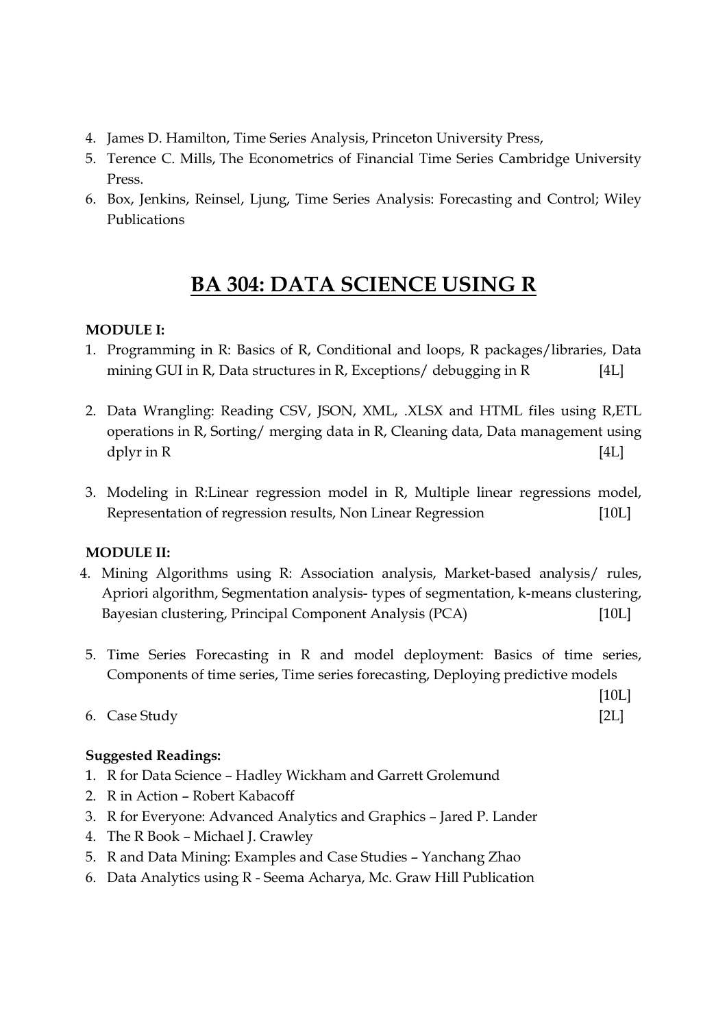4. James D. Hamilton, Time Series Analysis, Princeton University Press,
5. Terence C. Mills, The Econometrics of Financial Time Series Cambridge University Press.
6. Box, Jenkins, Reinsel, Ljung, Time Series Analysis: Forecasting and Control; Wiley Publications

# BA 304: DATA SCIENCE USING R

**MODULE I:**

1. Programming in R: Basics of R, Conditional and loops, R packages/libraries, Data mining GUI in R, Data structures in R, Exceptions/ debugging in R [4L]

2. Data Wrangling: Reading CSV, JSON, XML, .XLSX and HTML files using R,ETL operations in R, Sorting/ merging data in R, Cleaning data, Data management using dplyr in R [4L]

3. Modeling in R:Linear regression model in R, Multiple linear regressions model, Representation of regression results, Non Linear Regression [10L]

**MODULE II:**

4. Mining Algorithms using R: Association analysis, Market-based analysis/ rules, Apriori algorithm, Segmentation analysis- types of segmentation, k-means clustering, Bayesian clustering, Principal Component Analysis (PCA) [10L]

5. Time Series Forecasting in R and model deployment: Basics of time series, Components of time series, Time series forecasting, Deploying predictive models [10L]

6. Case Study [2L]

**Suggested Readings:**

1. R for Data Science – Hadley Wickham and Garrett Grolemund
2. R in Action – Robert Kabacoff
3. R for Everyone: Advanced Analytics and Graphics – Jared P. Lander
4. The R Book – Michael J. Crawley
5. R and Data Mining: Examples and Case Studies – Yanchang Zhao
6. Data Analytics using R - Seema Acharya, Mc. Graw Hill Publication